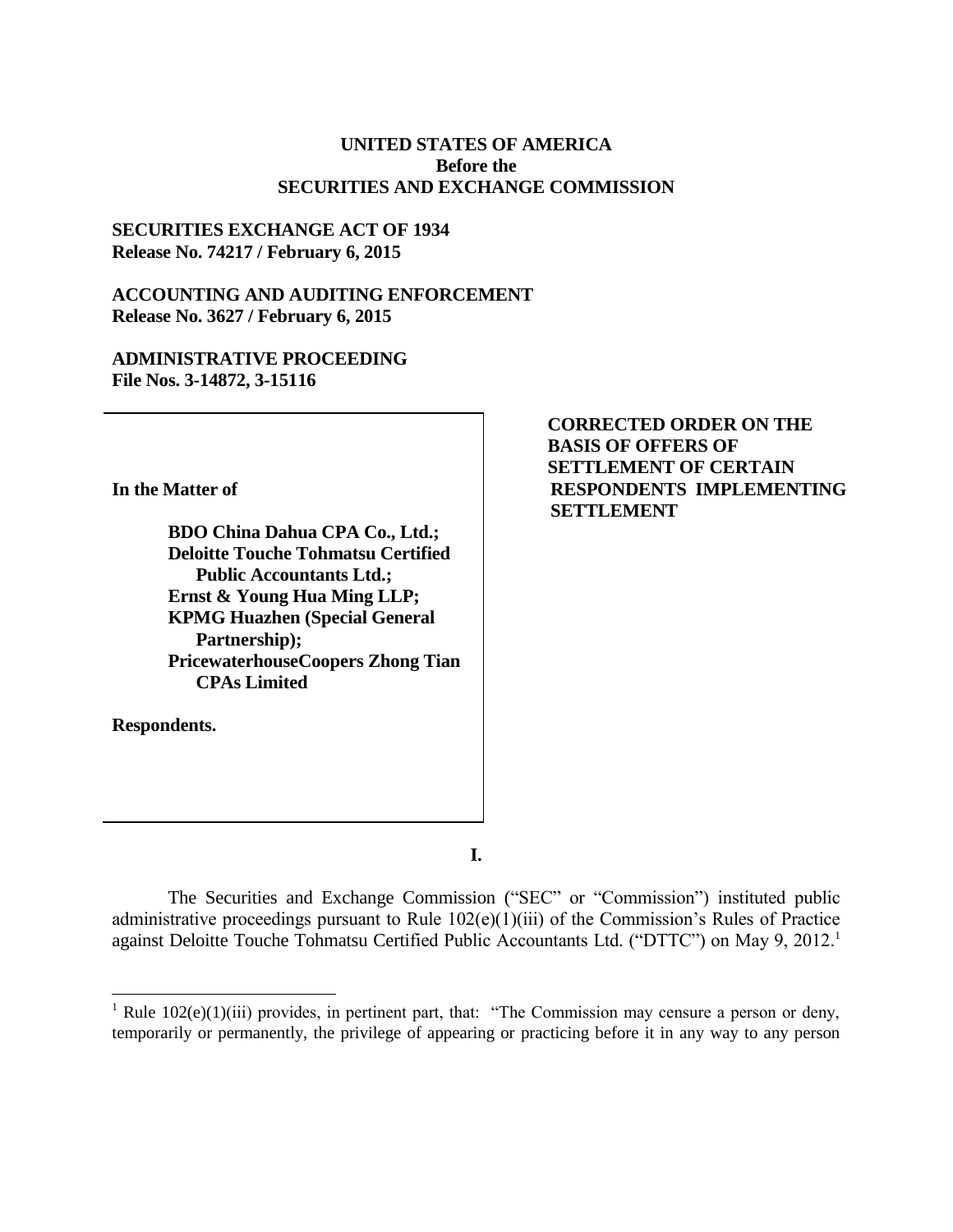**UNITED STATES OF AMERICA**
**Before the**
**SECURITIES AND EXCHANGE COMMISSION**

**SECURITIES EXCHANGE ACT OF 1934**
**Release No. 74217 / February 6, 2015**

**ACCOUNTING AND AUDITING ENFORCEMENT**
**Release No. 3627 / February 6, 2015**

**ADMINISTRATIVE PROCEEDING**
**File Nos. 3-14872, 3-15116**

**In the Matter of**

**BDO China Dahua CPA Co., Ltd.;**
**Deloitte Touche Tohmatsu Certified Public Accountants Ltd.;**
**Ernst & Young Hua Ming LLP;**
**KPMG Huazhen (Special General Partnership);**
**PricewaterhouseCoopers Zhong Tian CPAs Limited**

**Respondents.**

**CORRECTED ORDER ON THE BASIS OF OFFERS OF SETTLEMENT OF CERTAIN RESPONDENTS IMPLEMENTING SETTLEMENT**

**I.**

The Securities and Exchange Commission ("SEC" or "Commission") instituted public administrative proceedings pursuant to Rule 102(e)(1)(iii) of the Commission's Rules of Practice against Deloitte Touche Tohmatsu Certified Public Accountants Ltd. ("DTTC") on May 9, 2012.[1]

[1] Rule 102(e)(1)(iii) provides, in pertinent part, that: "The Commission may censure a person or deny, temporarily or permanently, the privilege of appearing or practicing before it in any way to any person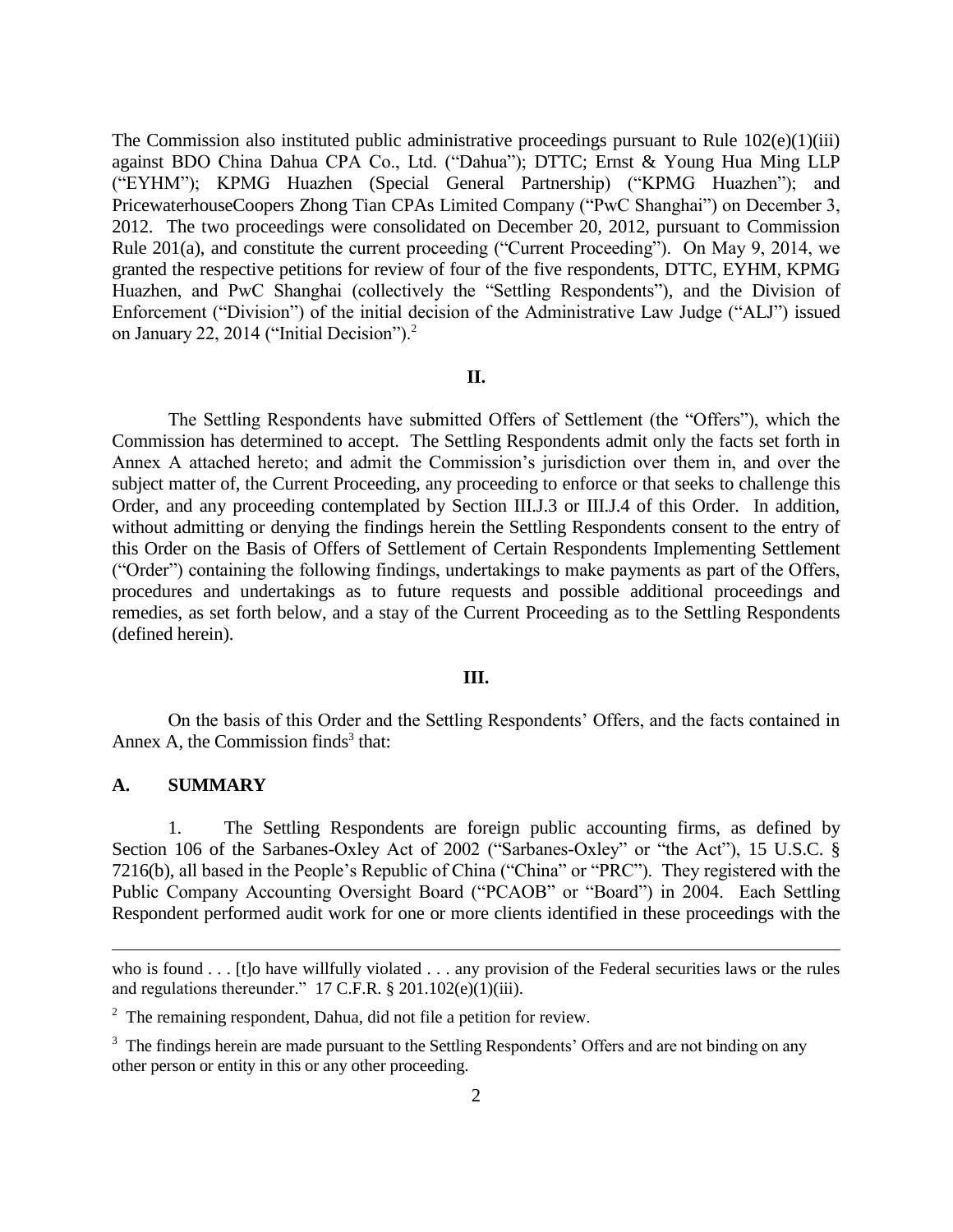The Commission also instituted public administrative proceedings pursuant to Rule 102(e)(1)(iii) against BDO China Dahua CPA Co., Ltd. ("Dahua"); DTTC; Ernst & Young Hua Ming LLP ("EYHM"); KPMG Huazhen (Special General Partnership) ("KPMG Huazhen"); and PricewaterhouseCoopers Zhong Tian CPAs Limited Company ("PwC Shanghai") on December 3, 2012. The two proceedings were consolidated on December 20, 2012, pursuant to Commission Rule 201(a), and constitute the current proceeding ("Current Proceeding"). On May 9, 2014, we granted the respective petitions for review of four of the five respondents, DTTC, EYHM, KPMG Huazhen, and PwC Shanghai (collectively the "Settling Respondents"), and the Division of Enforcement ("Division") of the initial decision of the Administrative Law Judge ("ALJ") issued on January 22, 2014 ("Initial Decision").[2]

## II.

The Settling Respondents have submitted Offers of Settlement (the "Offers"), which the Commission has determined to accept. The Settling Respondents admit only the facts set forth in Annex A attached hereto; and admit the Commission's jurisdiction over them in, and over the subject matter of, the Current Proceeding, any proceeding to enforce or that seeks to challenge this Order, and any proceeding contemplated by Section III.J.3 or III.J.4 of this Order. In addition, without admitting or denying the findings herein the Settling Respondents consent to the entry of this Order on the Basis of Offers of Settlement of Certain Respondents Implementing Settlement ("Order") containing the following findings, undertakings to make payments as part of the Offers, procedures and undertakings as to future requests and possible additional proceedings and remedies, as set forth below, and a stay of the Current Proceeding as to the Settling Respondents (defined herein).

## III.

On the basis of this Order and the Settling Respondents' Offers, and the facts contained in Annex A, the Commission finds[3] that:

### A. SUMMARY

1. The Settling Respondents are foreign public accounting firms, as defined by Section 106 of the Sarbanes-Oxley Act of 2002 ("Sarbanes-Oxley" or "the Act"), 15 U.S.C. § 7216(b), all based in the People's Republic of China ("China" or "PRC"). They registered with the Public Company Accounting Oversight Board ("PCAOB" or "Board") in 2004. Each Settling Respondent performed audit work for one or more clients identified in these proceedings with the

---

who is found . . . [t]o have willfully violated . . . any provision of the Federal securities laws or the rules and regulations thereunder." 17 C.F.R. § 201.102(e)(1)(iii).

[2] The remaining respondent, Dahua, did not file a petition for review.

[3] The findings herein are made pursuant to the Settling Respondents' Offers and are not binding on any other person or entity in this or any other proceeding.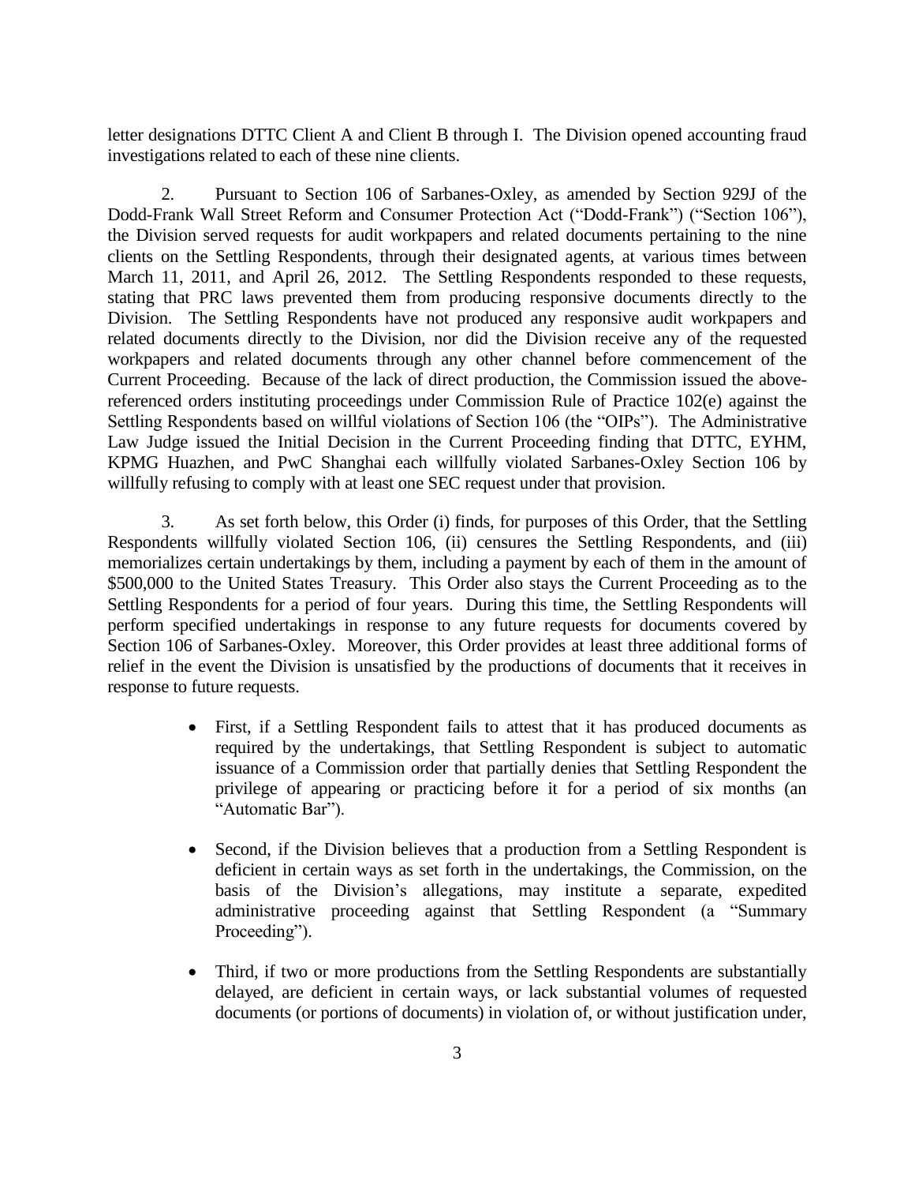letter designations DTTC Client A and Client B through I. The Division opened accounting fraud investigations related to each of these nine clients.

2. Pursuant to Section 106 of Sarbanes-Oxley, as amended by Section 929J of the Dodd-Frank Wall Street Reform and Consumer Protection Act ("Dodd-Frank") ("Section 106"), the Division served requests for audit workpapers and related documents pertaining to the nine clients on the Settling Respondents, through their designated agents, at various times between March 11, 2011, and April 26, 2012. The Settling Respondents responded to these requests, stating that PRC laws prevented them from producing responsive documents directly to the Division. The Settling Respondents have not produced any responsive audit workpapers and related documents directly to the Division, nor did the Division receive any of the requested workpapers and related documents through any other channel before commencement of the Current Proceeding. Because of the lack of direct production, the Commission issued the above-referenced orders instituting proceedings under Commission Rule of Practice 102(e) against the Settling Respondents based on willful violations of Section 106 (the "OIPs"). The Administrative Law Judge issued the Initial Decision in the Current Proceeding finding that DTTC, EYHM, KPMG Huazhen, and PwC Shanghai each willfully violated Sarbanes-Oxley Section 106 by willfully refusing to comply with at least one SEC request under that provision.

3. As set forth below, this Order (i) finds, for purposes of this Order, that the Settling Respondents willfully violated Section 106, (ii) censures the Settling Respondents, and (iii) memorializes certain undertakings by them, including a payment by each of them in the amount of $500,000 to the United States Treasury. This Order also stays the Current Proceeding as to the Settling Respondents for a period of four years. During this time, the Settling Respondents will perform specified undertakings in response to any future requests for documents covered by Section 106 of Sarbanes-Oxley. Moreover, this Order provides at least three additional forms of relief in the event the Division is unsatisfied by the productions of documents that it receives in response to future requests.

- First, if a Settling Respondent fails to attest that it has produced documents as required by the undertakings, that Settling Respondent is subject to automatic issuance of a Commission order that partially denies that Settling Respondent the privilege of appearing or practicing before it for a period of six months (an "Automatic Bar").

- Second, if the Division believes that a production from a Settling Respondent is deficient in certain ways as set forth in the undertakings, the Commission, on the basis of the Division's allegations, may institute a separate, expedited administrative proceeding against that Settling Respondent (a "Summary Proceeding").

- Third, if two or more productions from the Settling Respondents are substantially delayed, are deficient in certain ways, or lack substantial volumes of requested documents (or portions of documents) in violation of, or without justification under,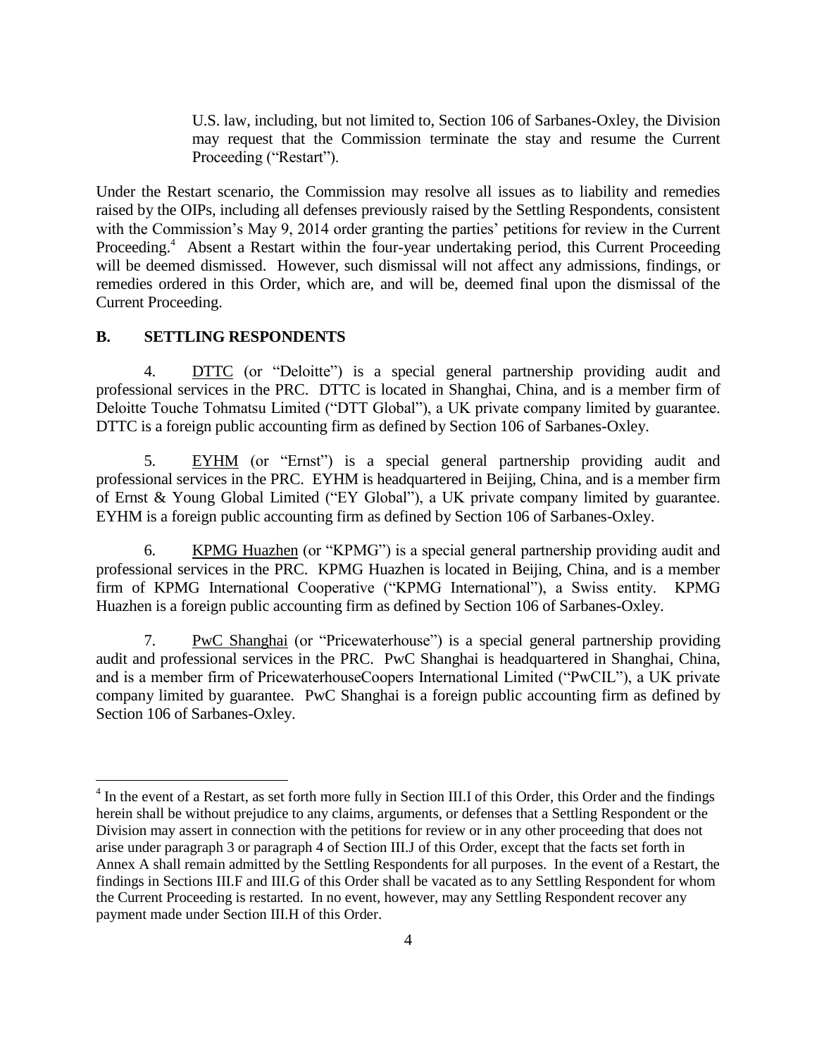U.S. law, including, but not limited to, Section 106 of Sarbanes-Oxley, the Division may request that the Commission terminate the stay and resume the Current Proceeding ("Restart").

Under the Restart scenario, the Commission may resolve all issues as to liability and remedies raised by the OIPs, including all defenses previously raised by the Settling Respondents, consistent with the Commission's May 9, 2014 order granting the parties' petitions for review in the Current Proceeding.[4] Absent a Restart within the four-year undertaking period, this Current Proceeding will be deemed dismissed. However, such dismissal will not affect any admissions, findings, or remedies ordered in this Order, which are, and will be, deemed final upon the dismissal of the Current Proceeding.

## B. SETTLING RESPONDENTS

4. DTTC (or "Deloitte") is a special general partnership providing audit and professional services in the PRC. DTTC is located in Shanghai, China, and is a member firm of Deloitte Touche Tohmatsu Limited ("DTT Global"), a UK private company limited by guarantee. DTTC is a foreign public accounting firm as defined by Section 106 of Sarbanes-Oxley.

5. EYHM (or "Ernst") is a special general partnership providing audit and professional services in the PRC. EYHM is headquartered in Beijing, China, and is a member firm of Ernst & Young Global Limited ("EY Global"), a UK private company limited by guarantee. EYHM is a foreign public accounting firm as defined by Section 106 of Sarbanes-Oxley.

6. KPMG Huazhen (or "KPMG") is a special general partnership providing audit and professional services in the PRC. KPMG Huazhen is located in Beijing, China, and is a member firm of KPMG International Cooperative ("KPMG International"), a Swiss entity. KPMG Huazhen is a foreign public accounting firm as defined by Section 106 of Sarbanes-Oxley.

7. PwC Shanghai (or "Pricewaterhouse") is a special general partnership providing audit and professional services in the PRC. PwC Shanghai is headquartered in Shanghai, China, and is a member firm of PricewaterhouseCoopers International Limited ("PwCIL"), a UK private company limited by guarantee. PwC Shanghai is a foreign public accounting firm as defined by Section 106 of Sarbanes-Oxley.

---

[4] In the event of a Restart, as set forth more fully in Section III.I of this Order, this Order and the findings herein shall be without prejudice to any claims, arguments, or defenses that a Settling Respondent or the Division may assert in connection with the petitions for review or in any other proceeding that does not arise under paragraph 3 or paragraph 4 of Section III.J of this Order, except that the facts set forth in Annex A shall remain admitted by the Settling Respondents for all purposes. In the event of a Restart, the findings in Sections III.F and III.G of this Order shall be vacated as to any Settling Respondent for whom the Current Proceeding is restarted. In no event, however, may any Settling Respondent recover any payment made under Section III.H of this Order.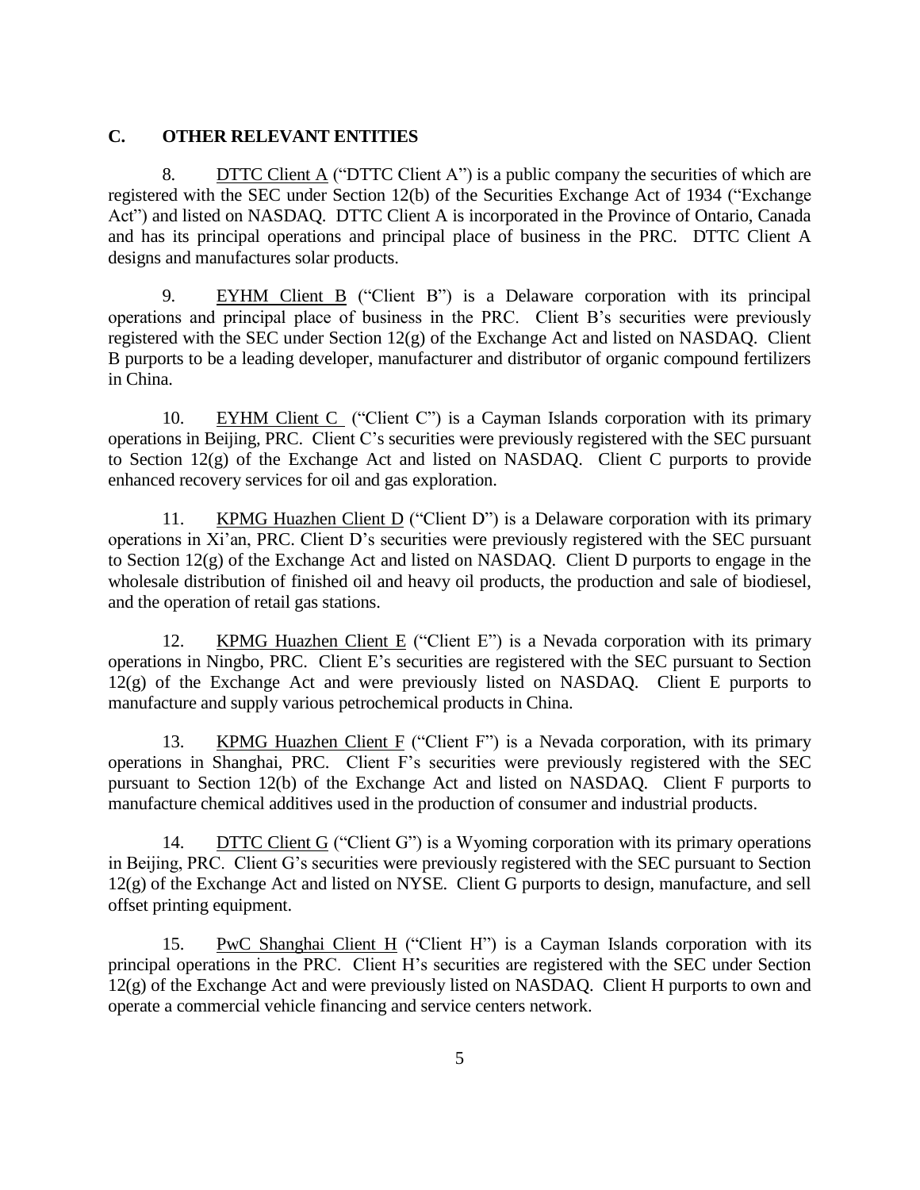## C. OTHER RELEVANT ENTITIES

8. DTTC Client A ("DTTC Client A") is a public company the securities of which are registered with the SEC under Section 12(b) of the Securities Exchange Act of 1934 ("Exchange Act") and listed on NASDAQ. DTTC Client A is incorporated in the Province of Ontario, Canada and has its principal operations and principal place of business in the PRC. DTTC Client A designs and manufactures solar products.

9. EYHM Client B ("Client B") is a Delaware corporation with its principal operations and principal place of business in the PRC. Client B's securities were previously registered with the SEC under Section 12(g) of the Exchange Act and listed on NASDAQ. Client B purports to be a leading developer, manufacturer and distributor of organic compound fertilizers in China.

10. EYHM Client C ("Client C") is a Cayman Islands corporation with its primary operations in Beijing, PRC. Client C's securities were previously registered with the SEC pursuant to Section 12(g) of the Exchange Act and listed on NASDAQ. Client C purports to provide enhanced recovery services for oil and gas exploration.

11. KPMG Huazhen Client D ("Client D") is a Delaware corporation with its primary operations in Xi'an, PRC. Client D's securities were previously registered with the SEC pursuant to Section 12(g) of the Exchange Act and listed on NASDAQ. Client D purports to engage in the wholesale distribution of finished oil and heavy oil products, the production and sale of biodiesel, and the operation of retail gas stations.

12. KPMG Huazhen Client E ("Client E") is a Nevada corporation with its primary operations in Ningbo, PRC. Client E's securities are registered with the SEC pursuant to Section 12(g) of the Exchange Act and were previously listed on NASDAQ. Client E purports to manufacture and supply various petrochemical products in China.

13. KPMG Huazhen Client F ("Client F") is a Nevada corporation, with its primary operations in Shanghai, PRC. Client F's securities were previously registered with the SEC pursuant to Section 12(b) of the Exchange Act and listed on NASDAQ. Client F purports to manufacture chemical additives used in the production of consumer and industrial products.

14. DTTC Client G ("Client G") is a Wyoming corporation with its primary operations in Beijing, PRC. Client G's securities were previously registered with the SEC pursuant to Section 12(g) of the Exchange Act and listed on NYSE. Client G purports to design, manufacture, and sell offset printing equipment.

15. PwC Shanghai Client H ("Client H") is a Cayman Islands corporation with its principal operations in the PRC. Client H's securities are registered with the SEC under Section 12(g) of the Exchange Act and were previously listed on NASDAQ. Client H purports to own and operate a commercial vehicle financing and service centers network.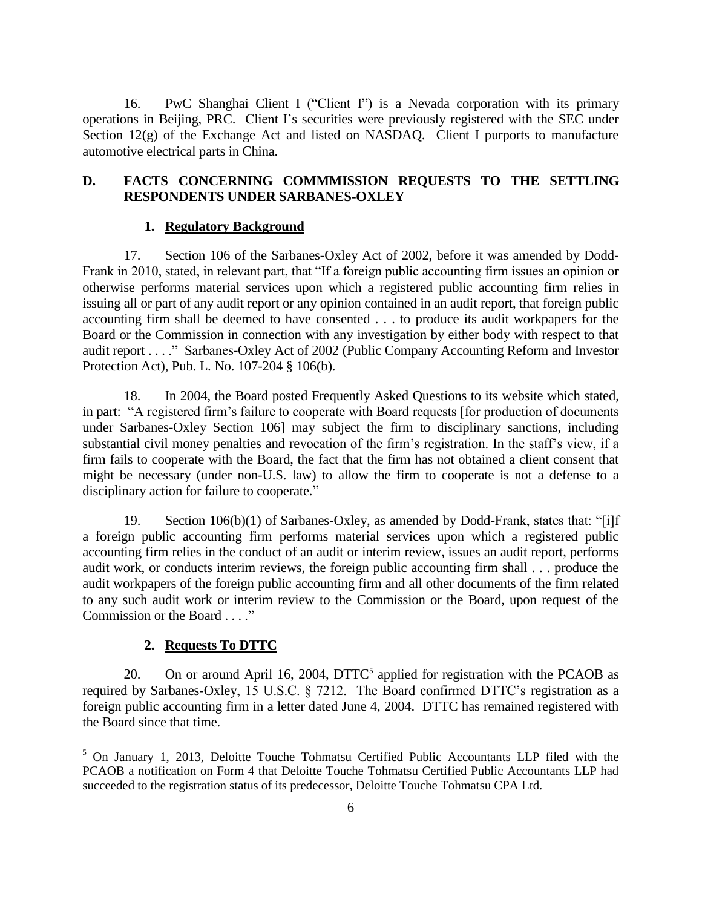16. <u>PwC Shanghai Client I</u> ("Client I") is a Nevada corporation with its primary operations in Beijing, PRC. Client I's securities were previously registered with the SEC under Section 12(g) of the Exchange Act and listed on NASDAQ. Client I purports to manufacture automotive electrical parts in China.

## D. FACTS CONCERNING COMMMISSION REQUESTS TO THE SETTLING RESPONDENTS UNDER SARBANES-OXLEY

### 1. Regulatory Background

17. Section 106 of the Sarbanes-Oxley Act of 2002, before it was amended by Dodd-Frank in 2010, stated, in relevant part, that "If a foreign public accounting firm issues an opinion or otherwise performs material services upon which a registered public accounting firm relies in issuing all or part of any audit report or any opinion contained in an audit report, that foreign public accounting firm shall be deemed to have consented . . . to produce its audit workpapers for the Board or the Commission in connection with any investigation by either body with respect to that audit report . . . ." Sarbanes-Oxley Act of 2002 (Public Company Accounting Reform and Investor Protection Act), Pub. L. No. 107-204 § 106(b).

18. In 2004, the Board posted Frequently Asked Questions to its website which stated, in part: "A registered firm's failure to cooperate with Board requests [for production of documents under Sarbanes-Oxley Section 106] may subject the firm to disciplinary sanctions, including substantial civil money penalties and revocation of the firm's registration. In the staff's view, if a firm fails to cooperate with the Board, the fact that the firm has not obtained a client consent that might be necessary (under non-U.S. law) to allow the firm to cooperate is not a defense to a disciplinary action for failure to cooperate."

19. Section 106(b)(1) of Sarbanes-Oxley, as amended by Dodd-Frank, states that: "[i]f a foreign public accounting firm performs material services upon which a registered public accounting firm relies in the conduct of an audit or interim review, issues an audit report, performs audit work, or conducts interim reviews, the foreign public accounting firm shall . . . produce the audit workpapers of the foreign public accounting firm and all other documents of the firm related to any such audit work or interim review to the Commission or the Board, upon request of the Commission or the Board . . . ."

### 2. Requests To DTTC

20. On or around April 16, 2004, DTTC[5] applied for registration with the PCAOB as required by Sarbanes-Oxley, 15 U.S.C. § 7212. The Board confirmed DTTC's registration as a foreign public accounting firm in a letter dated June 4, 2004. DTTC has remained registered with the Board since that time.

[5] On January 1, 2013, Deloitte Touche Tohmatsu Certified Public Accountants LLP filed with the PCAOB a notification on Form 4 that Deloitte Touche Tohmatsu Certified Public Accountants LLP had succeeded to the registration status of its predecessor, Deloitte Touche Tohmatsu CPA Ltd.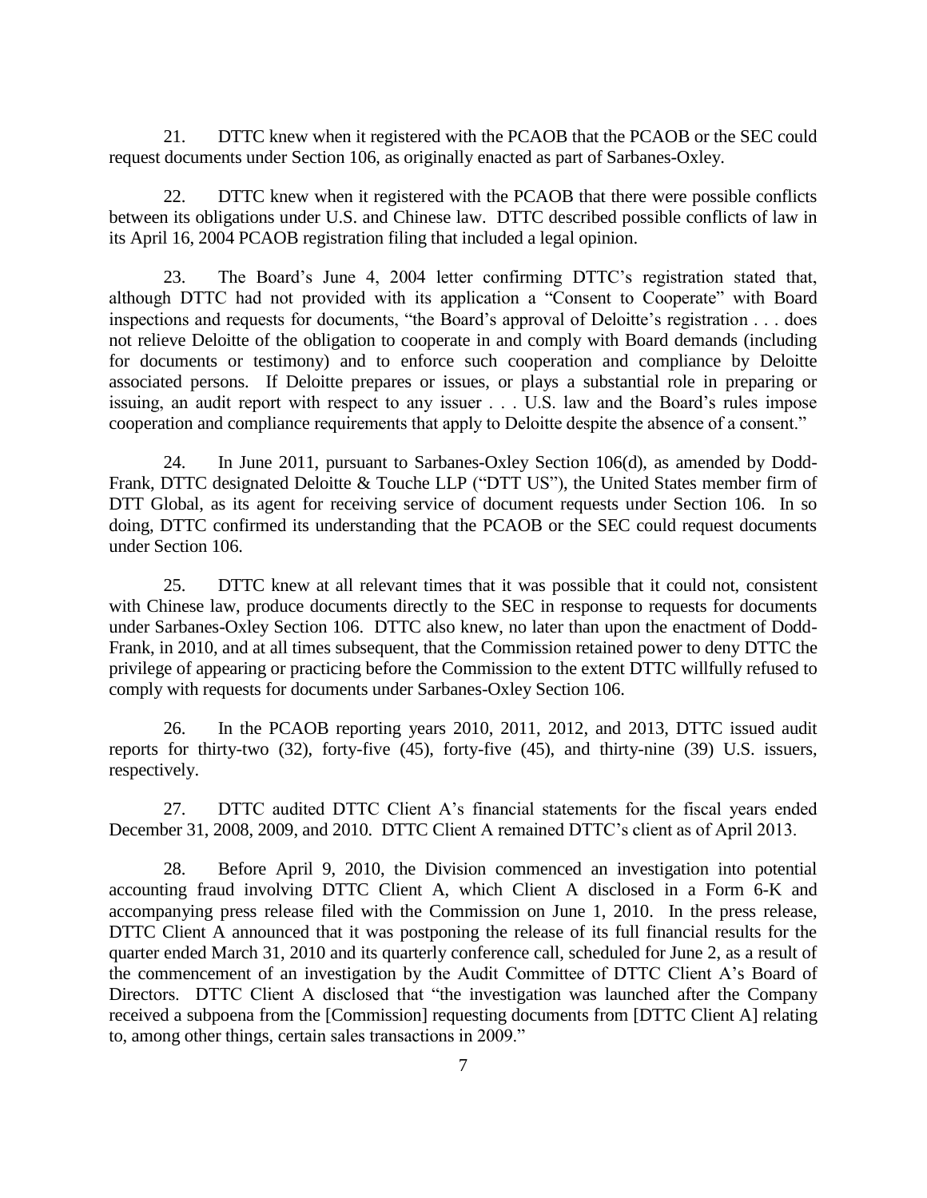21. DTTC knew when it registered with the PCAOB that the PCAOB or the SEC could request documents under Section 106, as originally enacted as part of Sarbanes-Oxley.

22. DTTC knew when it registered with the PCAOB that there were possible conflicts between its obligations under U.S. and Chinese law. DTTC described possible conflicts of law in its April 16, 2004 PCAOB registration filing that included a legal opinion.

23. The Board's June 4, 2004 letter confirming DTTC's registration stated that, although DTTC had not provided with its application a "Consent to Cooperate" with Board inspections and requests for documents, "the Board's approval of Deloitte's registration . . . does not relieve Deloitte of the obligation to cooperate in and comply with Board demands (including for documents or testimony) and to enforce such cooperation and compliance by Deloitte associated persons. If Deloitte prepares or issues, or plays a substantial role in preparing or issuing, an audit report with respect to any issuer . . . U.S. law and the Board's rules impose cooperation and compliance requirements that apply to Deloitte despite the absence of a consent."

24. In June 2011, pursuant to Sarbanes-Oxley Section 106(d), as amended by Dodd-Frank, DTTC designated Deloitte & Touche LLP ("DTT US"), the United States member firm of DTT Global, as its agent for receiving service of document requests under Section 106. In so doing, DTTC confirmed its understanding that the PCAOB or the SEC could request documents under Section 106.

25. DTTC knew at all relevant times that it was possible that it could not, consistent with Chinese law, produce documents directly to the SEC in response to requests for documents under Sarbanes-Oxley Section 106. DTTC also knew, no later than upon the enactment of Dodd-Frank, in 2010, and at all times subsequent, that the Commission retained power to deny DTTC the privilege of appearing or practicing before the Commission to the extent DTTC willfully refused to comply with requests for documents under Sarbanes-Oxley Section 106.

26. In the PCAOB reporting years 2010, 2011, 2012, and 2013, DTTC issued audit reports for thirty-two (32), forty-five (45), forty-five (45), and thirty-nine (39) U.S. issuers, respectively.

27. DTTC audited DTTC Client A's financial statements for the fiscal years ended December 31, 2008, 2009, and 2010. DTTC Client A remained DTTC's client as of April 2013.

28. Before April 9, 2010, the Division commenced an investigation into potential accounting fraud involving DTTC Client A, which Client A disclosed in a Form 6-K and accompanying press release filed with the Commission on June 1, 2010. In the press release, DTTC Client A announced that it was postponing the release of its full financial results for the quarter ended March 31, 2010 and its quarterly conference call, scheduled for June 2, as a result of the commencement of an investigation by the Audit Committee of DTTC Client A's Board of Directors. DTTC Client A disclosed that "the investigation was launched after the Company received a subpoena from the [Commission] requesting documents from [DTTC Client A] relating to, among other things, certain sales transactions in 2009."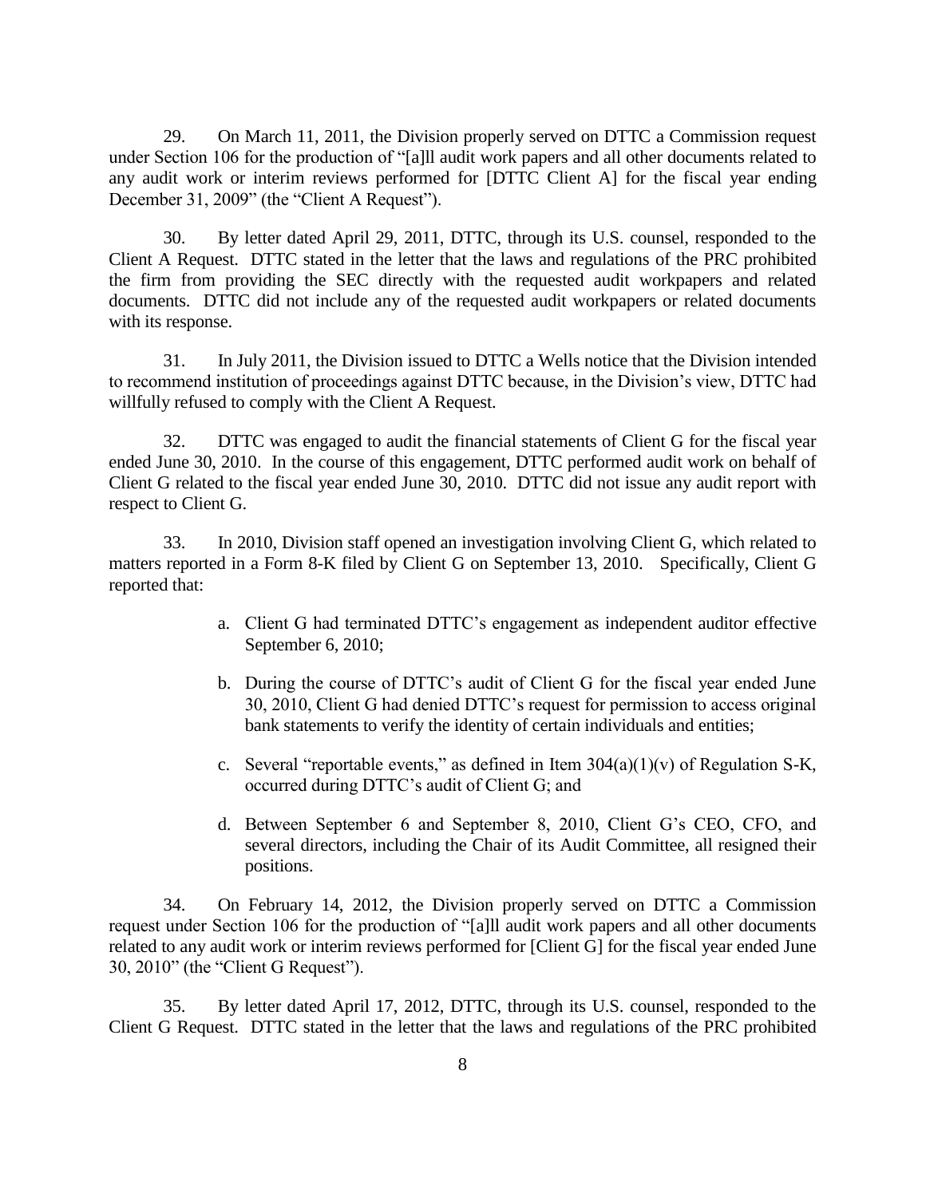29. On March 11, 2011, the Division properly served on DTTC a Commission request under Section 106 for the production of "[a]ll audit work papers and all other documents related to any audit work or interim reviews performed for [DTTC Client A] for the fiscal year ending December 31, 2009" (the "Client A Request").

30. By letter dated April 29, 2011, DTTC, through its U.S. counsel, responded to the Client A Request. DTTC stated in the letter that the laws and regulations of the PRC prohibited the firm from providing the SEC directly with the requested audit workpapers and related documents. DTTC did not include any of the requested audit workpapers or related documents with its response.

31. In July 2011, the Division issued to DTTC a Wells notice that the Division intended to recommend institution of proceedings against DTTC because, in the Division's view, DTTC had willfully refused to comply with the Client A Request.

32. DTTC was engaged to audit the financial statements of Client G for the fiscal year ended June 30, 2010. In the course of this engagement, DTTC performed audit work on behalf of Client G related to the fiscal year ended June 30, 2010. DTTC did not issue any audit report with respect to Client G.

33. In 2010, Division staff opened an investigation involving Client G, which related to matters reported in a Form 8-K filed by Client G on September 13, 2010. Specifically, Client G reported that:

a. Client G had terminated DTTC's engagement as independent auditor effective September 6, 2010;

b. During the course of DTTC's audit of Client G for the fiscal year ended June 30, 2010, Client G had denied DTTC's request for permission to access original bank statements to verify the identity of certain individuals and entities;

c. Several "reportable events," as defined in Item 304(a)(1)(v) of Regulation S-K, occurred during DTTC's audit of Client G; and

d. Between September 6 and September 8, 2010, Client G's CEO, CFO, and several directors, including the Chair of its Audit Committee, all resigned their positions.

34. On February 14, 2012, the Division properly served on DTTC a Commission request under Section 106 for the production of "[a]ll audit work papers and all other documents related to any audit work or interim reviews performed for [Client G] for the fiscal year ended June 30, 2010" (the "Client G Request").

35. By letter dated April 17, 2012, DTTC, through its U.S. counsel, responded to the Client G Request. DTTC stated in the letter that the laws and regulations of the PRC prohibited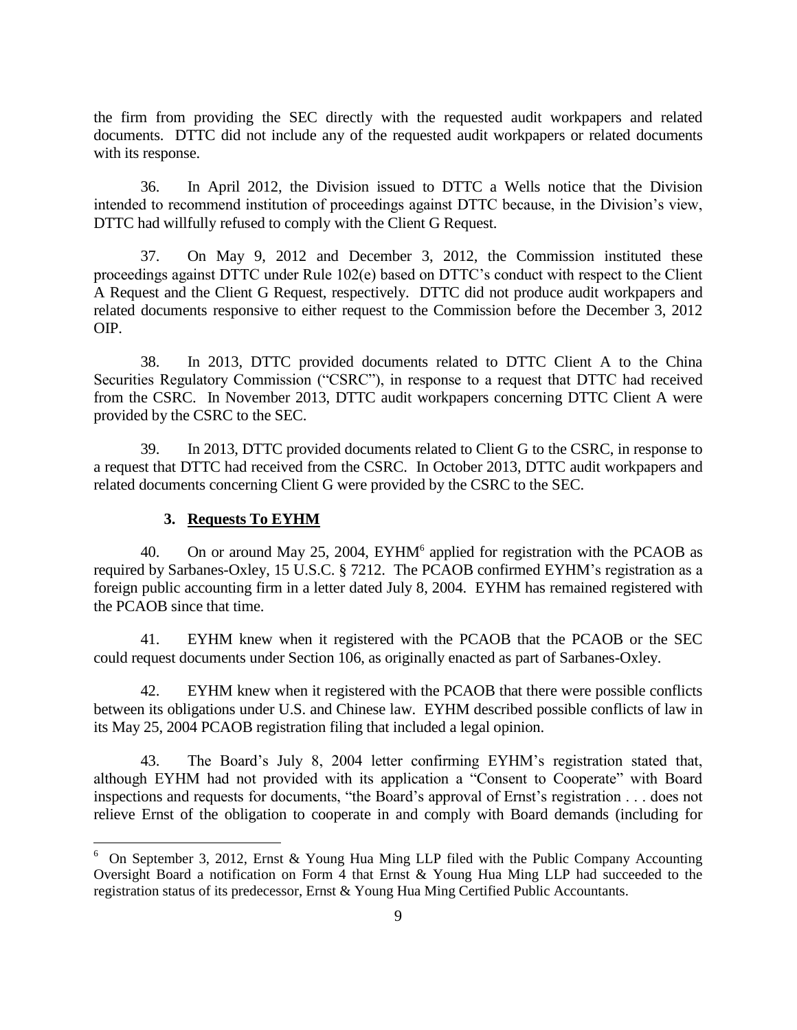the firm from providing the SEC directly with the requested audit workpapers and related documents. DTTC did not include any of the requested audit workpapers or related documents with its response.

36. In April 2012, the Division issued to DTTC a Wells notice that the Division intended to recommend institution of proceedings against DTTC because, in the Division's view, DTTC had willfully refused to comply with the Client G Request.

37. On May 9, 2012 and December 3, 2012, the Commission instituted these proceedings against DTTC under Rule 102(e) based on DTTC's conduct with respect to the Client A Request and the Client G Request, respectively. DTTC did not produce audit workpapers and related documents responsive to either request to the Commission before the December 3, 2012 OIP.

38. In 2013, DTTC provided documents related to DTTC Client A to the China Securities Regulatory Commission ("CSRC"), in response to a request that DTTC had received from the CSRC. In November 2013, DTTC audit workpapers concerning DTTC Client A were provided by the CSRC to the SEC.

39. In 2013, DTTC provided documents related to Client G to the CSRC, in response to a request that DTTC had received from the CSRC. In October 2013, DTTC audit workpapers and related documents concerning Client G were provided by the CSRC to the SEC.

### 3. Requests To EYHM

40. On or around May 25, 2004, EYHM[6] applied for registration with the PCAOB as required by Sarbanes-Oxley, 15 U.S.C. § 7212. The PCAOB confirmed EYHM's registration as a foreign public accounting firm in a letter dated July 8, 2004. EYHM has remained registered with the PCAOB since that time.

41. EYHM knew when it registered with the PCAOB that the PCAOB or the SEC could request documents under Section 106, as originally enacted as part of Sarbanes-Oxley.

42. EYHM knew when it registered with the PCAOB that there were possible conflicts between its obligations under U.S. and Chinese law. EYHM described possible conflicts of law in its May 25, 2004 PCAOB registration filing that included a legal opinion.

43. The Board's July 8, 2004 letter confirming EYHM's registration stated that, although EYHM had not provided with its application a "Consent to Cooperate" with Board inspections and requests for documents, "the Board's approval of Ernst's registration . . . does not relieve Ernst of the obligation to cooperate in and comply with Board demands (including for

---

[6] On September 3, 2012, Ernst & Young Hua Ming LLP filed with the Public Company Accounting Oversight Board a notification on Form 4 that Ernst & Young Hua Ming LLP had succeeded to the registration status of its predecessor, Ernst & Young Hua Ming Certified Public Accountants.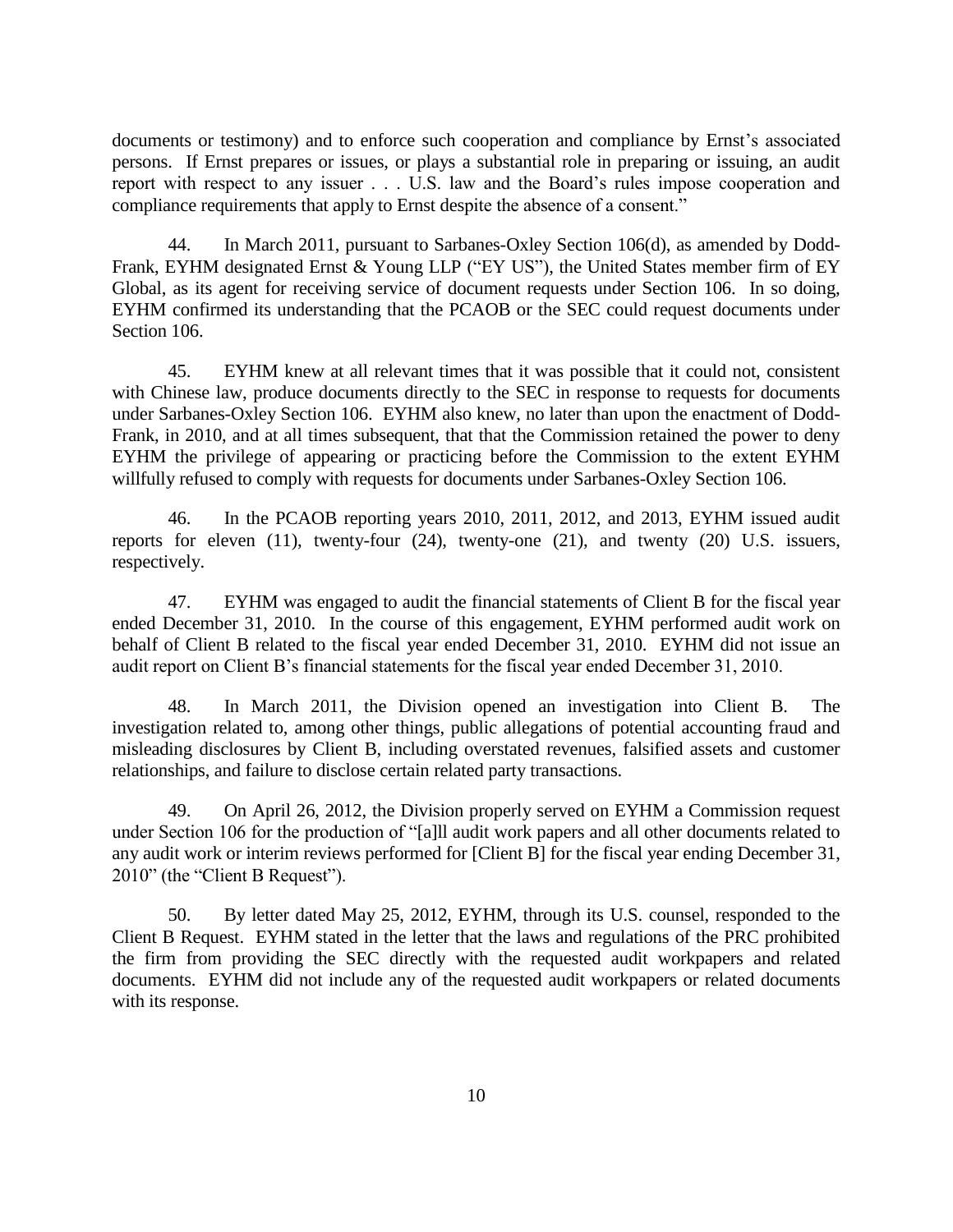documents or testimony) and to enforce such cooperation and compliance by Ernst's associated persons. If Ernst prepares or issues, or plays a substantial role in preparing or issuing, an audit report with respect to any issuer . . . U.S. law and the Board's rules impose cooperation and compliance requirements that apply to Ernst despite the absence of a consent."

44. In March 2011, pursuant to Sarbanes-Oxley Section 106(d), as amended by Dodd-Frank, EYHM designated Ernst & Young LLP ("EY US"), the United States member firm of EY Global, as its agent for receiving service of document requests under Section 106. In so doing, EYHM confirmed its understanding that the PCAOB or the SEC could request documents under Section 106.

45. EYHM knew at all relevant times that it was possible that it could not, consistent with Chinese law, produce documents directly to the SEC in response to requests for documents under Sarbanes-Oxley Section 106. EYHM also knew, no later than upon the enactment of Dodd-Frank, in 2010, and at all times subsequent, that that the Commission retained the power to deny EYHM the privilege of appearing or practicing before the Commission to the extent EYHM willfully refused to comply with requests for documents under Sarbanes-Oxley Section 106.

46. In the PCAOB reporting years 2010, 2011, 2012, and 2013, EYHM issued audit reports for eleven (11), twenty-four (24), twenty-one (21), and twenty (20) U.S. issuers, respectively.

47. EYHM was engaged to audit the financial statements of Client B for the fiscal year ended December 31, 2010. In the course of this engagement, EYHM performed audit work on behalf of Client B related to the fiscal year ended December 31, 2010. EYHM did not issue an audit report on Client B's financial statements for the fiscal year ended December 31, 2010.

48. In March 2011, the Division opened an investigation into Client B. The investigation related to, among other things, public allegations of potential accounting fraud and misleading disclosures by Client B, including overstated revenues, falsified assets and customer relationships, and failure to disclose certain related party transactions.

49. On April 26, 2012, the Division properly served on EYHM a Commission request under Section 106 for the production of "[a]ll audit work papers and all other documents related to any audit work or interim reviews performed for [Client B] for the fiscal year ending December 31, 2010" (the "Client B Request").

50. By letter dated May 25, 2012, EYHM, through its U.S. counsel, responded to the Client B Request. EYHM stated in the letter that the laws and regulations of the PRC prohibited the firm from providing the SEC directly with the requested audit workpapers and related documents. EYHM did not include any of the requested audit workpapers or related documents with its response.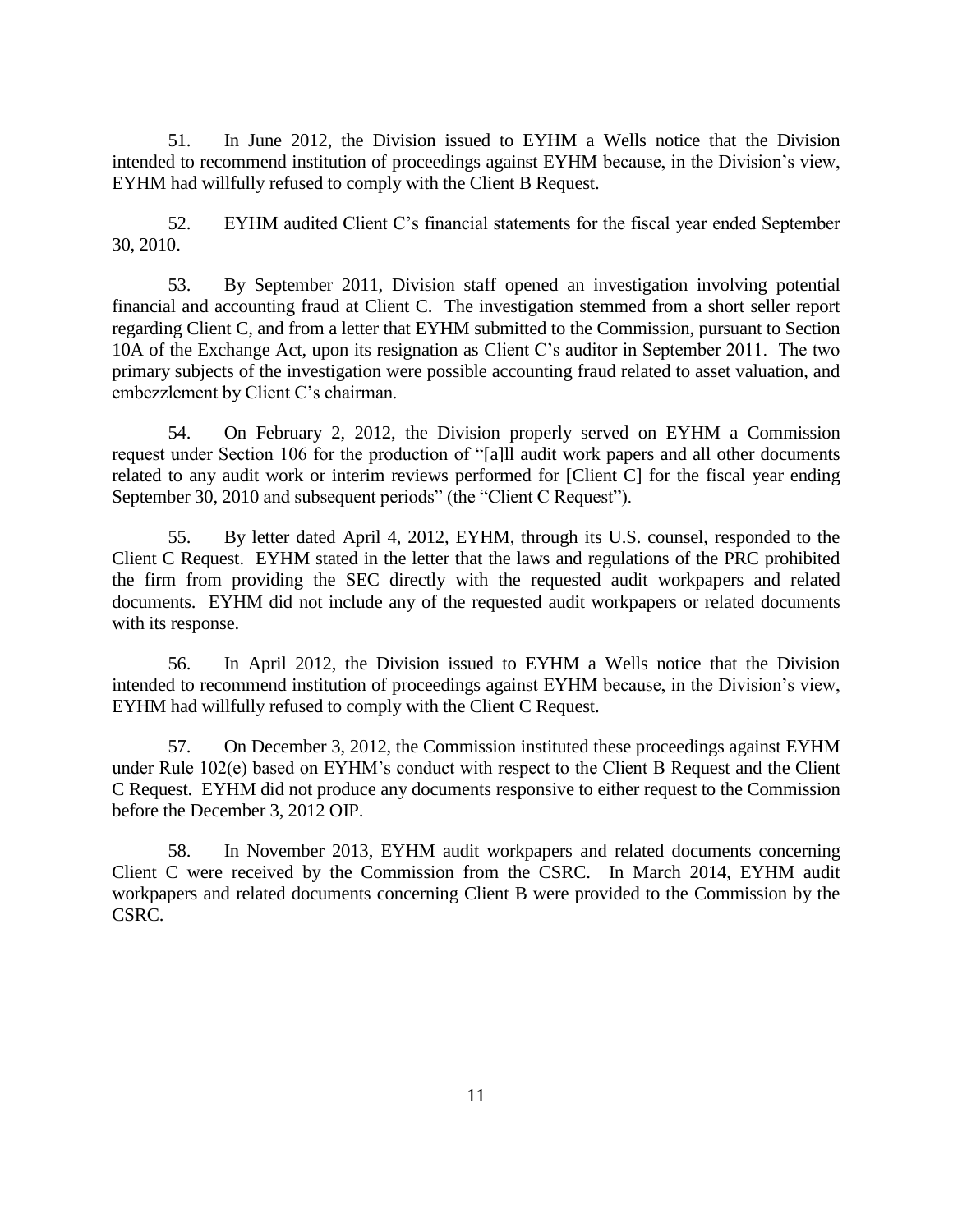51. In June 2012, the Division issued to EYHM a Wells notice that the Division intended to recommend institution of proceedings against EYHM because, in the Division's view, EYHM had willfully refused to comply with the Client B Request.

52. EYHM audited Client C's financial statements for the fiscal year ended September 30, 2010.

53. By September 2011, Division staff opened an investigation involving potential financial and accounting fraud at Client C. The investigation stemmed from a short seller report regarding Client C, and from a letter that EYHM submitted to the Commission, pursuant to Section 10A of the Exchange Act, upon its resignation as Client C's auditor in September 2011. The two primary subjects of the investigation were possible accounting fraud related to asset valuation, and embezzlement by Client C's chairman.

54. On February 2, 2012, the Division properly served on EYHM a Commission request under Section 106 for the production of "[a]ll audit work papers and all other documents related to any audit work or interim reviews performed for [Client C] for the fiscal year ending September 30, 2010 and subsequent periods" (the "Client C Request").

55. By letter dated April 4, 2012, EYHM, through its U.S. counsel, responded to the Client C Request. EYHM stated in the letter that the laws and regulations of the PRC prohibited the firm from providing the SEC directly with the requested audit workpapers and related documents. EYHM did not include any of the requested audit workpapers or related documents with its response.

56. In April 2012, the Division issued to EYHM a Wells notice that the Division intended to recommend institution of proceedings against EYHM because, in the Division's view, EYHM had willfully refused to comply with the Client C Request.

57. On December 3, 2012, the Commission instituted these proceedings against EYHM under Rule 102(e) based on EYHM's conduct with respect to the Client B Request and the Client C Request. EYHM did not produce any documents responsive to either request to the Commission before the December 3, 2012 OIP.

58. In November 2013, EYHM audit workpapers and related documents concerning Client C were received by the Commission from the CSRC. In March 2014, EYHM audit workpapers and related documents concerning Client B were provided to the Commission by the CSRC.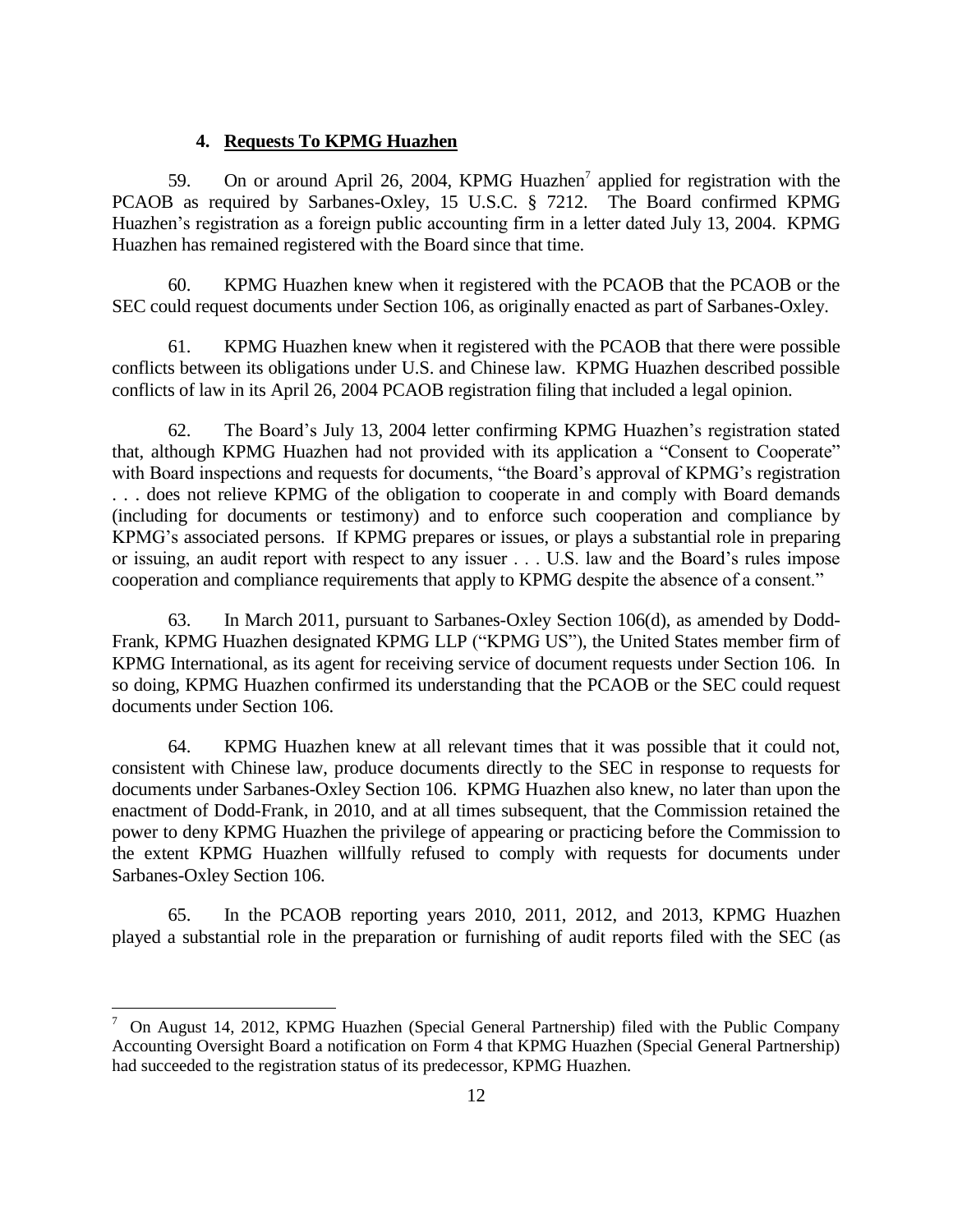#### 4. Requests To KPMG Huazhen

59. On or around April 26, 2004, KPMG Huazhen[7] applied for registration with the PCAOB as required by Sarbanes-Oxley, 15 U.S.C. § 7212. The Board confirmed KPMG Huazhen's registration as a foreign public accounting firm in a letter dated July 13, 2004. KPMG Huazhen has remained registered with the Board since that time.

60. KPMG Huazhen knew when it registered with the PCAOB that the PCAOB or the SEC could request documents under Section 106, as originally enacted as part of Sarbanes-Oxley.

61. KPMG Huazhen knew when it registered with the PCAOB that there were possible conflicts between its obligations under U.S. and Chinese law. KPMG Huazhen described possible conflicts of law in its April 26, 2004 PCAOB registration filing that included a legal opinion.

62. The Board's July 13, 2004 letter confirming KPMG Huazhen's registration stated that, although KPMG Huazhen had not provided with its application a "Consent to Cooperate" with Board inspections and requests for documents, "the Board's approval of KPMG's registration . . . does not relieve KPMG of the obligation to cooperate in and comply with Board demands (including for documents or testimony) and to enforce such cooperation and compliance by KPMG's associated persons. If KPMG prepares or issues, or plays a substantial role in preparing or issuing, an audit report with respect to any issuer . . . U.S. law and the Board's rules impose cooperation and compliance requirements that apply to KPMG despite the absence of a consent."

63. In March 2011, pursuant to Sarbanes-Oxley Section 106(d), as amended by Dodd-Frank, KPMG Huazhen designated KPMG LLP ("KPMG US"), the United States member firm of KPMG International, as its agent for receiving service of document requests under Section 106. In so doing, KPMG Huazhen confirmed its understanding that the PCAOB or the SEC could request documents under Section 106.

64. KPMG Huazhen knew at all relevant times that it was possible that it could not, consistent with Chinese law, produce documents directly to the SEC in response to requests for documents under Sarbanes-Oxley Section 106. KPMG Huazhen also knew, no later than upon the enactment of Dodd-Frank, in 2010, and at all times subsequent, that the Commission retained the power to deny KPMG Huazhen the privilege of appearing or practicing before the Commission to the extent KPMG Huazhen willfully refused to comply with requests for documents under Sarbanes-Oxley Section 106.

65. In the PCAOB reporting years 2010, 2011, 2012, and 2013, KPMG Huazhen played a substantial role in the preparation or furnishing of audit reports filed with the SEC (as

---

[7] On August 14, 2012, KPMG Huazhen (Special General Partnership) filed with the Public Company Accounting Oversight Board a notification on Form 4 that KPMG Huazhen (Special General Partnership) had succeeded to the registration status of its predecessor, KPMG Huazhen.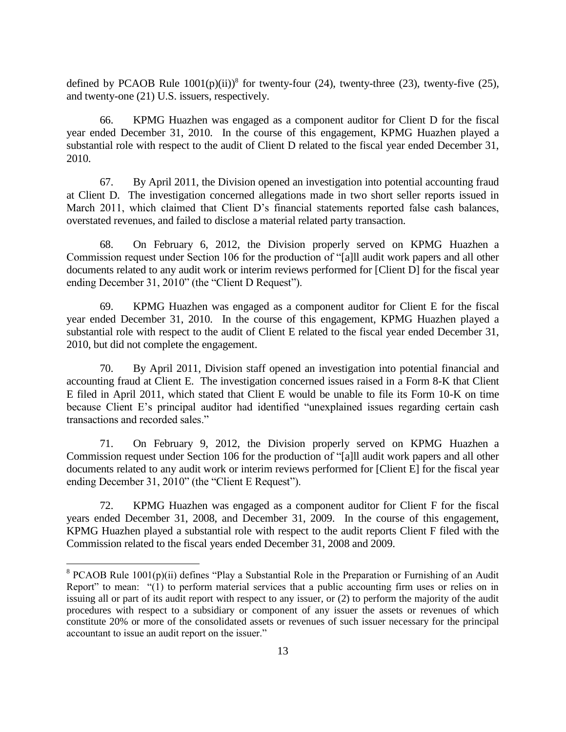defined by PCAOB Rule 1001(p)(ii))[8] for twenty-four (24), twenty-three (23), twenty-five (25), and twenty-one (21) U.S. issuers, respectively.

66. KPMG Huazhen was engaged as a component auditor for Client D for the fiscal year ended December 31, 2010. In the course of this engagement, KPMG Huazhen played a substantial role with respect to the audit of Client D related to the fiscal year ended December 31, 2010.

67. By April 2011, the Division opened an investigation into potential accounting fraud at Client D. The investigation concerned allegations made in two short seller reports issued in March 2011, which claimed that Client D's financial statements reported false cash balances, overstated revenues, and failed to disclose a material related party transaction.

68. On February 6, 2012, the Division properly served on KPMG Huazhen a Commission request under Section 106 for the production of "[a]ll audit work papers and all other documents related to any audit work or interim reviews performed for [Client D] for the fiscal year ending December 31, 2010" (the "Client D Request").

69. KPMG Huazhen was engaged as a component auditor for Client E for the fiscal year ended December 31, 2010. In the course of this engagement, KPMG Huazhen played a substantial role with respect to the audit of Client E related to the fiscal year ended December 31, 2010, but did not complete the engagement.

70. By April 2011, Division staff opened an investigation into potential financial and accounting fraud at Client E. The investigation concerned issues raised in a Form 8-K that Client E filed in April 2011, which stated that Client E would be unable to file its Form 10-K on time because Client E's principal auditor had identified "unexplained issues regarding certain cash transactions and recorded sales."

71. On February 9, 2012, the Division properly served on KPMG Huazhen a Commission request under Section 106 for the production of "[a]ll audit work papers and all other documents related to any audit work or interim reviews performed for [Client E] for the fiscal year ending December 31, 2010" (the "Client E Request").

72. KPMG Huazhen was engaged as a component auditor for Client F for the fiscal years ended December 31, 2008, and December 31, 2009. In the course of this engagement, KPMG Huazhen played a substantial role with respect to the audit reports Client F filed with the Commission related to the fiscal years ended December 31, 2008 and 2009.

---

[8] PCAOB Rule 1001(p)(ii) defines "Play a Substantial Role in the Preparation or Furnishing of an Audit Report" to mean: "(1) to perform material services that a public accounting firm uses or relies on in issuing all or part of its audit report with respect to any issuer, or (2) to perform the majority of the audit procedures with respect to a subsidiary or component of any issuer the assets or revenues of which constitute 20% or more of the consolidated assets or revenues of such issuer necessary for the principal accountant to issue an audit report on the issuer."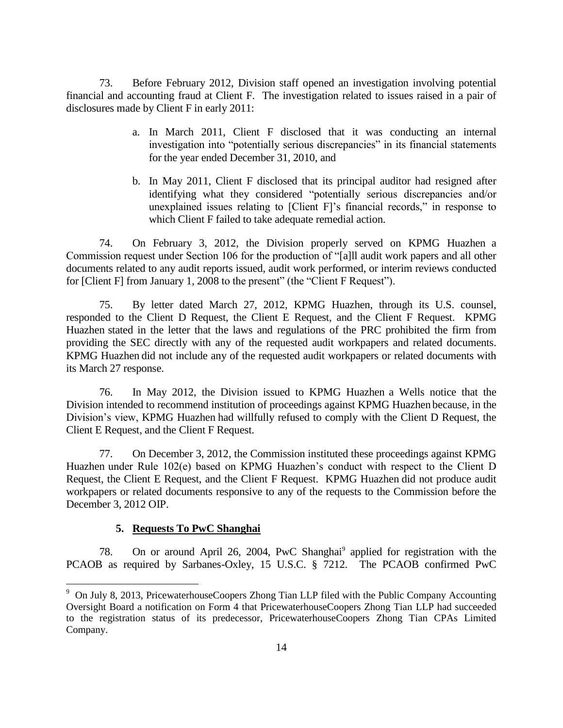73. Before February 2012, Division staff opened an investigation involving potential financial and accounting fraud at Client F. The investigation related to issues raised in a pair of disclosures made by Client F in early 2011:

a. In March 2011, Client F disclosed that it was conducting an internal investigation into "potentially serious discrepancies" in its financial statements for the year ended December 31, 2010, and

b. In May 2011, Client F disclosed that its principal auditor had resigned after identifying what they considered "potentially serious discrepancies and/or unexplained issues relating to [Client F]'s financial records," in response to which Client F failed to take adequate remedial action.

74. On February 3, 2012, the Division properly served on KPMG Huazhen a Commission request under Section 106 for the production of "[a]ll audit work papers and all other documents related to any audit reports issued, audit work performed, or interim reviews conducted for [Client F] from January 1, 2008 to the present" (the "Client F Request").

75. By letter dated March 27, 2012, KPMG Huazhen, through its U.S. counsel, responded to the Client D Request, the Client E Request, and the Client F Request. KPMG Huazhen stated in the letter that the laws and regulations of the PRC prohibited the firm from providing the SEC directly with any of the requested audit workpapers and related documents. KPMG Huazhen did not include any of the requested audit workpapers or related documents with its March 27 response.

76. In May 2012, the Division issued to KPMG Huazhen a Wells notice that the Division intended to recommend institution of proceedings against KPMG Huazhen because, in the Division's view, KPMG Huazhen had willfully refused to comply with the Client D Request, the Client E Request, and the Client F Request.

77. On December 3, 2012, the Commission instituted these proceedings against KPMG Huazhen under Rule 102(e) based on KPMG Huazhen's conduct with respect to the Client D Request, the Client E Request, and the Client F Request. KPMG Huazhen did not produce audit workpapers or related documents responsive to any of the requests to the Commission before the December 3, 2012 OIP.

### 5. Requests To PwC Shanghai

78. On or around April 26, 2004, PwC Shanghai[9] applied for registration with the PCAOB as required by Sarbanes-Oxley, 15 U.S.C. § 7212. The PCAOB confirmed PwC

---

[9] On July 8, 2013, PricewaterhouseCoopers Zhong Tian LLP filed with the Public Company Accounting Oversight Board a notification on Form 4 that PricewaterhouseCoopers Zhong Tian LLP had succeeded to the registration status of its predecessor, PricewaterhouseCoopers Zhong Tian CPAs Limited Company.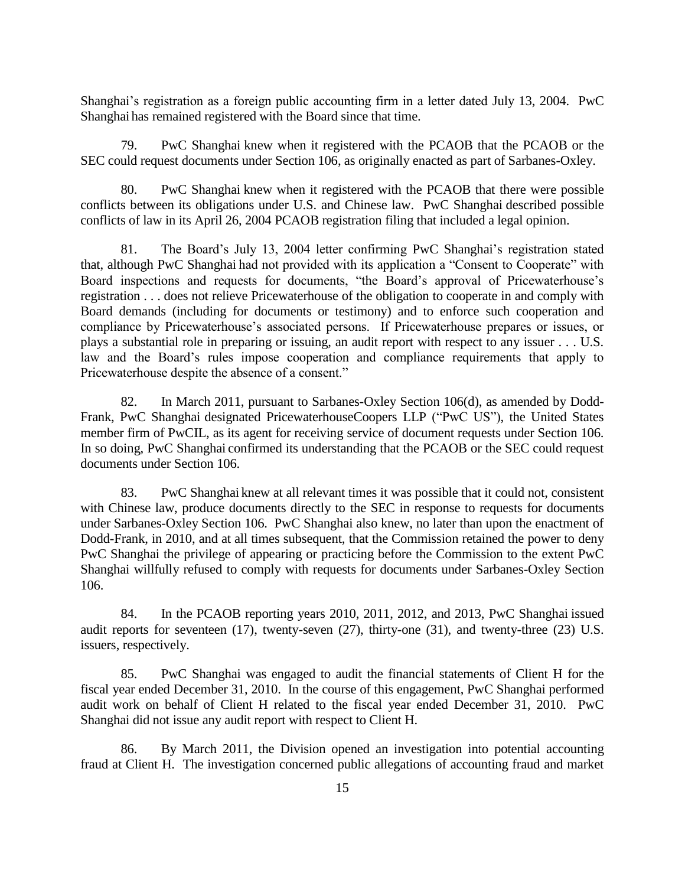Shanghai's registration as a foreign public accounting firm in a letter dated July 13, 2004. PwC Shanghai has remained registered with the Board since that time.

79. PwC Shanghai knew when it registered with the PCAOB that the PCAOB or the SEC could request documents under Section 106, as originally enacted as part of Sarbanes-Oxley.

80. PwC Shanghai knew when it registered with the PCAOB that there were possible conflicts between its obligations under U.S. and Chinese law. PwC Shanghai described possible conflicts of law in its April 26, 2004 PCAOB registration filing that included a legal opinion.

81. The Board's July 13, 2004 letter confirming PwC Shanghai's registration stated that, although PwC Shanghai had not provided with its application a "Consent to Cooperate" with Board inspections and requests for documents, "the Board's approval of Pricewaterhouse's registration . . . does not relieve Pricewaterhouse of the obligation to cooperate in and comply with Board demands (including for documents or testimony) and to enforce such cooperation and compliance by Pricewaterhouse's associated persons. If Pricewaterhouse prepares or issues, or plays a substantial role in preparing or issuing, an audit report with respect to any issuer . . . U.S. law and the Board's rules impose cooperation and compliance requirements that apply to Pricewaterhouse despite the absence of a consent."

82. In March 2011, pursuant to Sarbanes-Oxley Section 106(d), as amended by Dodd-Frank, PwC Shanghai designated PricewaterhouseCoopers LLP ("PwC US"), the United States member firm of PwCIL, as its agent for receiving service of document requests under Section 106. In so doing, PwC Shanghai confirmed its understanding that the PCAOB or the SEC could request documents under Section 106.

83. PwC Shanghai knew at all relevant times it was possible that it could not, consistent with Chinese law, produce documents directly to the SEC in response to requests for documents under Sarbanes-Oxley Section 106. PwC Shanghai also knew, no later than upon the enactment of Dodd-Frank, in 2010, and at all times subsequent, that the Commission retained the power to deny PwC Shanghai the privilege of appearing or practicing before the Commission to the extent PwC Shanghai willfully refused to comply with requests for documents under Sarbanes-Oxley Section 106.

84. In the PCAOB reporting years 2010, 2011, 2012, and 2013, PwC Shanghai issued audit reports for seventeen (17), twenty-seven (27), thirty-one (31), and twenty-three (23) U.S. issuers, respectively.

85. PwC Shanghai was engaged to audit the financial statements of Client H for the fiscal year ended December 31, 2010. In the course of this engagement, PwC Shanghai performed audit work on behalf of Client H related to the fiscal year ended December 31, 2010. PwC Shanghai did not issue any audit report with respect to Client H.

86. By March 2011, the Division opened an investigation into potential accounting fraud at Client H. The investigation concerned public allegations of accounting fraud and market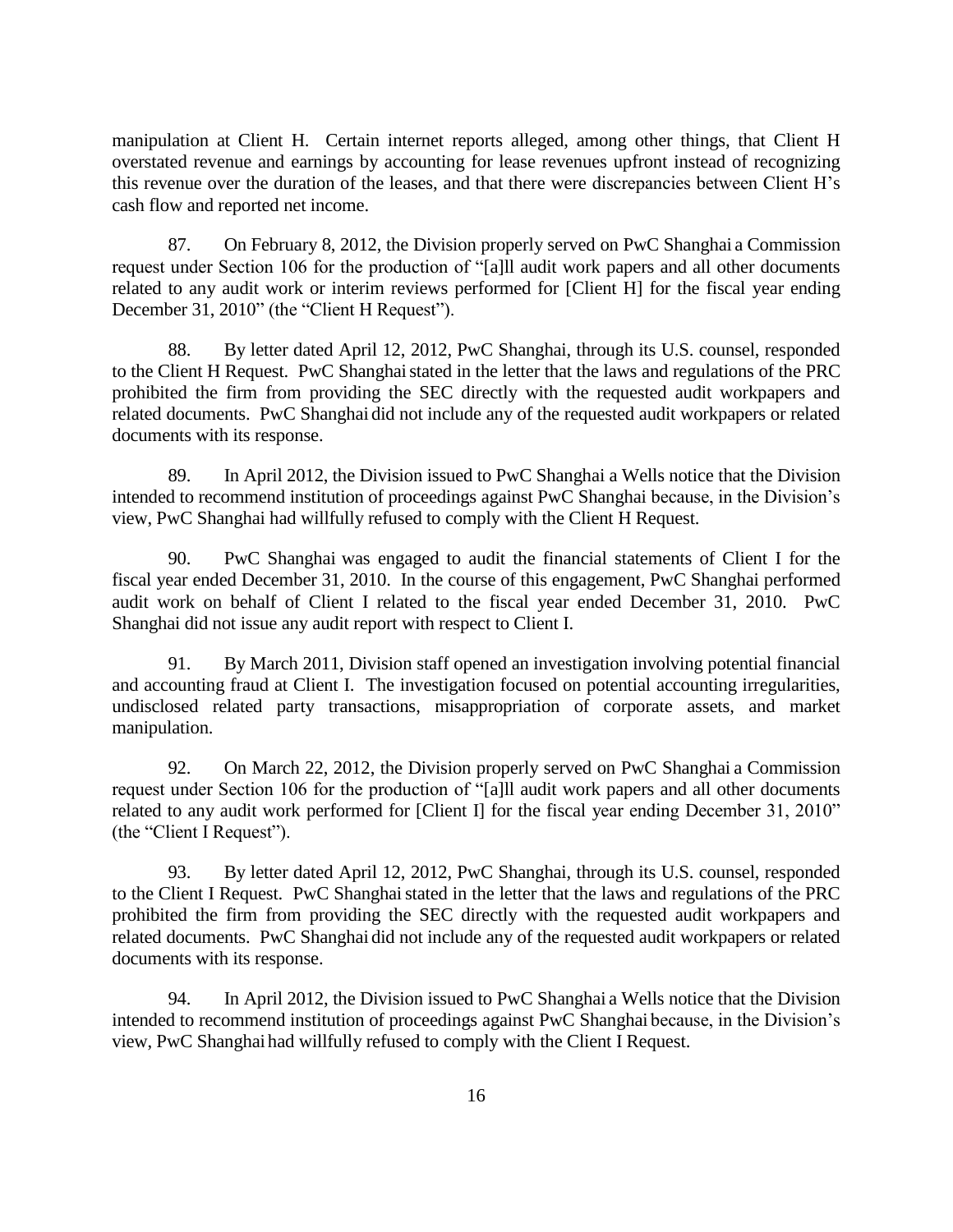manipulation at Client H. Certain internet reports alleged, among other things, that Client H overstated revenue and earnings by accounting for lease revenues upfront instead of recognizing this revenue over the duration of the leases, and that there were discrepancies between Client H's cash flow and reported net income.

87. On February 8, 2012, the Division properly served on PwC Shanghai a Commission request under Section 106 for the production of "[a]ll audit work papers and all other documents related to any audit work or interim reviews performed for [Client H] for the fiscal year ending December 31, 2010" (the "Client H Request").

88. By letter dated April 12, 2012, PwC Shanghai, through its U.S. counsel, responded to the Client H Request. PwC Shanghai stated in the letter that the laws and regulations of the PRC prohibited the firm from providing the SEC directly with the requested audit workpapers and related documents. PwC Shanghai did not include any of the requested audit workpapers or related documents with its response.

89. In April 2012, the Division issued to PwC Shanghai a Wells notice that the Division intended to recommend institution of proceedings against PwC Shanghai because, in the Division's view, PwC Shanghai had willfully refused to comply with the Client H Request.

90. PwC Shanghai was engaged to audit the financial statements of Client I for the fiscal year ended December 31, 2010. In the course of this engagement, PwC Shanghai performed audit work on behalf of Client I related to the fiscal year ended December 31, 2010. PwC Shanghai did not issue any audit report with respect to Client I.

91. By March 2011, Division staff opened an investigation involving potential financial and accounting fraud at Client I. The investigation focused on potential accounting irregularities, undisclosed related party transactions, misappropriation of corporate assets, and market manipulation.

92. On March 22, 2012, the Division properly served on PwC Shanghai a Commission request under Section 106 for the production of "[a]ll audit work papers and all other documents related to any audit work performed for [Client I] for the fiscal year ending December 31, 2010" (the "Client I Request").

93. By letter dated April 12, 2012, PwC Shanghai, through its U.S. counsel, responded to the Client I Request. PwC Shanghai stated in the letter that the laws and regulations of the PRC prohibited the firm from providing the SEC directly with the requested audit workpapers and related documents. PwC Shanghai did not include any of the requested audit workpapers or related documents with its response.

94. In April 2012, the Division issued to PwC Shanghai a Wells notice that the Division intended to recommend institution of proceedings against PwC Shanghai because, in the Division's view, PwC Shanghai had willfully refused to comply with the Client I Request.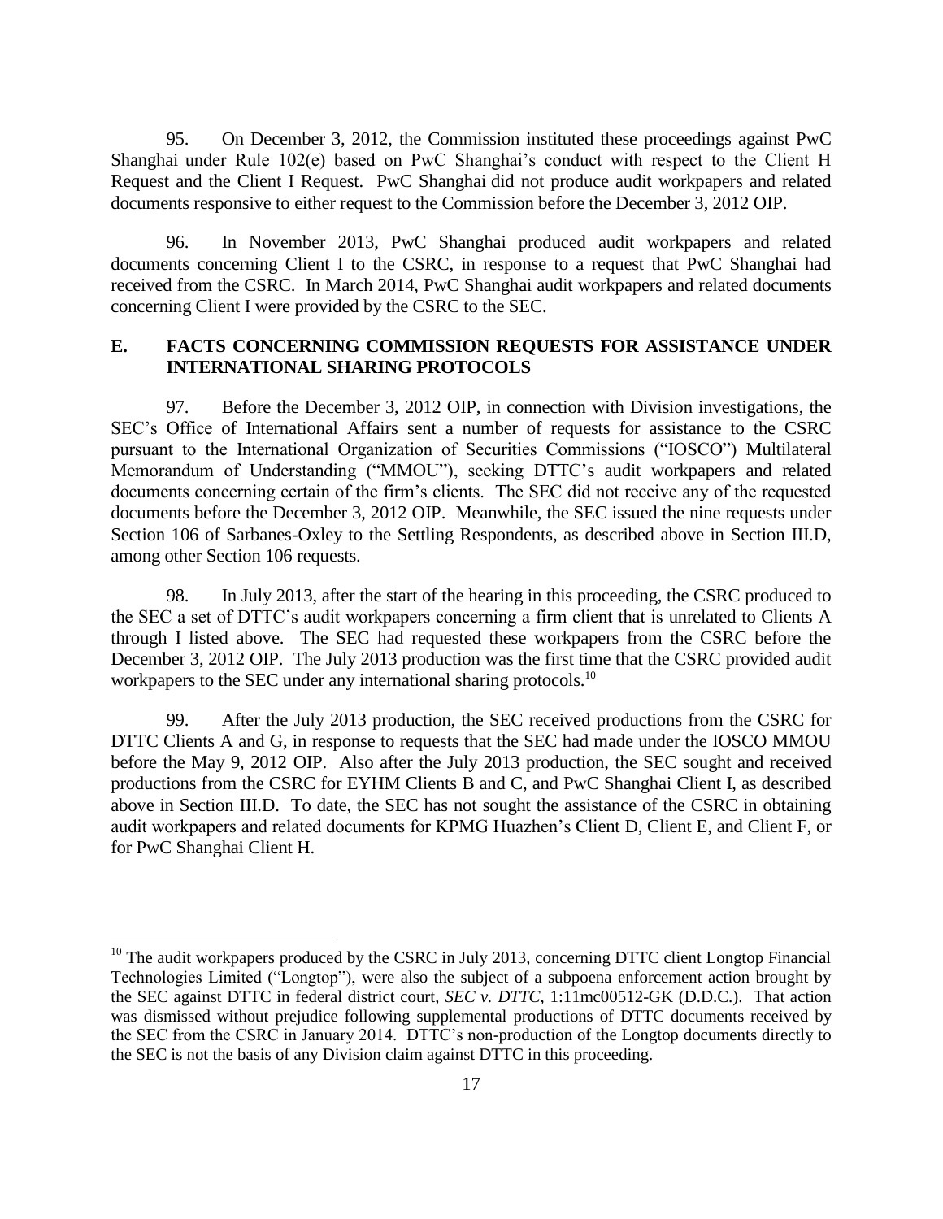95. On December 3, 2012, the Commission instituted these proceedings against PwC Shanghai under Rule 102(e) based on PwC Shanghai's conduct with respect to the Client H Request and the Client I Request. PwC Shanghai did not produce audit workpapers and related documents responsive to either request to the Commission before the December 3, 2012 OIP.

96. In November 2013, PwC Shanghai produced audit workpapers and related documents concerning Client I to the CSRC, in response to a request that PwC Shanghai had received from the CSRC. In March 2014, PwC Shanghai audit workpapers and related documents concerning Client I were provided by the CSRC to the SEC.

## E. FACTS CONCERNING COMMISSION REQUESTS FOR ASSISTANCE UNDER INTERNATIONAL SHARING PROTOCOLS

97. Before the December 3, 2012 OIP, in connection with Division investigations, the SEC's Office of International Affairs sent a number of requests for assistance to the CSRC pursuant to the International Organization of Securities Commissions ("IOSCO") Multilateral Memorandum of Understanding ("MMOU"), seeking DTTC's audit workpapers and related documents concerning certain of the firm's clients. The SEC did not receive any of the requested documents before the December 3, 2012 OIP. Meanwhile, the SEC issued the nine requests under Section 106 of Sarbanes-Oxley to the Settling Respondents, as described above in Section III.D, among other Section 106 requests.

98. In July 2013, after the start of the hearing in this proceeding, the CSRC produced to the SEC a set of DTTC's audit workpapers concerning a firm client that is unrelated to Clients A through I listed above. The SEC had requested these workpapers from the CSRC before the December 3, 2012 OIP. The July 2013 production was the first time that the CSRC provided audit workpapers to the SEC under any international sharing protocols.[10]

99. After the July 2013 production, the SEC received productions from the CSRC for DTTC Clients A and G, in response to requests that the SEC had made under the IOSCO MMOU before the May 9, 2012 OIP. Also after the July 2013 production, the SEC sought and received productions from the CSRC for EYHM Clients B and C, and PwC Shanghai Client I, as described above in Section III.D. To date, the SEC has not sought the assistance of the CSRC in obtaining audit workpapers and related documents for KPMG Huazhen's Client D, Client E, and Client F, or for PwC Shanghai Client H.

---

[10] The audit workpapers produced by the CSRC in July 2013, concerning DTTC client Longtop Financial Technologies Limited ("Longtop"), were also the subject of a subpoena enforcement action brought by the SEC against DTTC in federal district court, *SEC v. DTTC*, 1:11mc00512-GK (D.D.C.). That action was dismissed without prejudice following supplemental productions of DTTC documents received by the SEC from the CSRC in January 2014. DTTC's non-production of the Longtop documents directly to the SEC is not the basis of any Division claim against DTTC in this proceeding.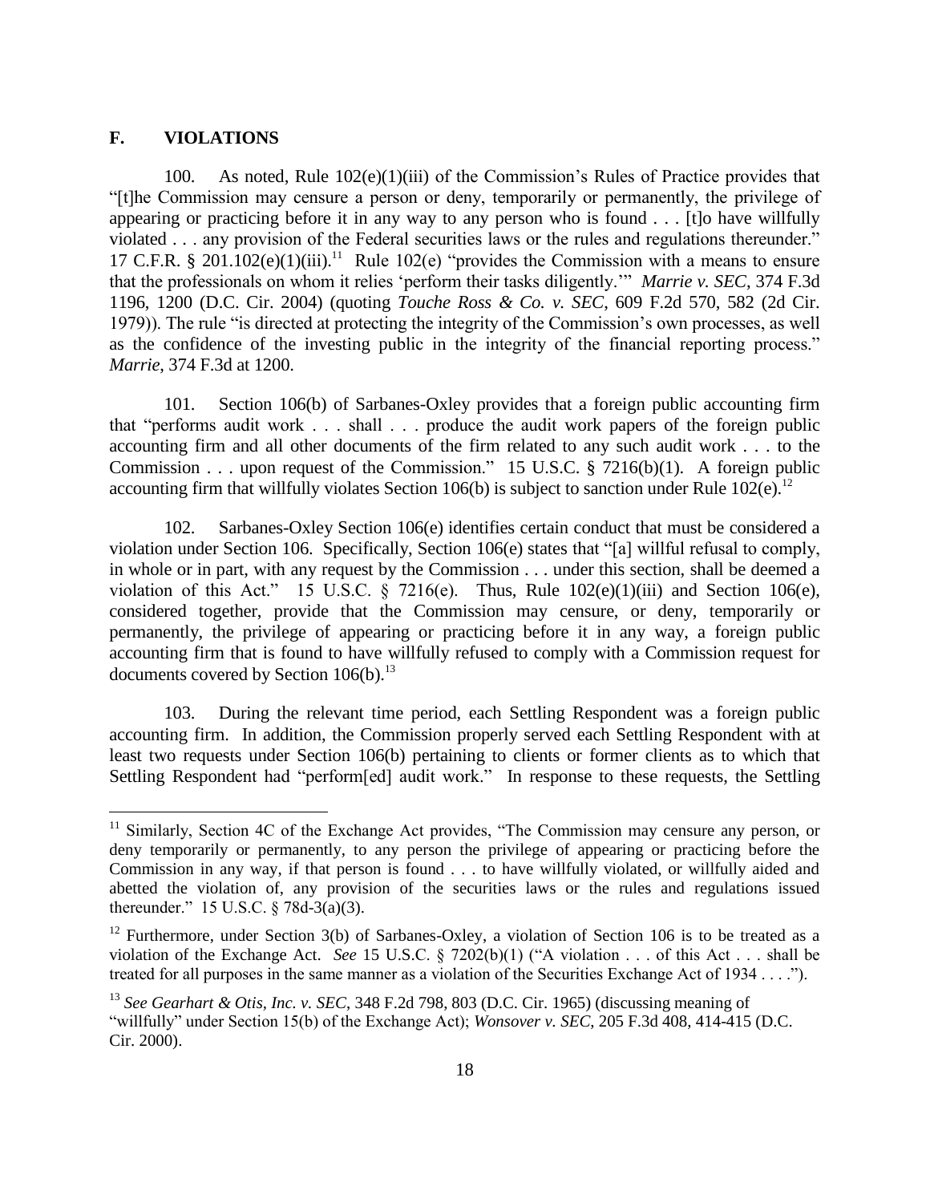## F. VIOLATIONS

100. As noted, Rule 102(e)(1)(iii) of the Commission's Rules of Practice provides that "[t]he Commission may censure a person or deny, temporarily or permanently, the privilege of appearing or practicing before it in any way to any person who is found . . . [t]o have willfully violated . . . any provision of the Federal securities laws or the rules and regulations thereunder." 17 C.F.R. § 201.102(e)(1)(iii).[11] Rule 102(e) "provides the Commission with a means to ensure that the professionals on whom it relies 'perform their tasks diligently.'" *Marrie v. SEC*, 374 F.3d 1196, 1200 (D.C. Cir. 2004) (quoting *Touche Ross & Co. v. SEC*, 609 F.2d 570, 582 (2d Cir. 1979)). The rule "is directed at protecting the integrity of the Commission's own processes, as well as the confidence of the investing public in the integrity of the financial reporting process." *Marrie*, 374 F.3d at 1200.

101. Section 106(b) of Sarbanes-Oxley provides that a foreign public accounting firm that "performs audit work . . . shall . . . produce the audit work papers of the foreign public accounting firm and all other documents of the firm related to any such audit work . . . to the Commission . . . upon request of the Commission." 15 U.S.C. § 7216(b)(1). A foreign public accounting firm that willfully violates Section 106(b) is subject to sanction under Rule 102(e).[12]

102. Sarbanes-Oxley Section 106(e) identifies certain conduct that must be considered a violation under Section 106. Specifically, Section 106(e) states that "[a] willful refusal to comply, in whole or in part, with any request by the Commission . . . under this section, shall be deemed a violation of this Act." 15 U.S.C. § 7216(e). Thus, Rule 102(e)(1)(iii) and Section 106(e), considered together, provide that the Commission may censure, or deny, temporarily or permanently, the privilege of appearing or practicing before it in any way, a foreign public accounting firm that is found to have willfully refused to comply with a Commission request for documents covered by Section 106(b).[13]

103. During the relevant time period, each Settling Respondent was a foreign public accounting firm. In addition, the Commission properly served each Settling Respondent with at least two requests under Section 106(b) pertaining to clients or former clients as to which that Settling Respondent had "perform[ed] audit work." In response to these requests, the Settling

---

[11] Similarly, Section 4C of the Exchange Act provides, "The Commission may censure any person, or deny temporarily or permanently, to any person the privilege of appearing or practicing before the Commission in any way, if that person is found . . . to have willfully violated, or willfully aided and abetted the violation of, any provision of the securities laws or the rules and regulations issued thereunder." 15 U.S.C. § 78d-3(a)(3).

[12] Furthermore, under Section 3(b) of Sarbanes-Oxley, a violation of Section 106 is to be treated as a violation of the Exchange Act. *See* 15 U.S.C. § 7202(b)(1) ("A violation . . . of this Act . . . shall be treated for all purposes in the same manner as a violation of the Securities Exchange Act of 1934 . . . .").

[13] *See Gearhart & Otis, Inc. v. SEC*, 348 F.2d 798, 803 (D.C. Cir. 1965) (discussing meaning of "willfully" under Section 15(b) of the Exchange Act); *Wonsover v. SEC*, 205 F.3d 408, 414-415 (D.C. Cir. 2000).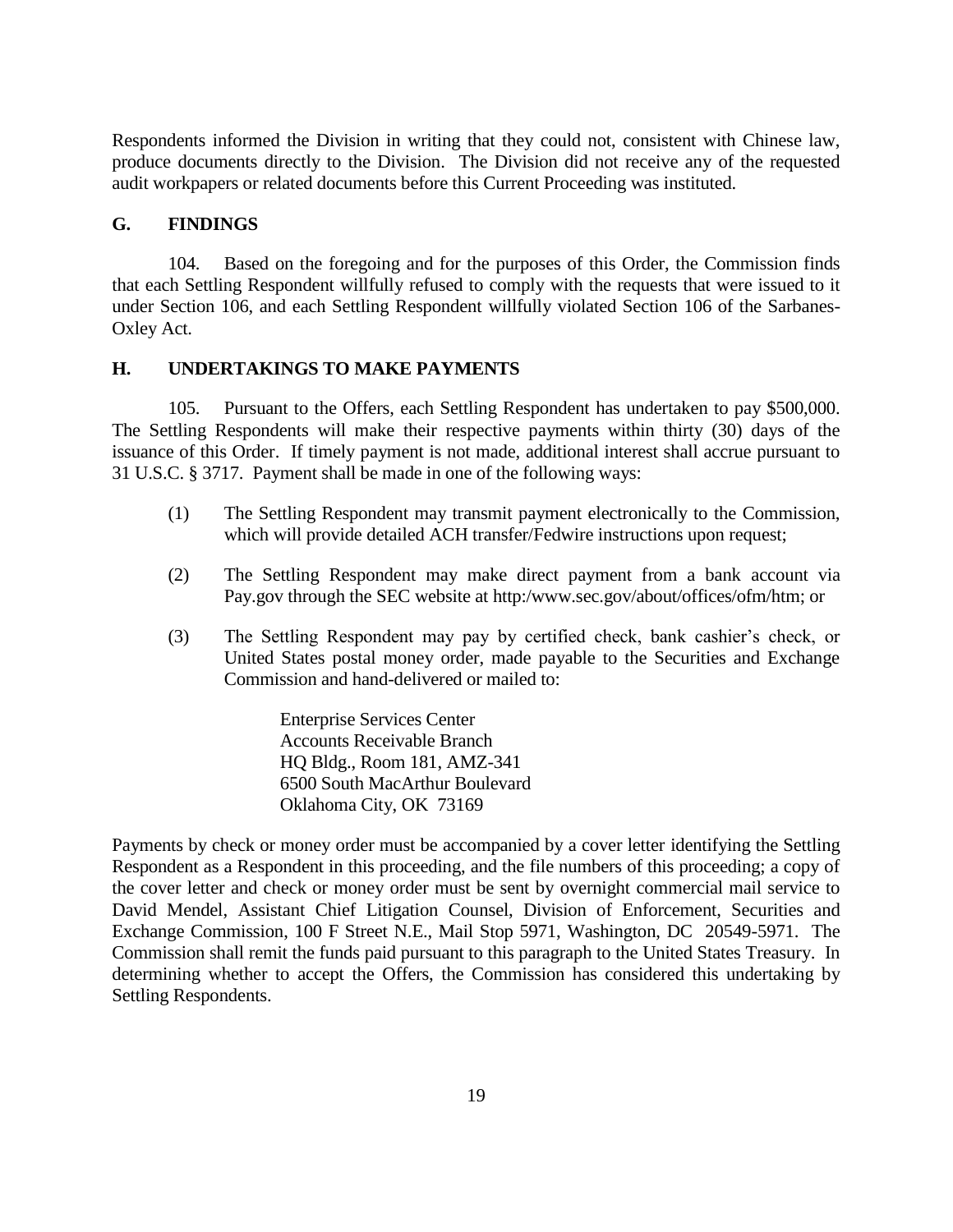Respondents informed the Division in writing that they could not, consistent with Chinese law, produce documents directly to the Division. The Division did not receive any of the requested audit workpapers or related documents before this Current Proceeding was instituted.

## G. FINDINGS

104. Based on the foregoing and for the purposes of this Order, the Commission finds that each Settling Respondent willfully refused to comply with the requests that were issued to it under Section 106, and each Settling Respondent willfully violated Section 106 of the Sarbanes-Oxley Act.

## H. UNDERTAKINGS TO MAKE PAYMENTS

105. Pursuant to the Offers, each Settling Respondent has undertaken to pay $500,000. The Settling Respondents will make their respective payments within thirty (30) days of the issuance of this Order. If timely payment is not made, additional interest shall accrue pursuant to 31 U.S.C. § 3717. Payment shall be made in one of the following ways:

(1) The Settling Respondent may transmit payment electronically to the Commission, which will provide detailed ACH transfer/Fedwire instructions upon request;

(2) The Settling Respondent may make direct payment from a bank account via Pay.gov through the SEC website at http:/www.sec.gov/about/offices/ofm/htm; or

(3) The Settling Respondent may pay by certified check, bank cashier's check, or United States postal money order, made payable to the Securities and Exchange Commission and hand-delivered or mailed to:

> Enterprise Services Center
> Accounts Receivable Branch
> HQ Bldg., Room 181, AMZ-341
> 6500 South MacArthur Boulevard
> Oklahoma City, OK 73169

Payments by check or money order must be accompanied by a cover letter identifying the Settling Respondent as a Respondent in this proceeding, and the file numbers of this proceeding; a copy of the cover letter and check or money order must be sent by overnight commercial mail service to David Mendel, Assistant Chief Litigation Counsel, Division of Enforcement, Securities and Exchange Commission, 100 F Street N.E., Mail Stop 5971, Washington, DC 20549-5971. The Commission shall remit the funds paid pursuant to this paragraph to the United States Treasury. In determining whether to accept the Offers, the Commission has considered this undertaking by Settling Respondents.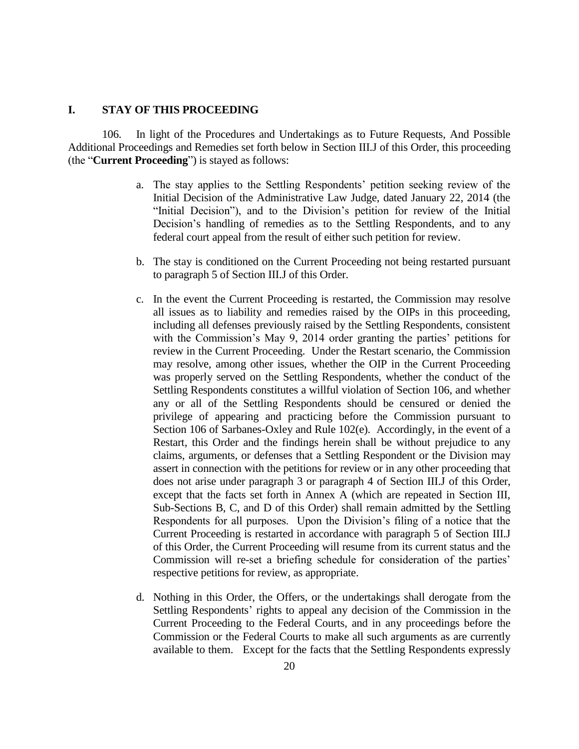## I. STAY OF THIS PROCEEDING

106. In light of the Procedures and Undertakings as to Future Requests, And Possible Additional Proceedings and Remedies set forth below in Section III.J of this Order, this proceeding (the "**Current Proceeding**") is stayed as follows:

a. The stay applies to the Settling Respondents' petition seeking review of the Initial Decision of the Administrative Law Judge, dated January 22, 2014 (the "Initial Decision"), and to the Division's petition for review of the Initial Decision's handling of remedies as to the Settling Respondents, and to any federal court appeal from the result of either such petition for review.

b. The stay is conditioned on the Current Proceeding not being restarted pursuant to paragraph 5 of Section III.J of this Order.

c. In the event the Current Proceeding is restarted, the Commission may resolve all issues as to liability and remedies raised by the OIPs in this proceeding, including all defenses previously raised by the Settling Respondents, consistent with the Commission's May 9, 2014 order granting the parties' petitions for review in the Current Proceeding. Under the Restart scenario, the Commission may resolve, among other issues, whether the OIP in the Current Proceeding was properly served on the Settling Respondents, whether the conduct of the Settling Respondents constitutes a willful violation of Section 106, and whether any or all of the Settling Respondents should be censured or denied the privilege of appearing and practicing before the Commission pursuant to Section 106 of Sarbanes-Oxley and Rule 102(e). Accordingly, in the event of a Restart, this Order and the findings herein shall be without prejudice to any claims, arguments, or defenses that a Settling Respondent or the Division may assert in connection with the petitions for review or in any other proceeding that does not arise under paragraph 3 or paragraph 4 of Section III.J of this Order, except that the facts set forth in Annex A (which are repeated in Section III, Sub-Sections B, C, and D of this Order) shall remain admitted by the Settling Respondents for all purposes. Upon the Division's filing of a notice that the Current Proceeding is restarted in accordance with paragraph 5 of Section III.J of this Order, the Current Proceeding will resume from its current status and the Commission will re-set a briefing schedule for consideration of the parties' respective petitions for review, as appropriate.

d. Nothing in this Order, the Offers, or the undertakings shall derogate from the Settling Respondents' rights to appeal any decision of the Commission in the Current Proceeding to the Federal Courts, and in any proceedings before the Commission or the Federal Courts to make all such arguments as are currently available to them. Except for the facts that the Settling Respondents expressly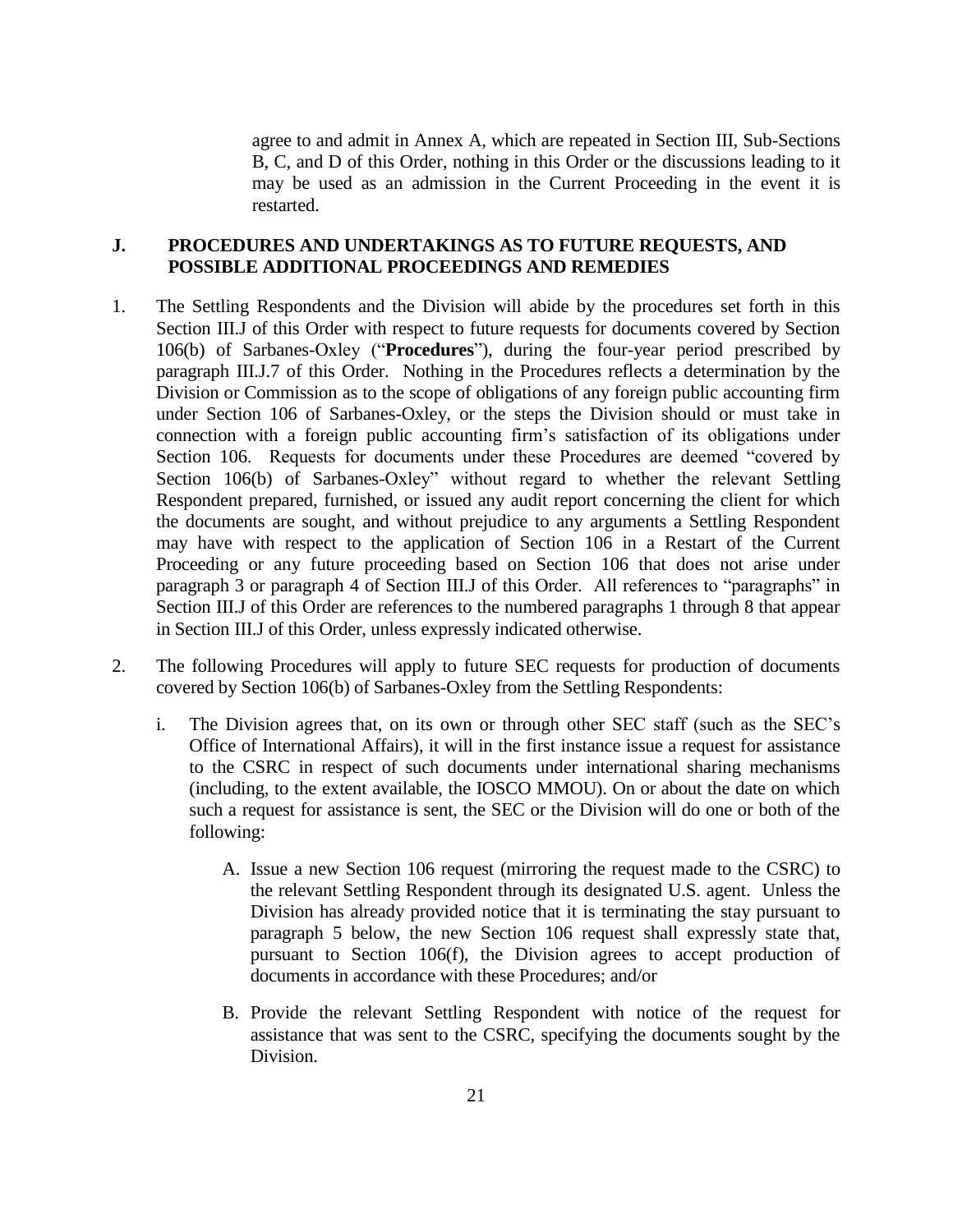agree to and admit in Annex A, which are repeated in Section III, Sub-Sections B, C, and D of this Order, nothing in this Order or the discussions leading to it may be used as an admission in the Current Proceeding in the event it is restarted.

## J. PROCEDURES AND UNDERTAKINGS AS TO FUTURE REQUESTS, AND POSSIBLE ADDITIONAL PROCEEDINGS AND REMEDIES

1. The Settling Respondents and the Division will abide by the procedures set forth in this Section III.J of this Order with respect to future requests for documents covered by Section 106(b) of Sarbanes-Oxley ("**Procedures**"), during the four-year period prescribed by paragraph III.J.7 of this Order. Nothing in the Procedures reflects a determination by the Division or Commission as to the scope of obligations of any foreign public accounting firm under Section 106 of Sarbanes-Oxley, or the steps the Division should or must take in connection with a foreign public accounting firm's satisfaction of its obligations under Section 106. Requests for documents under these Procedures are deemed "covered by Section 106(b) of Sarbanes-Oxley" without regard to whether the relevant Settling Respondent prepared, furnished, or issued any audit report concerning the client for which the documents are sought, and without prejudice to any arguments a Settling Respondent may have with respect to the application of Section 106 in a Restart of the Current Proceeding or any future proceeding based on Section 106 that does not arise under paragraph 3 or paragraph 4 of Section III.J of this Order. All references to "paragraphs" in Section III.J of this Order are references to the numbered paragraphs 1 through 8 that appear in Section III.J of this Order, unless expressly indicated otherwise.

2. The following Procedures will apply to future SEC requests for production of documents covered by Section 106(b) of Sarbanes-Oxley from the Settling Respondents:

   i. The Division agrees that, on its own or through other SEC staff (such as the SEC's Office of International Affairs), it will in the first instance issue a request for assistance to the CSRC in respect of such documents under international sharing mechanisms (including, to the extent available, the IOSCO MMOU). On or about the date on which such a request for assistance is sent, the SEC or the Division will do one or both of the following:

      A. Issue a new Section 106 request (mirroring the request made to the CSRC) to the relevant Settling Respondent through its designated U.S. agent. Unless the Division has already provided notice that it is terminating the stay pursuant to paragraph 5 below, the new Section 106 request shall expressly state that, pursuant to Section 106(f), the Division agrees to accept production of documents in accordance with these Procedures; and/or

      B. Provide the relevant Settling Respondent with notice of the request for assistance that was sent to the CSRC, specifying the documents sought by the Division.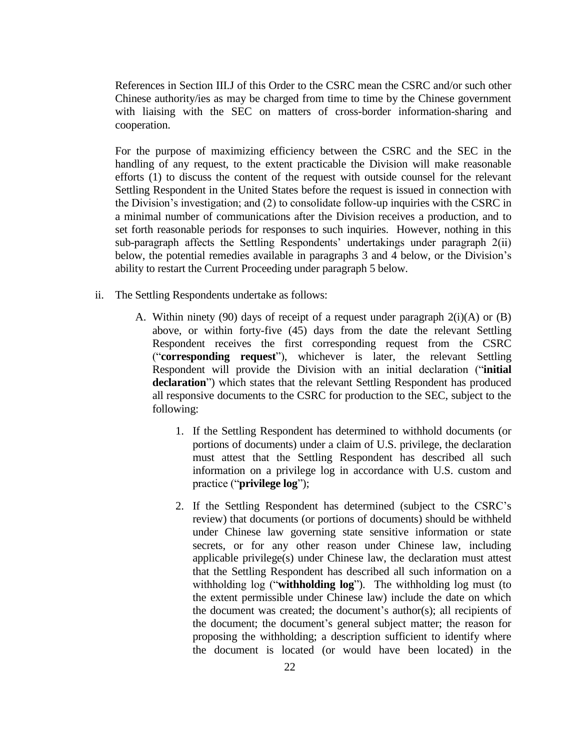References in Section III.J of this Order to the CSRC mean the CSRC and/or such other Chinese authority/ies as may be charged from time to time by the Chinese government with liaising with the SEC on matters of cross-border information-sharing and cooperation.

For the purpose of maximizing efficiency between the CSRC and the SEC in the handling of any request, to the extent practicable the Division will make reasonable efforts (1) to discuss the content of the request with outside counsel for the relevant Settling Respondent in the United States before the request is issued in connection with the Division's investigation; and (2) to consolidate follow-up inquiries with the CSRC in a minimal number of communications after the Division receives a production, and to set forth reasonable periods for responses to such inquiries. However, nothing in this sub-paragraph affects the Settling Respondents' undertakings under paragraph 2(ii) below, the potential remedies available in paragraphs 3 and 4 below, or the Division's ability to restart the Current Proceeding under paragraph 5 below.

ii. The Settling Respondents undertake as follows:

   A. Within ninety (90) days of receipt of a request under paragraph 2(i)(A) or (B) above, or within forty-five (45) days from the date the relevant Settling Respondent receives the first corresponding request from the CSRC ("**corresponding request**"), whichever is later, the relevant Settling Respondent will provide the Division with an initial declaration ("**initial declaration**") which states that the relevant Settling Respondent has produced all responsive documents to the CSRC for production to the SEC, subject to the following:

      1. If the Settling Respondent has determined to withhold documents (or portions of documents) under a claim of U.S. privilege, the declaration must attest that the Settling Respondent has described all such information on a privilege log in accordance with U.S. custom and practice ("**privilege log**");

      2. If the Settling Respondent has determined (subject to the CSRC's review) that documents (or portions of documents) should be withheld under Chinese law governing state sensitive information or state secrets, or for any other reason under Chinese law, including applicable privilege(s) under Chinese law, the declaration must attest that the Settling Respondent has described all such information on a withholding log ("**withholding log**"). The withholding log must (to the extent permissible under Chinese law) include the date on which the document was created; the document's author(s); all recipients of the document; the document's general subject matter; the reason for proposing the withholding; a description sufficient to identify where the document is located (or would have been located) in the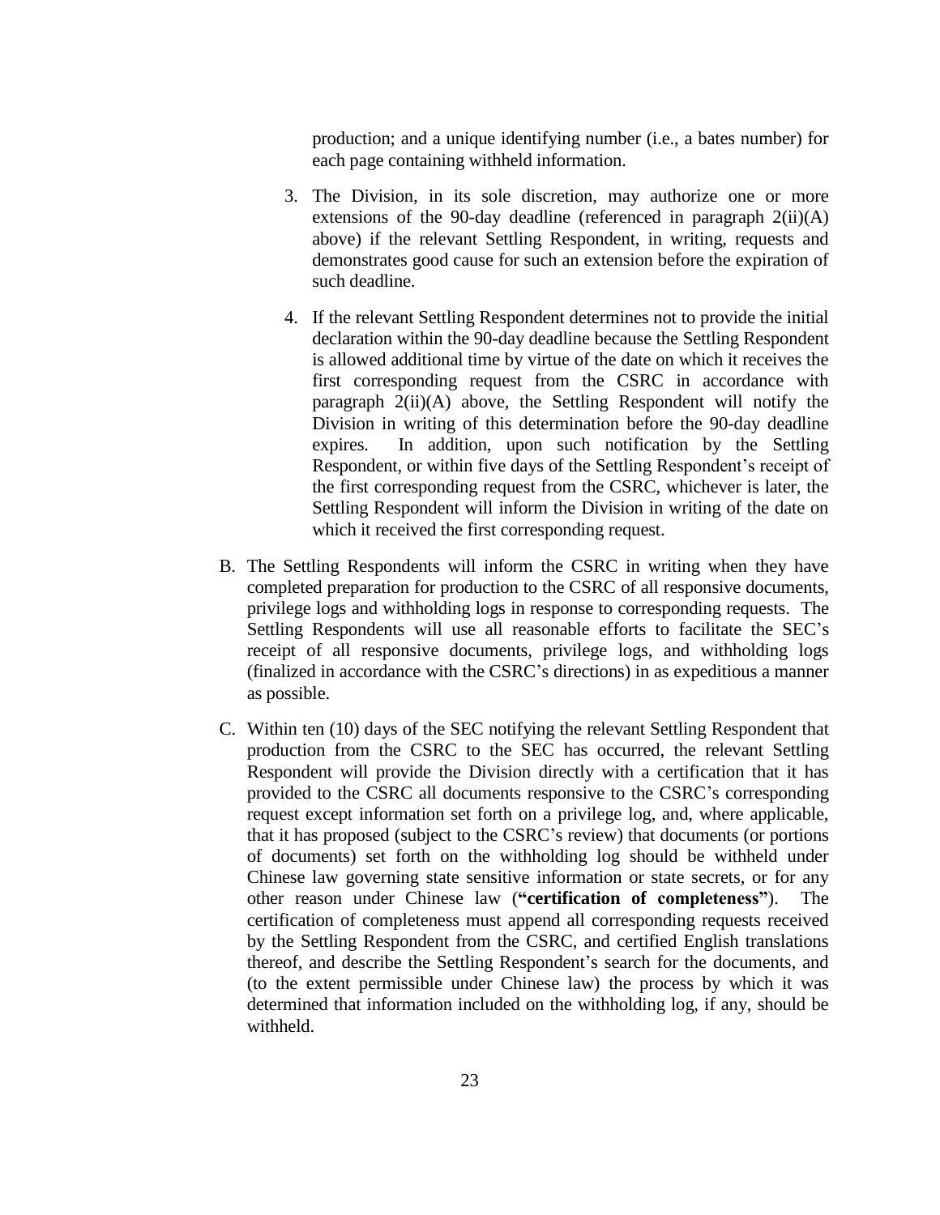production; and a unique identifying number (i.e., a bates number) for each page containing withheld information.

3. The Division, in its sole discretion, may authorize one or more extensions of the 90-day deadline (referenced in paragraph 2(ii)(A) above) if the relevant Settling Respondent, in writing, requests and demonstrates good cause for such an extension before the expiration of such deadline.

4. If the relevant Settling Respondent determines not to provide the initial declaration within the 90-day deadline because the Settling Respondent is allowed additional time by virtue of the date on which it receives the first corresponding request from the CSRC in accordance with paragraph 2(ii)(A) above, the Settling Respondent will notify the Division in writing of this determination before the 90-day deadline expires. In addition, upon such notification by the Settling Respondent, or within five days of the Settling Respondent's receipt of the first corresponding request from the CSRC, whichever is later, the Settling Respondent will inform the Division in writing of the date on which it received the first corresponding request.

B. The Settling Respondents will inform the CSRC in writing when they have completed preparation for production to the CSRC of all responsive documents, privilege logs and withholding logs in response to corresponding requests. The Settling Respondents will use all reasonable efforts to facilitate the SEC's receipt of all responsive documents, privilege logs, and withholding logs (finalized in accordance with the CSRC's directions) in as expeditious a manner as possible.

C. Within ten (10) days of the SEC notifying the relevant Settling Respondent that production from the CSRC to the SEC has occurred, the relevant Settling Respondent will provide the Division directly with a certification that it has provided to the CSRC all documents responsive to the CSRC's corresponding request except information set forth on a privilege log, and, where applicable, that it has proposed (subject to the CSRC's review) that documents (or portions of documents) set forth on the withholding log should be withheld under Chinese law governing state sensitive information or state secrets, or for any other reason under Chinese law (**"certification of completeness"**). The certification of completeness must append all corresponding requests received by the Settling Respondent from the CSRC, and certified English translations thereof, and describe the Settling Respondent's search for the documents, and (to the extent permissible under Chinese law) the process by which it was determined that information included on the withholding log, if any, should be withheld.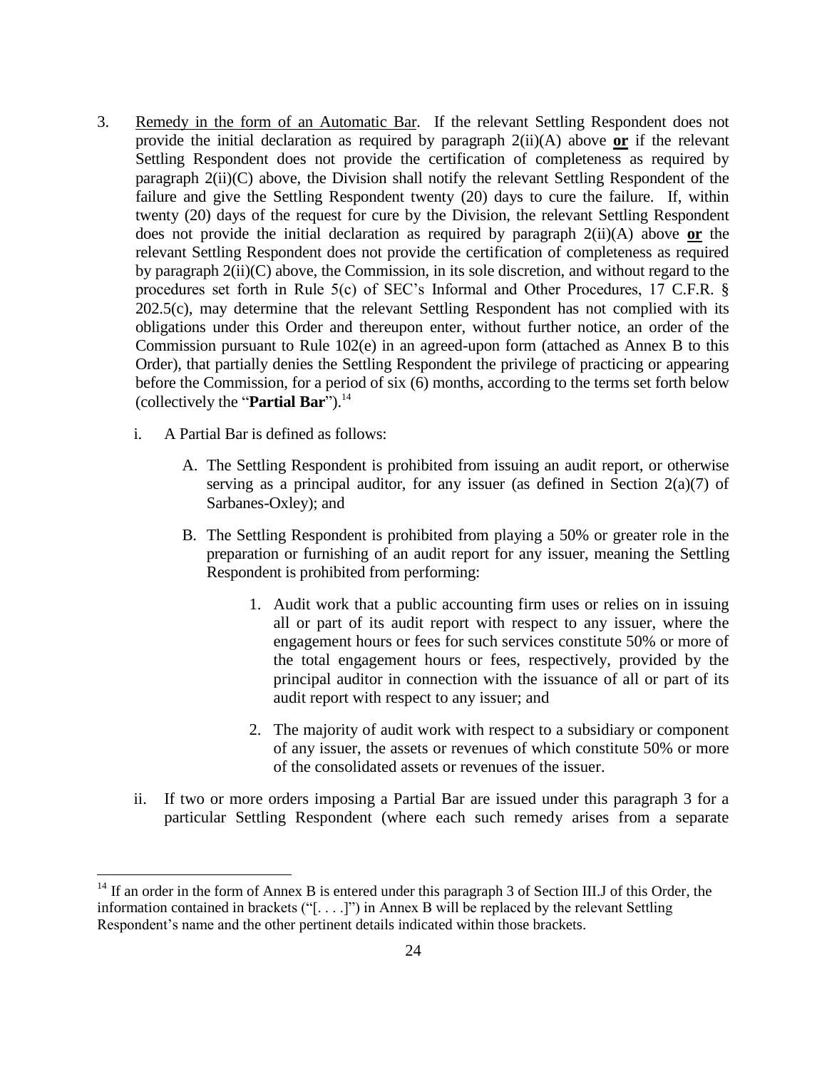3. Remedy in the form of an Automatic Bar. If the relevant Settling Respondent does not provide the initial declaration as required by paragraph 2(ii)(A) above **or** if the relevant Settling Respondent does not provide the certification of completeness as required by paragraph 2(ii)(C) above, the Division shall notify the relevant Settling Respondent of the failure and give the Settling Respondent twenty (20) days to cure the failure. If, within twenty (20) days of the request for cure by the Division, the relevant Settling Respondent does not provide the initial declaration as required by paragraph 2(ii)(A) above **or** the relevant Settling Respondent does not provide the certification of completeness as required by paragraph 2(ii)(C) above, the Commission, in its sole discretion, and without regard to the procedures set forth in Rule 5(c) of SEC's Informal and Other Procedures, 17 C.F.R. § 202.5(c), may determine that the relevant Settling Respondent has not complied with its obligations under this Order and thereupon enter, without further notice, an order of the Commission pursuant to Rule 102(e) in an agreed-upon form (attached as Annex B to this Order), that partially denies the Settling Respondent the privilege of practicing or appearing before the Commission, for a period of six (6) months, according to the terms set forth below (collectively the "**Partial Bar**").[14]

   i. A Partial Bar is defined as follows:

      A. The Settling Respondent is prohibited from issuing an audit report, or otherwise serving as a principal auditor, for any issuer (as defined in Section 2(a)(7) of Sarbanes-Oxley); and

      B. The Settling Respondent is prohibited from playing a 50% or greater role in the preparation or furnishing of an audit report for any issuer, meaning the Settling Respondent is prohibited from performing:

         1. Audit work that a public accounting firm uses or relies on in issuing all or part of its audit report with respect to any issuer, where the engagement hours or fees for such services constitute 50% or more of the total engagement hours or fees, respectively, provided by the principal auditor in connection with the issuance of all or part of its audit report with respect to any issuer; and

         2. The majority of audit work with respect to a subsidiary or component of any issuer, the assets or revenues of which constitute 50% or more of the consolidated assets or revenues of the issuer.

   ii. If two or more orders imposing a Partial Bar are issued under this paragraph 3 for a particular Settling Respondent (where each such remedy arises from a separate

[14] If an order in the form of Annex B is entered under this paragraph 3 of Section III.J of this Order, the information contained in brackets ("[. . . .]") in Annex B will be replaced by the relevant Settling Respondent's name and the other pertinent details indicated within those brackets.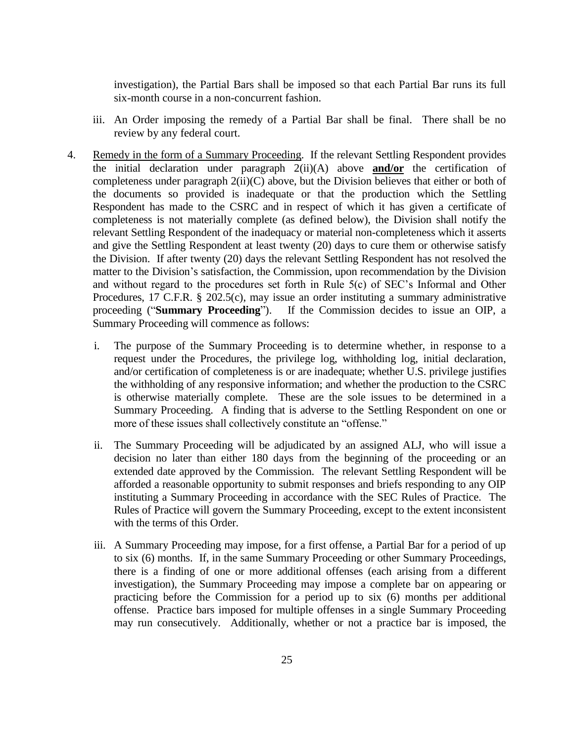investigation), the Partial Bars shall be imposed so that each Partial Bar runs its full six-month course in a non-concurrent fashion.

iii. An Order imposing the remedy of a Partial Bar shall be final. There shall be no review by any federal court.

4. Remedy in the form of a Summary Proceeding. If the relevant Settling Respondent provides the initial declaration under paragraph 2(ii)(A) above **and/or** the certification of completeness under paragraph 2(ii)(C) above, but the Division believes that either or both of the documents so provided is inadequate or that the production which the Settling Respondent has made to the CSRC and in respect of which it has given a certificate of completeness is not materially complete (as defined below), the Division shall notify the relevant Settling Respondent of the inadequacy or material non-completeness which it asserts and give the Settling Respondent at least twenty (20) days to cure them or otherwise satisfy the Division. If after twenty (20) days the relevant Settling Respondent has not resolved the matter to the Division's satisfaction, the Commission, upon recommendation by the Division and without regard to the procedures set forth in Rule 5(c) of SEC's Informal and Other Procedures, 17 C.F.R. § 202.5(c), may issue an order instituting a summary administrative proceeding ("**Summary Proceeding**"). If the Commission decides to issue an OIP, a Summary Proceeding will commence as follows:

   i. The purpose of the Summary Proceeding is to determine whether, in response to a request under the Procedures, the privilege log, withholding log, initial declaration, and/or certification of completeness is or are inadequate; whether U.S. privilege justifies the withholding of any responsive information; and whether the production to the CSRC is otherwise materially complete. These are the sole issues to be determined in a Summary Proceeding. A finding that is adverse to the Settling Respondent on one or more of these issues shall collectively constitute an "offense."

   ii. The Summary Proceeding will be adjudicated by an assigned ALJ, who will issue a decision no later than either 180 days from the beginning of the proceeding or an extended date approved by the Commission. The relevant Settling Respondent will be afforded a reasonable opportunity to submit responses and briefs responding to any OIP instituting a Summary Proceeding in accordance with the SEC Rules of Practice. The Rules of Practice will govern the Summary Proceeding, except to the extent inconsistent with the terms of this Order.

   iii. A Summary Proceeding may impose, for a first offense, a Partial Bar for a period of up to six (6) months. If, in the same Summary Proceeding or other Summary Proceedings, there is a finding of one or more additional offenses (each arising from a different investigation), the Summary Proceeding may impose a complete bar on appearing or practicing before the Commission for a period up to six (6) months per additional offense. Practice bars imposed for multiple offenses in a single Summary Proceeding may run consecutively. Additionally, whether or not a practice bar is imposed, the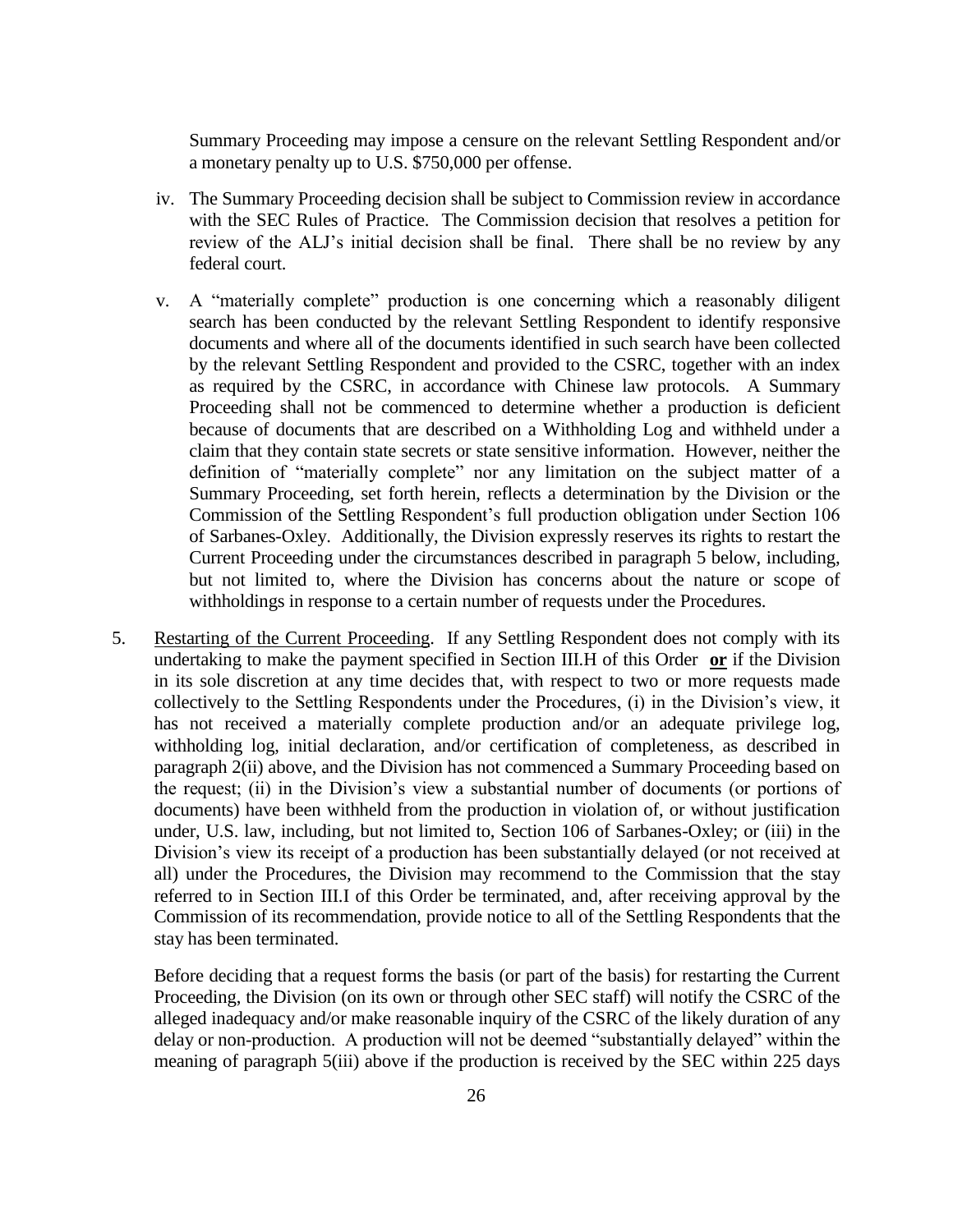Summary Proceeding may impose a censure on the relevant Settling Respondent and/or a monetary penalty up to U.S. $750,000 per offense.

iv. The Summary Proceeding decision shall be subject to Commission review in accordance with the SEC Rules of Practice. The Commission decision that resolves a petition for review of the ALJ's initial decision shall be final. There shall be no review by any federal court.

v. A "materially complete" production is one concerning which a reasonably diligent search has been conducted by the relevant Settling Respondent to identify responsive documents and where all of the documents identified in such search have been collected by the relevant Settling Respondent and provided to the CSRC, together with an index as required by the CSRC, in accordance with Chinese law protocols. A Summary Proceeding shall not be commenced to determine whether a production is deficient because of documents that are described on a Withholding Log and withheld under a claim that they contain state secrets or state sensitive information. However, neither the definition of "materially complete" nor any limitation on the subject matter of a Summary Proceeding, set forth herein, reflects a determination by the Division or the Commission of the Settling Respondent's full production obligation under Section 106 of Sarbanes-Oxley. Additionally, the Division expressly reserves its rights to restart the Current Proceeding under the circumstances described in paragraph 5 below, including, but not limited to, where the Division has concerns about the nature or scope of withholdings in response to a certain number of requests under the Procedures.

5. Restarting of the Current Proceeding. If any Settling Respondent does not comply with its undertaking to make the payment specified in Section III.H of this Order **or** if the Division in its sole discretion at any time decides that, with respect to two or more requests made collectively to the Settling Respondents under the Procedures, (i) in the Division's view, it has not received a materially complete production and/or an adequate privilege log, withholding log, initial declaration, and/or certification of completeness, as described in paragraph 2(ii) above, and the Division has not commenced a Summary Proceeding based on the request; (ii) in the Division's view a substantial number of documents (or portions of documents) have been withheld from the production in violation of, or without justification under, U.S. law, including, but not limited to, Section 106 of Sarbanes-Oxley; or (iii) in the Division's view its receipt of a production has been substantially delayed (or not received at all) under the Procedures, the Division may recommend to the Commission that the stay referred to in Section III.I of this Order be terminated, and, after receiving approval by the Commission of its recommendation, provide notice to all of the Settling Respondents that the stay has been terminated.

   Before deciding that a request forms the basis (or part of the basis) for restarting the Current Proceeding, the Division (on its own or through other SEC staff) will notify the CSRC of the alleged inadequacy and/or make reasonable inquiry of the CSRC of the likely duration of any delay or non-production. A production will not be deemed "substantially delayed" within the meaning of paragraph 5(iii) above if the production is received by the SEC within 225 days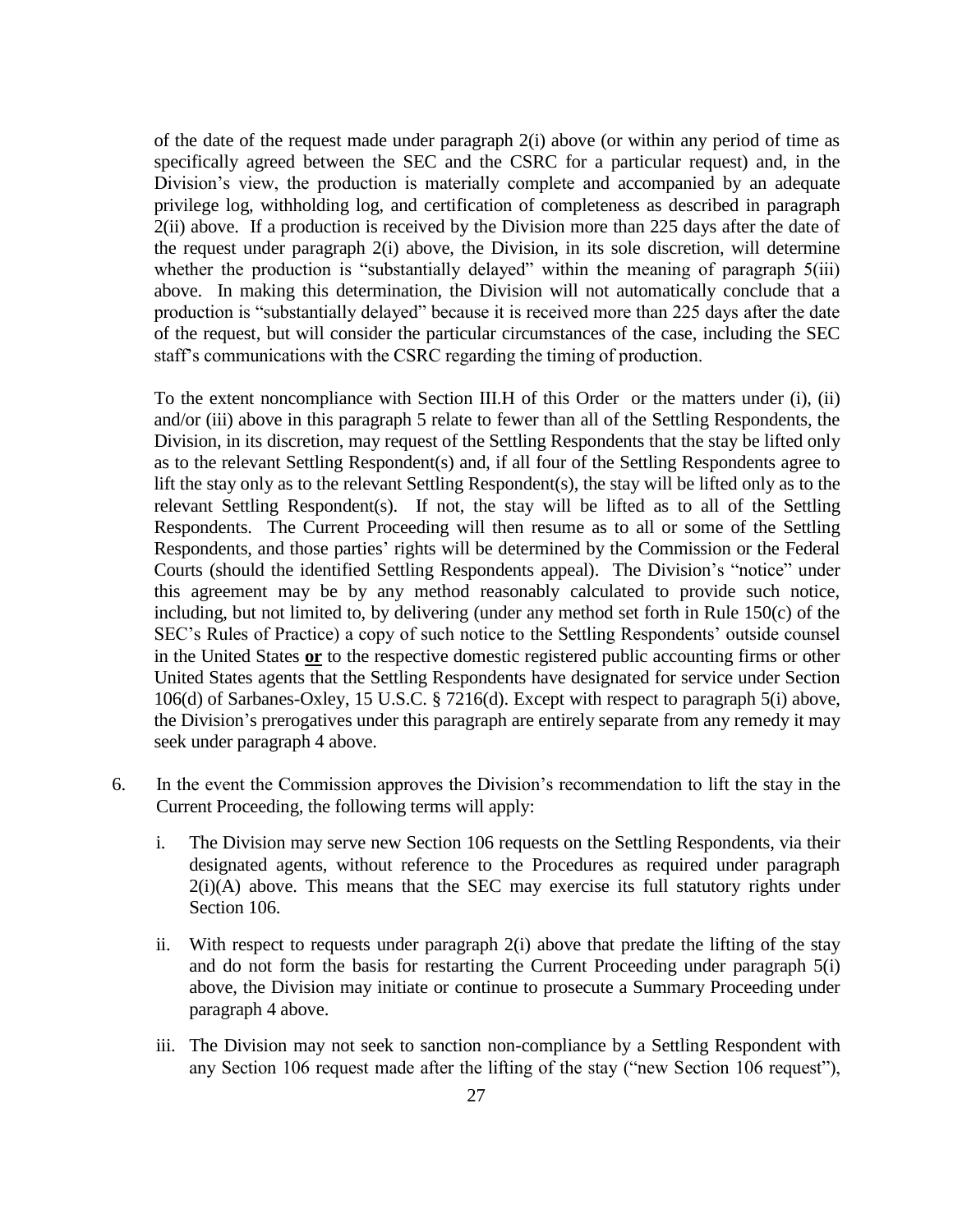of the date of the request made under paragraph 2(i) above (or within any period of time as specifically agreed between the SEC and the CSRC for a particular request) and, in the Division's view, the production is materially complete and accompanied by an adequate privilege log, withholding log, and certification of completeness as described in paragraph 2(ii) above. If a production is received by the Division more than 225 days after the date of the request under paragraph 2(i) above, the Division, in its sole discretion, will determine whether the production is "substantially delayed" within the meaning of paragraph 5(iii) above. In making this determination, the Division will not automatically conclude that a production is "substantially delayed" because it is received more than 225 days after the date of the request, but will consider the particular circumstances of the case, including the SEC staff's communications with the CSRC regarding the timing of production.

To the extent noncompliance with Section III.H of this Order or the matters under (i), (ii) and/or (iii) above in this paragraph 5 relate to fewer than all of the Settling Respondents, the Division, in its discretion, may request of the Settling Respondents that the stay be lifted only as to the relevant Settling Respondent(s) and, if all four of the Settling Respondents agree to lift the stay only as to the relevant Settling Respondent(s), the stay will be lifted only as to the relevant Settling Respondent(s). If not, the stay will be lifted as to all of the Settling Respondents. The Current Proceeding will then resume as to all or some of the Settling Respondents, and those parties' rights will be determined by the Commission or the Federal Courts (should the identified Settling Respondents appeal). The Division's "notice" under this agreement may be by any method reasonably calculated to provide such notice, including, but not limited to, by delivering (under any method set forth in Rule 150(c) of the SEC's Rules of Practice) a copy of such notice to the Settling Respondents' outside counsel in the United States **or** to the respective domestic registered public accounting firms or other United States agents that the Settling Respondents have designated for service under Section 106(d) of Sarbanes-Oxley, 15 U.S.C. § 7216(d). Except with respect to paragraph 5(i) above, the Division's prerogatives under this paragraph are entirely separate from any remedy it may seek under paragraph 4 above.

6. In the event the Commission approves the Division's recommendation to lift the stay in the Current Proceeding, the following terms will apply:

   i. The Division may serve new Section 106 requests on the Settling Respondents, via their designated agents, without reference to the Procedures as required under paragraph 2(i)(A) above. This means that the SEC may exercise its full statutory rights under Section 106.

   ii. With respect to requests under paragraph 2(i) above that predate the lifting of the stay and do not form the basis for restarting the Current Proceeding under paragraph 5(i) above, the Division may initiate or continue to prosecute a Summary Proceeding under paragraph 4 above.

   iii. The Division may not seek to sanction non-compliance by a Settling Respondent with any Section 106 request made after the lifting of the stay ("new Section 106 request"),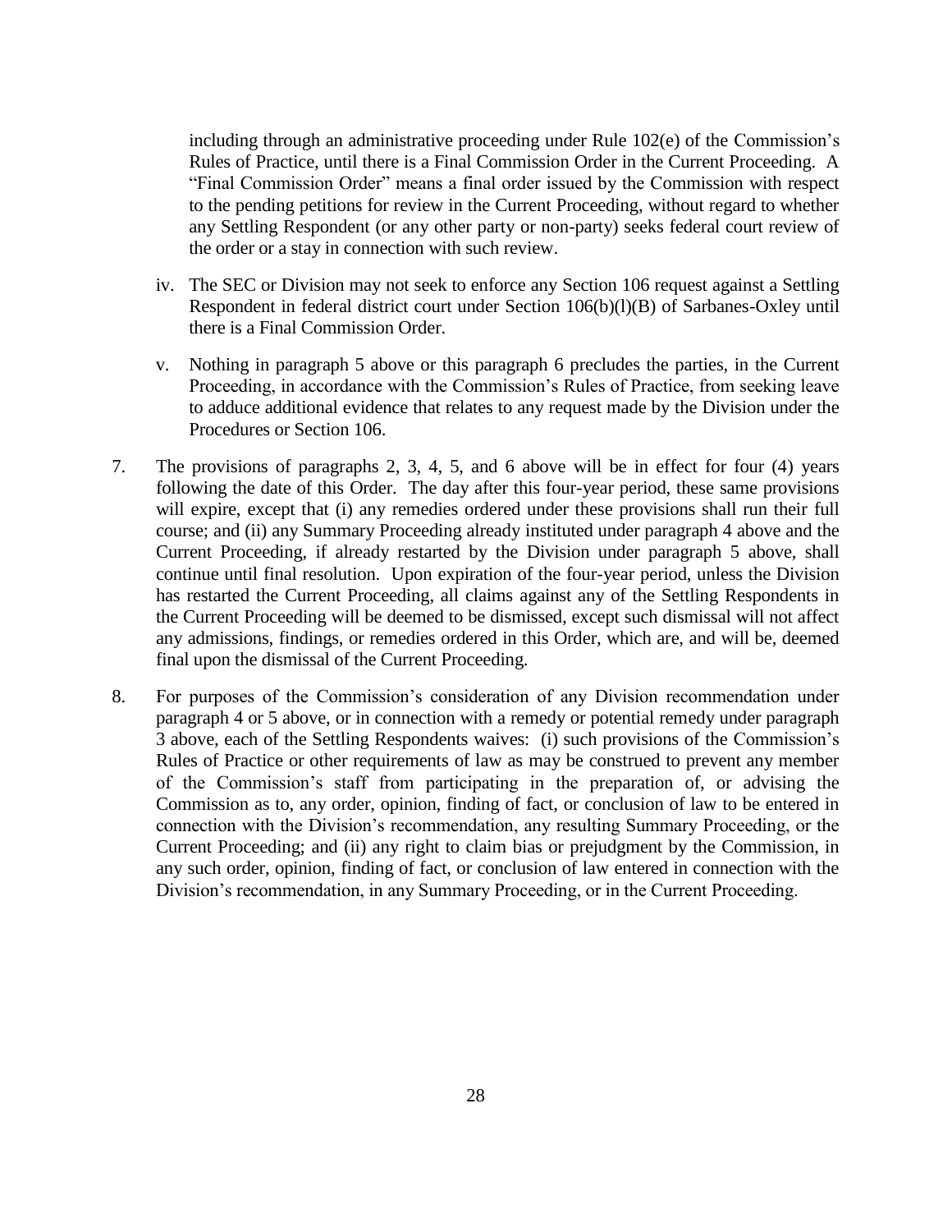including through an administrative proceeding under Rule 102(e) of the Commission's Rules of Practice, until there is a Final Commission Order in the Current Proceeding. A "Final Commission Order" means a final order issued by the Commission with respect to the pending petitions for review in the Current Proceeding, without regard to whether any Settling Respondent (or any other party or non-party) seeks federal court review of the order or a stay in connection with such review.

iv. The SEC or Division may not seek to enforce any Section 106 request against a Settling Respondent in federal district court under Section 106(b)(l)(B) of Sarbanes-Oxley until there is a Final Commission Order.

v. Nothing in paragraph 5 above or this paragraph 6 precludes the parties, in the Current Proceeding, in accordance with the Commission's Rules of Practice, from seeking leave to adduce additional evidence that relates to any request made by the Division under the Procedures or Section 106.

7. The provisions of paragraphs 2, 3, 4, 5, and 6 above will be in effect for four (4) years following the date of this Order. The day after this four-year period, these same provisions will expire, except that (i) any remedies ordered under these provisions shall run their full course; and (ii) any Summary Proceeding already instituted under paragraph 4 above and the Current Proceeding, if already restarted by the Division under paragraph 5 above, shall continue until final resolution. Upon expiration of the four-year period, unless the Division has restarted the Current Proceeding, all claims against any of the Settling Respondents in the Current Proceeding will be deemed to be dismissed, except such dismissal will not affect any admissions, findings, or remedies ordered in this Order, which are, and will be, deemed final upon the dismissal of the Current Proceeding.

8. For purposes of the Commission's consideration of any Division recommendation under paragraph 4 or 5 above, or in connection with a remedy or potential remedy under paragraph 3 above, each of the Settling Respondents waives: (i) such provisions of the Commission's Rules of Practice or other requirements of law as may be construed to prevent any member of the Commission's staff from participating in the preparation of, or advising the Commission as to, any order, opinion, finding of fact, or conclusion of law to be entered in connection with the Division's recommendation, any resulting Summary Proceeding, or the Current Proceeding; and (ii) any right to claim bias or prejudgment by the Commission, in any such order, opinion, finding of fact, or conclusion of law entered in connection with the Division's recommendation, in any Summary Proceeding, or in the Current Proceeding.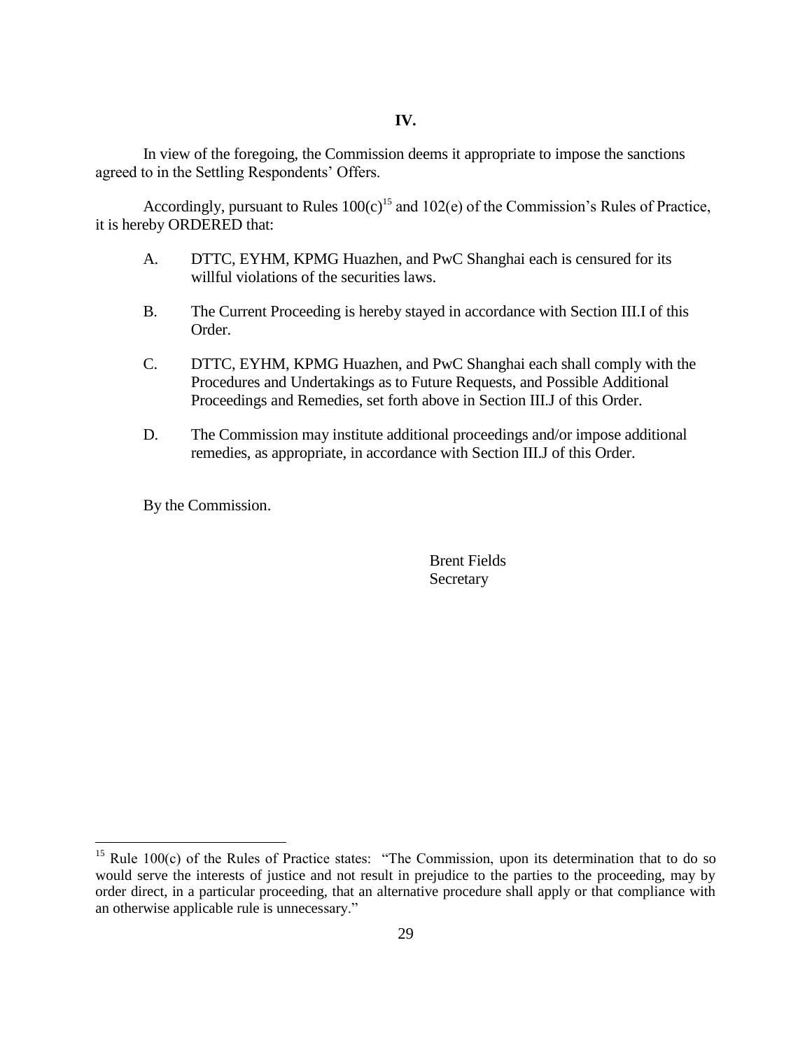## IV.

In view of the foregoing, the Commission deems it appropriate to impose the sanctions agreed to in the Settling Respondents' Offers.

Accordingly, pursuant to Rules 100(c)[15] and 102(e) of the Commission's Rules of Practice, it is hereby ORDERED that:

A. DTTC, EYHM, KPMG Huazhen, and PwC Shanghai each is censured for its willful violations of the securities laws.

B. The Current Proceeding is hereby stayed in accordance with Section III.I of this Order.

C. DTTC, EYHM, KPMG Huazhen, and PwC Shanghai each shall comply with the Procedures and Undertakings as to Future Requests, and Possible Additional Proceedings and Remedies, set forth above in Section III.J of this Order.

D. The Commission may institute additional proceedings and/or impose additional remedies, as appropriate, in accordance with Section III.J of this Order.

By the Commission.

Brent Fields
Secretary

---

[15] Rule 100(c) of the Rules of Practice states: "The Commission, upon its determination that to do so would serve the interests of justice and not result in prejudice to the parties to the proceeding, may by order direct, in a particular proceeding, that an alternative procedure shall apply or that compliance with an otherwise applicable rule is unnecessary."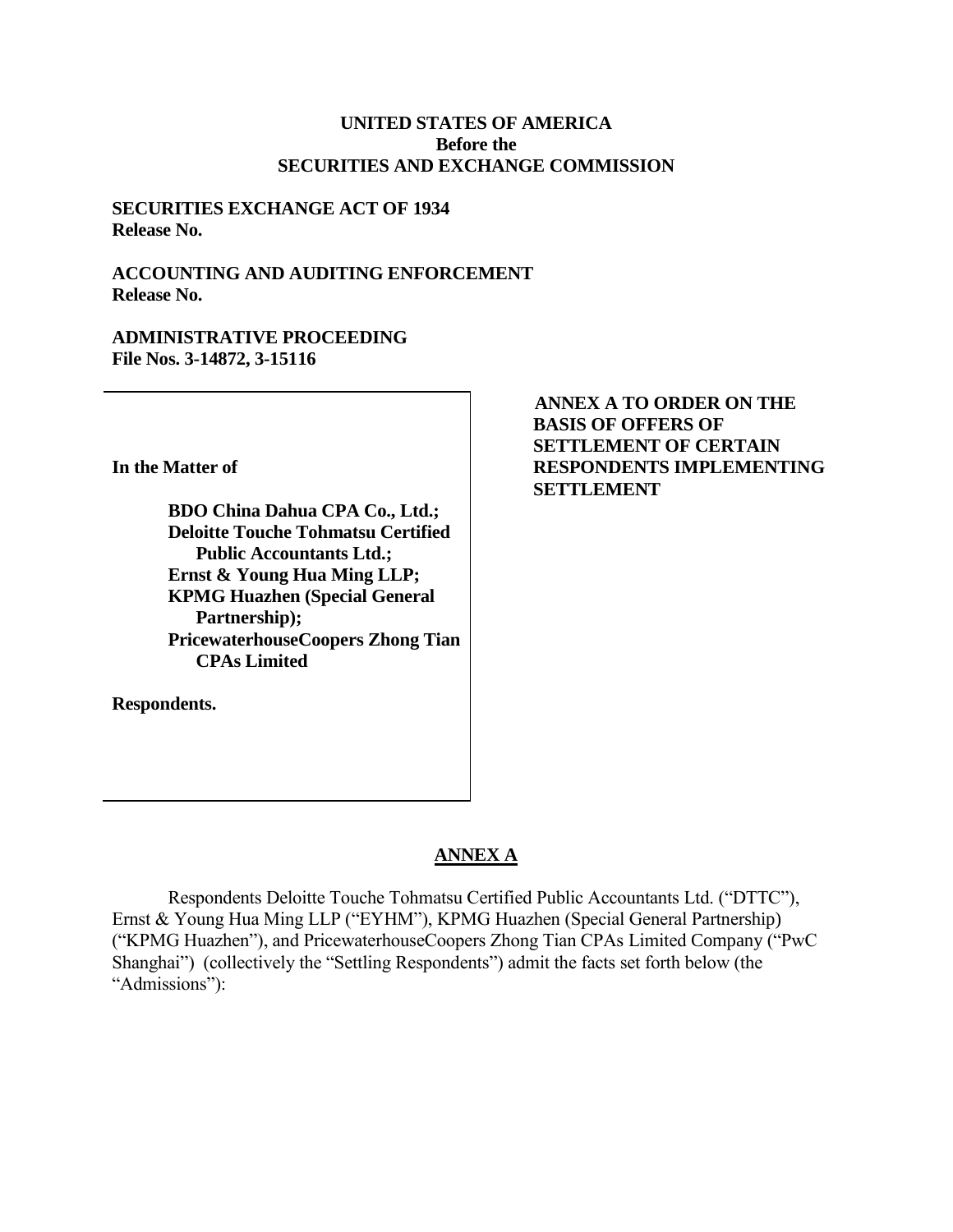**UNITED STATES OF AMERICA**
**Before the**
**SECURITIES AND EXCHANGE COMMISSION**

**SECURITIES EXCHANGE ACT OF 1934**
**Release No.**

**ACCOUNTING AND AUDITING ENFORCEMENT**
**Release No.**

**ADMINISTRATIVE PROCEEDING**
**File Nos. 3-14872, 3-15116**

**In the Matter of**

**BDO China Dahua CPA Co., Ltd.;**
**Deloitte Touche Tohmatsu Certified Public Accountants Ltd.;**
**Ernst & Young Hua Ming LLP;**
**KPMG Huazhen (Special General Partnership);**
**PricewaterhouseCoopers Zhong Tian CPAs Limited**

**Respondents.**

**ANNEX A TO ORDER ON THE BASIS OF OFFERS OF SETTLEMENT OF CERTAIN RESPONDENTS IMPLEMENTING SETTLEMENT**

## ANNEX A

Respondents Deloitte Touche Tohmatsu Certified Public Accountants Ltd. ("DTTC"), Ernst & Young Hua Ming LLP ("EYHM"), KPMG Huazhen (Special General Partnership) ("KPMG Huazhen"), and PricewaterhouseCoopers Zhong Tian CPAs Limited Company ("PwC Shanghai") (collectively the "Settling Respondents") admit the facts set forth below (the "Admissions"):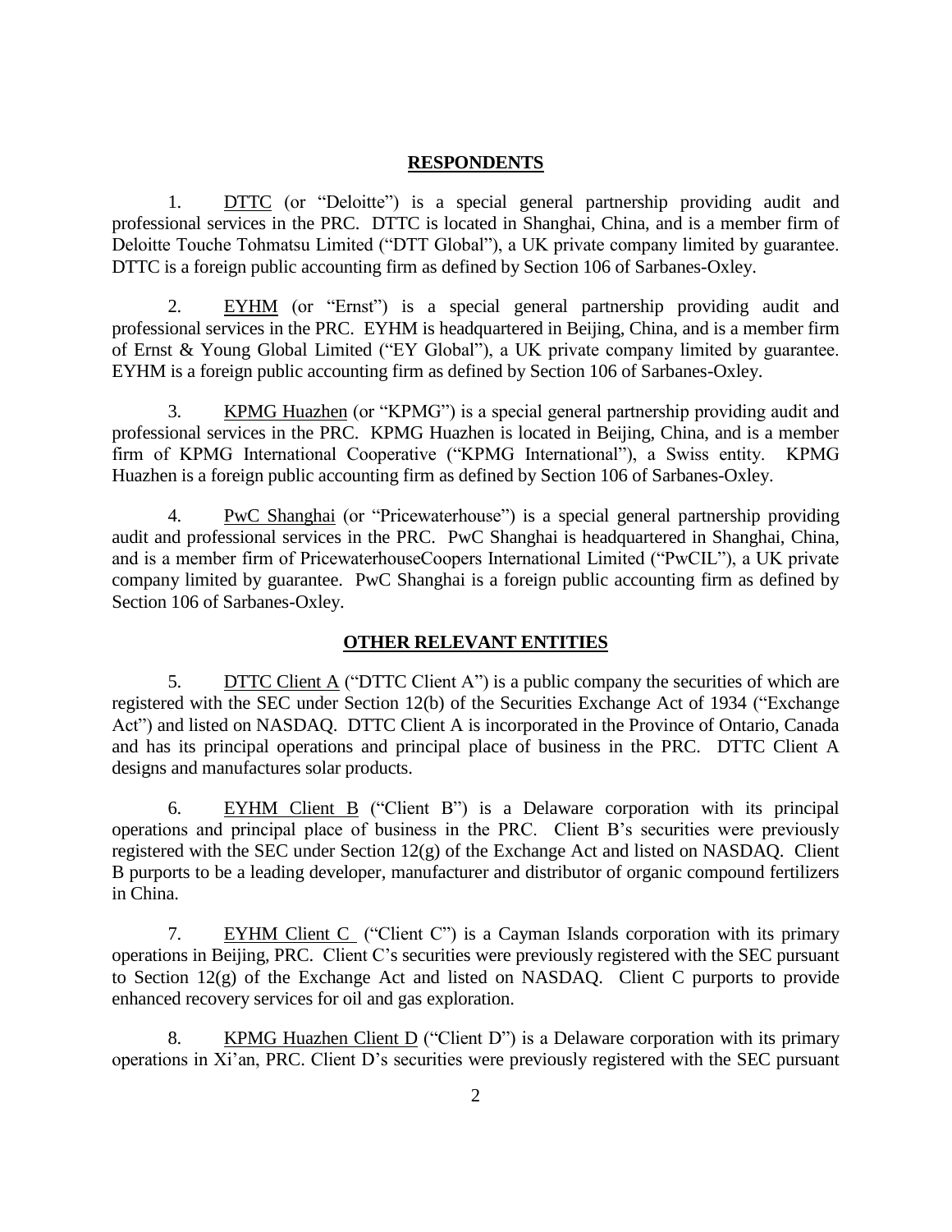## RESPONDENTS

1. DTTC (or "Deloitte") is a special general partnership providing audit and professional services in the PRC. DTTC is located in Shanghai, China, and is a member firm of Deloitte Touche Tohmatsu Limited ("DTT Global"), a UK private company limited by guarantee. DTTC is a foreign public accounting firm as defined by Section 106 of Sarbanes-Oxley.

2. EYHM (or "Ernst") is a special general partnership providing audit and professional services in the PRC. EYHM is headquartered in Beijing, China, and is a member firm of Ernst & Young Global Limited ("EY Global"), a UK private company limited by guarantee. EYHM is a foreign public accounting firm as defined by Section 106 of Sarbanes-Oxley.

3. KPMG Huazhen (or "KPMG") is a special general partnership providing audit and professional services in the PRC. KPMG Huazhen is located in Beijing, China, and is a member firm of KPMG International Cooperative ("KPMG International"), a Swiss entity. KPMG Huazhen is a foreign public accounting firm as defined by Section 106 of Sarbanes-Oxley.

4. PwC Shanghai (or "Pricewaterhouse") is a special general partnership providing audit and professional services in the PRC. PwC Shanghai is headquartered in Shanghai, China, and is a member firm of PricewaterhouseCoopers International Limited ("PwCIL"), a UK private company limited by guarantee. PwC Shanghai is a foreign public accounting firm as defined by Section 106 of Sarbanes-Oxley.

## OTHER RELEVANT ENTITIES

5. DTTC Client A ("DTTC Client A") is a public company the securities of which are registered with the SEC under Section 12(b) of the Securities Exchange Act of 1934 ("Exchange Act") and listed on NASDAQ. DTTC Client A is incorporated in the Province of Ontario, Canada and has its principal operations and principal place of business in the PRC. DTTC Client A designs and manufactures solar products.

6. EYHM Client B ("Client B") is a Delaware corporation with its principal operations and principal place of business in the PRC. Client B's securities were previously registered with the SEC under Section 12(g) of the Exchange Act and listed on NASDAQ. Client B purports to be a leading developer, manufacturer and distributor of organic compound fertilizers in China.

7. EYHM Client C ("Client C") is a Cayman Islands corporation with its primary operations in Beijing, PRC. Client C's securities were previously registered with the SEC pursuant to Section 12(g) of the Exchange Act and listed on NASDAQ. Client C purports to provide enhanced recovery services for oil and gas exploration.

8. KPMG Huazhen Client D ("Client D") is a Delaware corporation with its primary operations in Xi'an, PRC. Client D's securities were previously registered with the SEC pursuant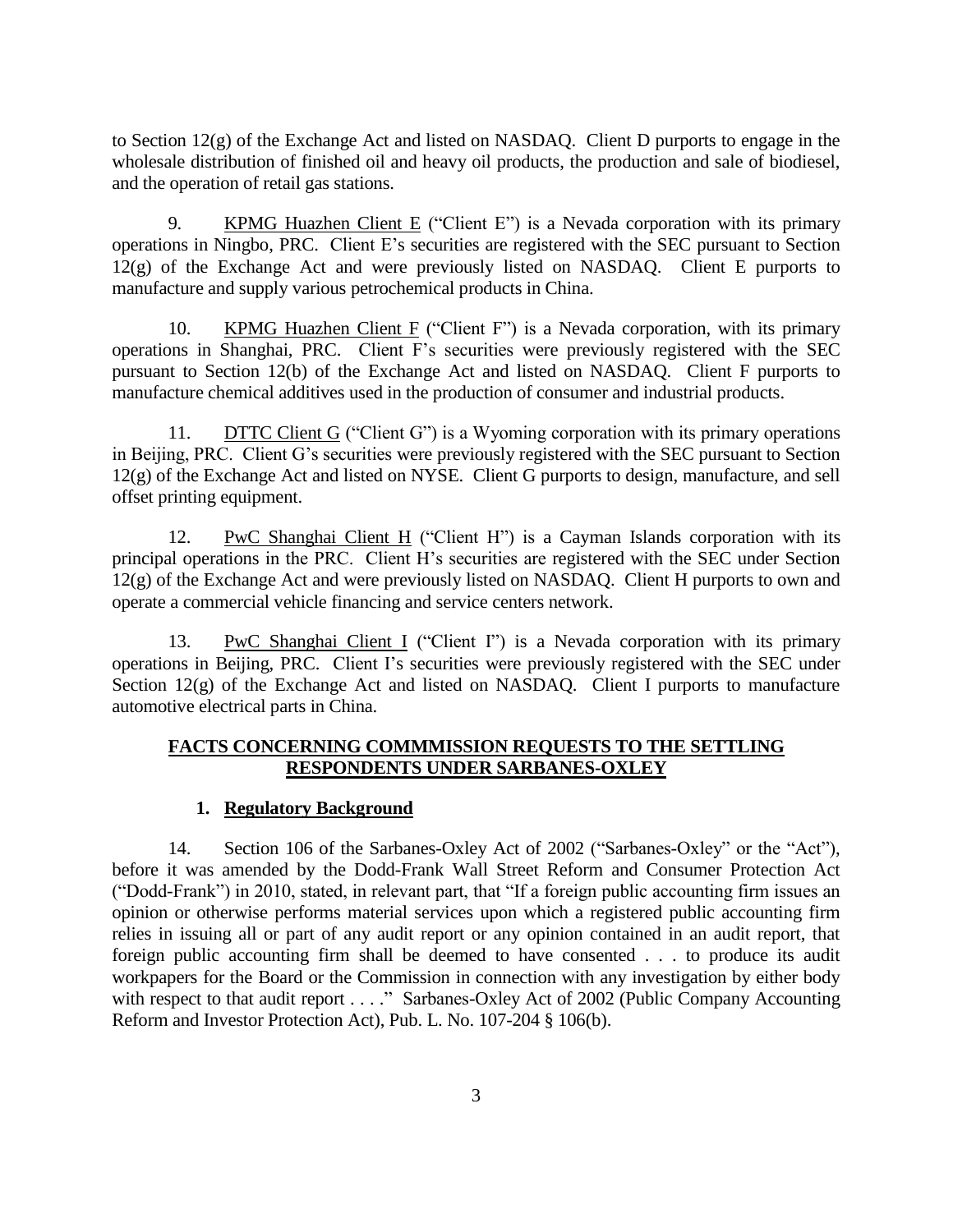to Section 12(g) of the Exchange Act and listed on NASDAQ. Client D purports to engage in the wholesale distribution of finished oil and heavy oil products, the production and sale of biodiesel, and the operation of retail gas stations.

9. KPMG Huazhen Client E ("Client E") is a Nevada corporation with its primary operations in Ningbo, PRC. Client E's securities are registered with the SEC pursuant to Section 12(g) of the Exchange Act and were previously listed on NASDAQ. Client E purports to manufacture and supply various petrochemical products in China.

10. KPMG Huazhen Client F ("Client F") is a Nevada corporation, with its primary operations in Shanghai, PRC. Client F's securities were previously registered with the SEC pursuant to Section 12(b) of the Exchange Act and listed on NASDAQ. Client F purports to manufacture chemical additives used in the production of consumer and industrial products.

11. DTTC Client G ("Client G") is a Wyoming corporation with its primary operations in Beijing, PRC. Client G's securities were previously registered with the SEC pursuant to Section 12(g) of the Exchange Act and listed on NYSE. Client G purports to design, manufacture, and sell offset printing equipment.

12. PwC Shanghai Client H ("Client H") is a Cayman Islands corporation with its principal operations in the PRC. Client H's securities are registered with the SEC under Section 12(g) of the Exchange Act and were previously listed on NASDAQ. Client H purports to own and operate a commercial vehicle financing and service centers network.

13. PwC Shanghai Client I ("Client I") is a Nevada corporation with its primary operations in Beijing, PRC. Client I's securities were previously registered with the SEC under Section 12(g) of the Exchange Act and listed on NASDAQ. Client I purports to manufacture automotive electrical parts in China.

## FACTS CONCERNING COMMMISSION REQUESTS TO THE SETTLING RESPONDENTS UNDER SARBANES-OXLEY

### 1. Regulatory Background

14. Section 106 of the Sarbanes-Oxley Act of 2002 ("Sarbanes-Oxley" or the "Act"), before it was amended by the Dodd-Frank Wall Street Reform and Consumer Protection Act ("Dodd-Frank") in 2010, stated, in relevant part, that "If a foreign public accounting firm issues an opinion or otherwise performs material services upon which a registered public accounting firm relies in issuing all or part of any audit report or any opinion contained in an audit report, that foreign public accounting firm shall be deemed to have consented . . . to produce its audit workpapers for the Board or the Commission in connection with any investigation by either body with respect to that audit report . . . ." Sarbanes-Oxley Act of 2002 (Public Company Accounting Reform and Investor Protection Act), Pub. L. No. 107-204 § 106(b).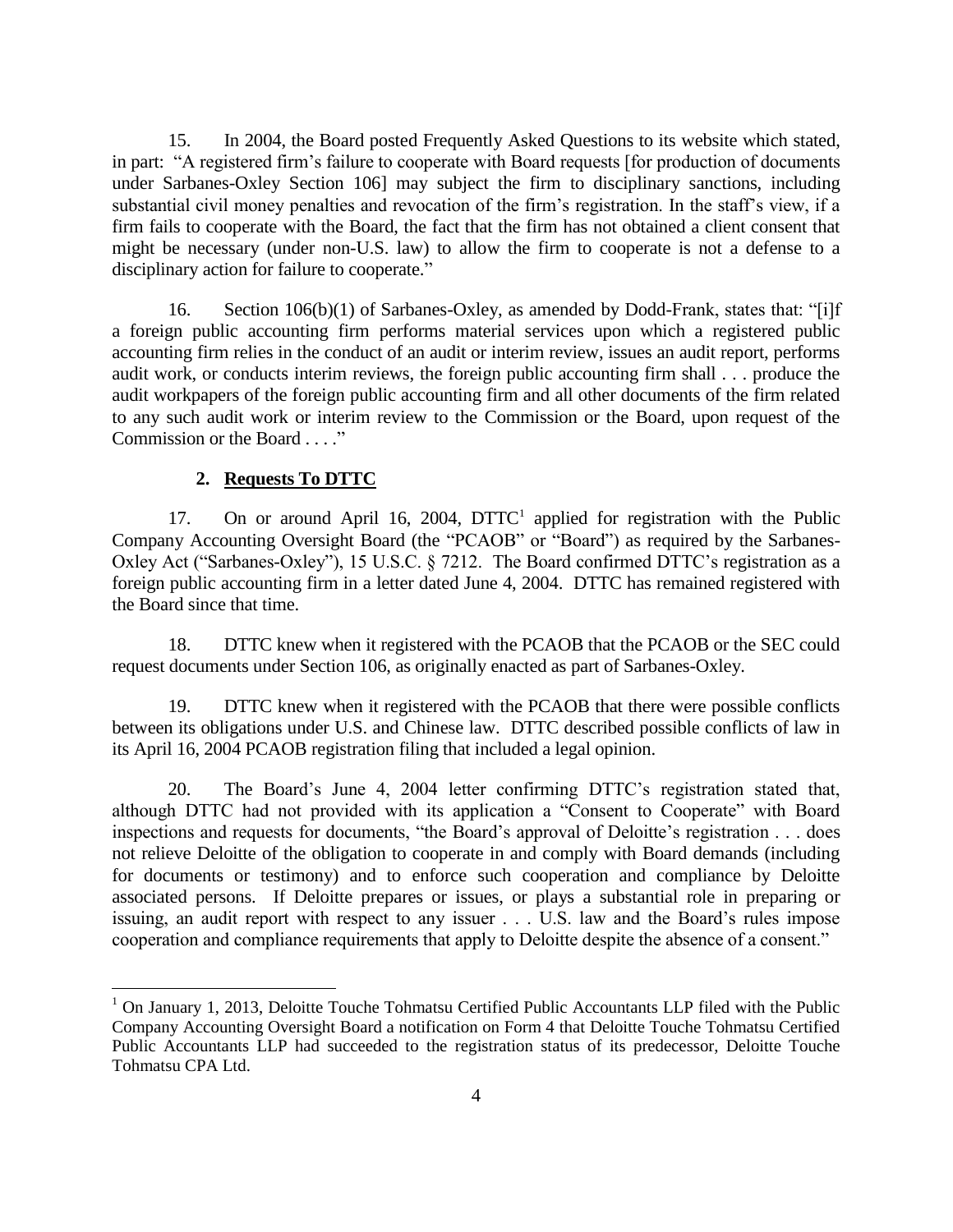15. In 2004, the Board posted Frequently Asked Questions to its website which stated, in part: "A registered firm's failure to cooperate with Board requests [for production of documents under Sarbanes-Oxley Section 106] may subject the firm to disciplinary sanctions, including substantial civil money penalties and revocation of the firm's registration. In the staff's view, if a firm fails to cooperate with the Board, the fact that the firm has not obtained a client consent that might be necessary (under non-U.S. law) to allow the firm to cooperate is not a defense to a disciplinary action for failure to cooperate."

16. Section 106(b)(1) of Sarbanes-Oxley, as amended by Dodd-Frank, states that: "[i]f a foreign public accounting firm performs material services upon which a registered public accounting firm relies in the conduct of an audit or interim review, issues an audit report, performs audit work, or conducts interim reviews, the foreign public accounting firm shall . . . produce the audit workpapers of the foreign public accounting firm and all other documents of the firm related to any such audit work or interim review to the Commission or the Board, upon request of the Commission or the Board . . . ."

### 2. Requests To DTTC

17. On or around April 16, 2004, DTTC[1] applied for registration with the Public Company Accounting Oversight Board (the "PCAOB" or "Board") as required by the Sarbanes-Oxley Act ("Sarbanes-Oxley"), 15 U.S.C. § 7212. The Board confirmed DTTC's registration as a foreign public accounting firm in a letter dated June 4, 2004. DTTC has remained registered with the Board since that time.

18. DTTC knew when it registered with the PCAOB that the PCAOB or the SEC could request documents under Section 106, as originally enacted as part of Sarbanes-Oxley.

19. DTTC knew when it registered with the PCAOB that there were possible conflicts between its obligations under U.S. and Chinese law. DTTC described possible conflicts of law in its April 16, 2004 PCAOB registration filing that included a legal opinion.

20. The Board's June 4, 2004 letter confirming DTTC's registration stated that, although DTTC had not provided with its application a "Consent to Cooperate" with Board inspections and requests for documents, "the Board's approval of Deloitte's registration . . . does not relieve Deloitte of the obligation to cooperate in and comply with Board demands (including for documents or testimony) and to enforce such cooperation and compliance by Deloitte associated persons. If Deloitte prepares or issues, or plays a substantial role in preparing or issuing, an audit report with respect to any issuer . . . U.S. law and the Board's rules impose cooperation and compliance requirements that apply to Deloitte despite the absence of a consent."

---

[1] On January 1, 2013, Deloitte Touche Tohmatsu Certified Public Accountants LLP filed with the Public Company Accounting Oversight Board a notification on Form 4 that Deloitte Touche Tohmatsu Certified Public Accountants LLP had succeeded to the registration status of its predecessor, Deloitte Touche Tohmatsu CPA Ltd.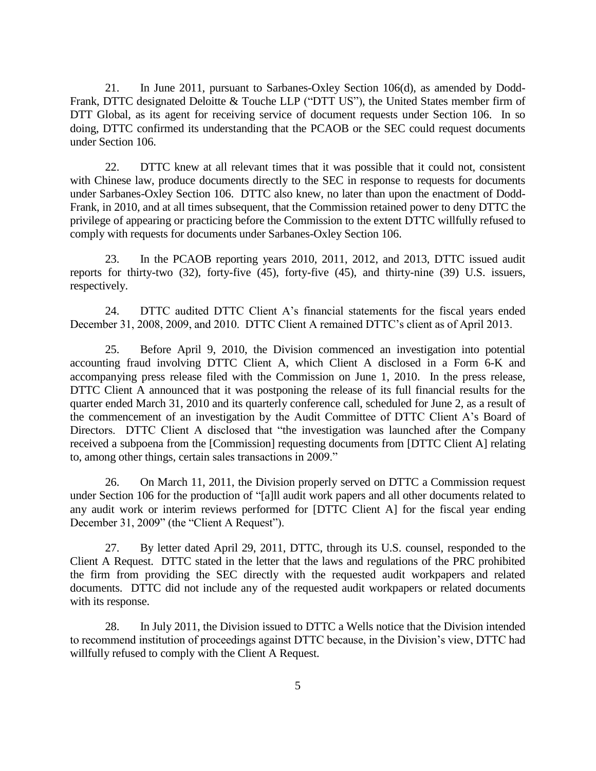21. In June 2011, pursuant to Sarbanes-Oxley Section 106(d), as amended by Dodd-Frank, DTTC designated Deloitte & Touche LLP ("DTT US"), the United States member firm of DTT Global, as its agent for receiving service of document requests under Section 106. In so doing, DTTC confirmed its understanding that the PCAOB or the SEC could request documents under Section 106.

22. DTTC knew at all relevant times that it was possible that it could not, consistent with Chinese law, produce documents directly to the SEC in response to requests for documents under Sarbanes-Oxley Section 106. DTTC also knew, no later than upon the enactment of Dodd-Frank, in 2010, and at all times subsequent, that the Commission retained power to deny DTTC the privilege of appearing or practicing before the Commission to the extent DTTC willfully refused to comply with requests for documents under Sarbanes-Oxley Section 106.

23. In the PCAOB reporting years 2010, 2011, 2012, and 2013, DTTC issued audit reports for thirty-two (32), forty-five (45), forty-five (45), and thirty-nine (39) U.S. issuers, respectively.

24. DTTC audited DTTC Client A's financial statements for the fiscal years ended December 31, 2008, 2009, and 2010. DTTC Client A remained DTTC's client as of April 2013.

25. Before April 9, 2010, the Division commenced an investigation into potential accounting fraud involving DTTC Client A, which Client A disclosed in a Form 6-K and accompanying press release filed with the Commission on June 1, 2010. In the press release, DTTC Client A announced that it was postponing the release of its full financial results for the quarter ended March 31, 2010 and its quarterly conference call, scheduled for June 2, as a result of the commencement of an investigation by the Audit Committee of DTTC Client A's Board of Directors. DTTC Client A disclosed that "the investigation was launched after the Company received a subpoena from the [Commission] requesting documents from [DTTC Client A] relating to, among other things, certain sales transactions in 2009."

26. On March 11, 2011, the Division properly served on DTTC a Commission request under Section 106 for the production of "[a]ll audit work papers and all other documents related to any audit work or interim reviews performed for [DTTC Client A] for the fiscal year ending December 31, 2009" (the "Client A Request").

27. By letter dated April 29, 2011, DTTC, through its U.S. counsel, responded to the Client A Request. DTTC stated in the letter that the laws and regulations of the PRC prohibited the firm from providing the SEC directly with the requested audit workpapers and related documents. DTTC did not include any of the requested audit workpapers or related documents with its response.

28. In July 2011, the Division issued to DTTC a Wells notice that the Division intended to recommend institution of proceedings against DTTC because, in the Division's view, DTTC had willfully refused to comply with the Client A Request.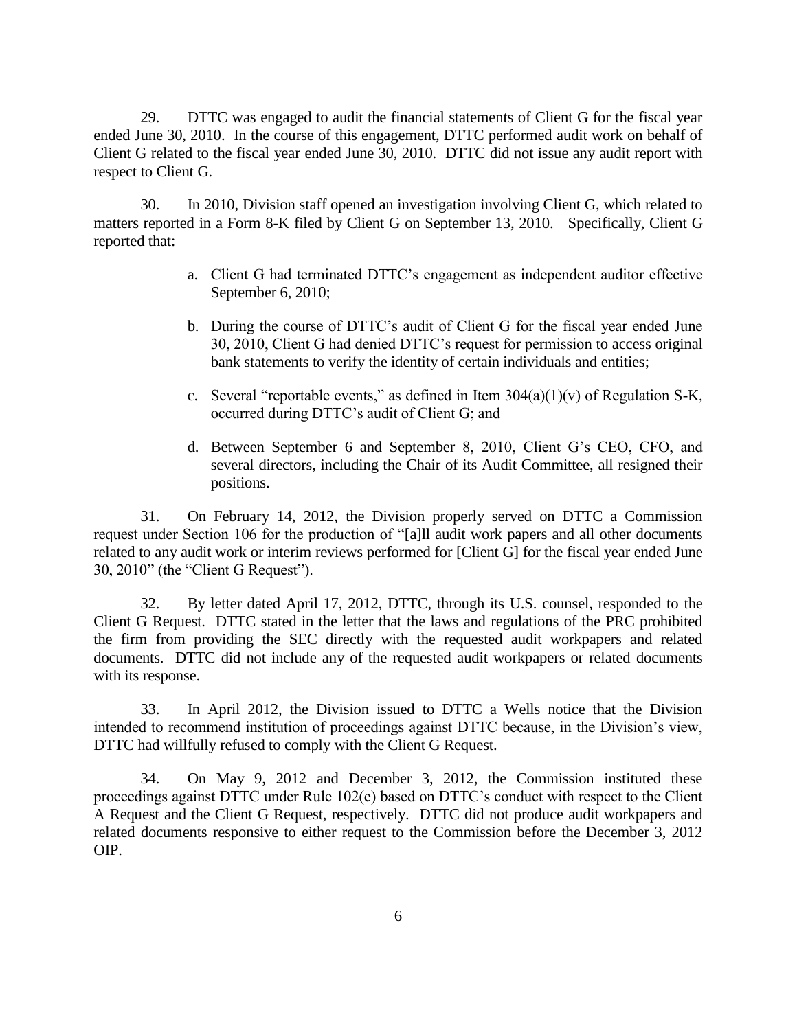29. DTTC was engaged to audit the financial statements of Client G for the fiscal year ended June 30, 2010. In the course of this engagement, DTTC performed audit work on behalf of Client G related to the fiscal year ended June 30, 2010. DTTC did not issue any audit report with respect to Client G.

30. In 2010, Division staff opened an investigation involving Client G, which related to matters reported in a Form 8-K filed by Client G on September 13, 2010. Specifically, Client G reported that:

a. Client G had terminated DTTC's engagement as independent auditor effective September 6, 2010;

b. During the course of DTTC's audit of Client G for the fiscal year ended June 30, 2010, Client G had denied DTTC's request for permission to access original bank statements to verify the identity of certain individuals and entities;

c. Several "reportable events," as defined in Item 304(a)(1)(v) of Regulation S-K, occurred during DTTC's audit of Client G; and

d. Between September 6 and September 8, 2010, Client G's CEO, CFO, and several directors, including the Chair of its Audit Committee, all resigned their positions.

31. On February 14, 2012, the Division properly served on DTTC a Commission request under Section 106 for the production of "[a]ll audit work papers and all other documents related to any audit work or interim reviews performed for [Client G] for the fiscal year ended June 30, 2010" (the "Client G Request").

32. By letter dated April 17, 2012, DTTC, through its U.S. counsel, responded to the Client G Request. DTTC stated in the letter that the laws and regulations of the PRC prohibited the firm from providing the SEC directly with the requested audit workpapers and related documents. DTTC did not include any of the requested audit workpapers or related documents with its response.

33. In April 2012, the Division issued to DTTC a Wells notice that the Division intended to recommend institution of proceedings against DTTC because, in the Division's view, DTTC had willfully refused to comply with the Client G Request.

34. On May 9, 2012 and December 3, 2012, the Commission instituted these proceedings against DTTC under Rule 102(e) based on DTTC's conduct with respect to the Client A Request and the Client G Request, respectively. DTTC did not produce audit workpapers and related documents responsive to either request to the Commission before the December 3, 2012 OIP.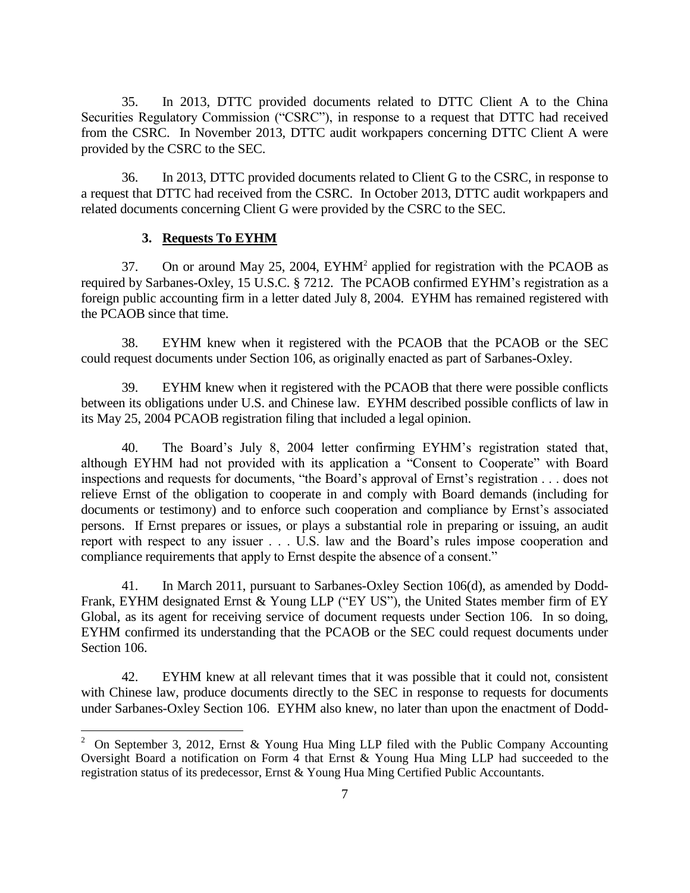35. In 2013, DTTC provided documents related to DTTC Client A to the China Securities Regulatory Commission ("CSRC"), in response to a request that DTTC had received from the CSRC. In November 2013, DTTC audit workpapers concerning DTTC Client A were provided by the CSRC to the SEC.

36. In 2013, DTTC provided documents related to Client G to the CSRC, in response to a request that DTTC had received from the CSRC. In October 2013, DTTC audit workpapers and related documents concerning Client G were provided by the CSRC to the SEC.

### 3. **Requests To EYHM**

37. On or around May 25, 2004, EYHM[2] applied for registration with the PCAOB as required by Sarbanes-Oxley, 15 U.S.C. § 7212. The PCAOB confirmed EYHM's registration as a foreign public accounting firm in a letter dated July 8, 2004. EYHM has remained registered with the PCAOB since that time.

38. EYHM knew when it registered with the PCAOB that the PCAOB or the SEC could request documents under Section 106, as originally enacted as part of Sarbanes-Oxley.

39. EYHM knew when it registered with the PCAOB that there were possible conflicts between its obligations under U.S. and Chinese law. EYHM described possible conflicts of law in its May 25, 2004 PCAOB registration filing that included a legal opinion.

40. The Board's July 8, 2004 letter confirming EYHM's registration stated that, although EYHM had not provided with its application a "Consent to Cooperate" with Board inspections and requests for documents, "the Board's approval of Ernst's registration . . . does not relieve Ernst of the obligation to cooperate in and comply with Board demands (including for documents or testimony) and to enforce such cooperation and compliance by Ernst's associated persons. If Ernst prepares or issues, or plays a substantial role in preparing or issuing, an audit report with respect to any issuer . . . U.S. law and the Board's rules impose cooperation and compliance requirements that apply to Ernst despite the absence of a consent."

41. In March 2011, pursuant to Sarbanes-Oxley Section 106(d), as amended by Dodd-Frank, EYHM designated Ernst & Young LLP ("EY US"), the United States member firm of EY Global, as its agent for receiving service of document requests under Section 106. In so doing, EYHM confirmed its understanding that the PCAOB or the SEC could request documents under Section 106.

42. EYHM knew at all relevant times that it was possible that it could not, consistent with Chinese law, produce documents directly to the SEC in response to requests for documents under Sarbanes-Oxley Section 106. EYHM also knew, no later than upon the enactment of Dodd-

---

[2] On September 3, 2012, Ernst & Young Hua Ming LLP filed with the Public Company Accounting Oversight Board a notification on Form 4 that Ernst & Young Hua Ming LLP had succeeded to the registration status of its predecessor, Ernst & Young Hua Ming Certified Public Accountants.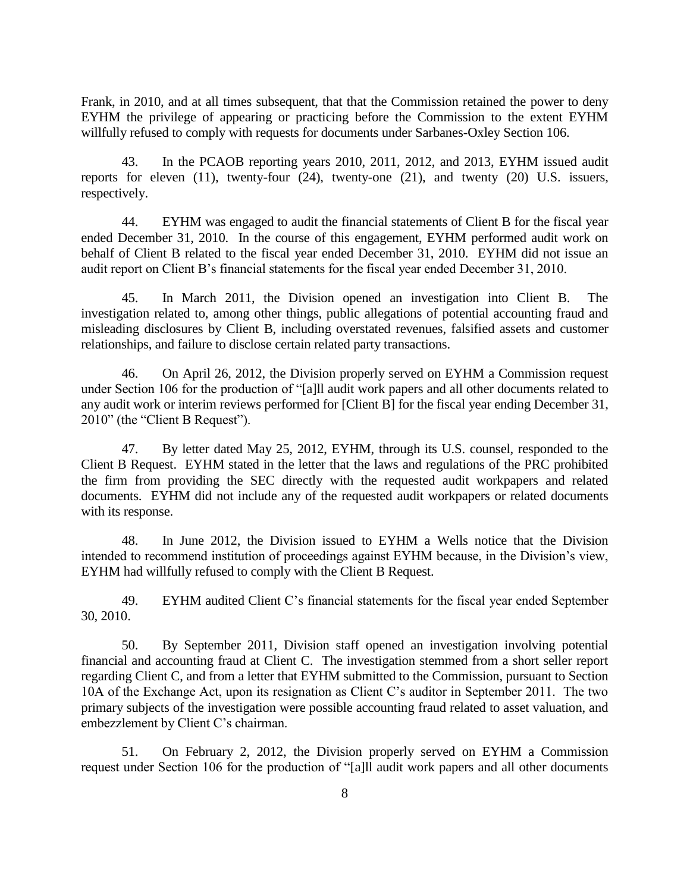Frank, in 2010, and at all times subsequent, that that the Commission retained the power to deny EYHM the privilege of appearing or practicing before the Commission to the extent EYHM willfully refused to comply with requests for documents under Sarbanes-Oxley Section 106.

43. In the PCAOB reporting years 2010, 2011, 2012, and 2013, EYHM issued audit reports for eleven (11), twenty-four (24), twenty-one (21), and twenty (20) U.S. issuers, respectively.

44. EYHM was engaged to audit the financial statements of Client B for the fiscal year ended December 31, 2010. In the course of this engagement, EYHM performed audit work on behalf of Client B related to the fiscal year ended December 31, 2010. EYHM did not issue an audit report on Client B's financial statements for the fiscal year ended December 31, 2010.

45. In March 2011, the Division opened an investigation into Client B. The investigation related to, among other things, public allegations of potential accounting fraud and misleading disclosures by Client B, including overstated revenues, falsified assets and customer relationships, and failure to disclose certain related party transactions.

46. On April 26, 2012, the Division properly served on EYHM a Commission request under Section 106 for the production of "[a]ll audit work papers and all other documents related to any audit work or interim reviews performed for [Client B] for the fiscal year ending December 31, 2010" (the "Client B Request").

47. By letter dated May 25, 2012, EYHM, through its U.S. counsel, responded to the Client B Request. EYHM stated in the letter that the laws and regulations of the PRC prohibited the firm from providing the SEC directly with the requested audit workpapers and related documents. EYHM did not include any of the requested audit workpapers or related documents with its response.

48. In June 2012, the Division issued to EYHM a Wells notice that the Division intended to recommend institution of proceedings against EYHM because, in the Division's view, EYHM had willfully refused to comply with the Client B Request.

49. EYHM audited Client C's financial statements for the fiscal year ended September 30, 2010.

50. By September 2011, Division staff opened an investigation involving potential financial and accounting fraud at Client C. The investigation stemmed from a short seller report regarding Client C, and from a letter that EYHM submitted to the Commission, pursuant to Section 10A of the Exchange Act, upon its resignation as Client C's auditor in September 2011. The two primary subjects of the investigation were possible accounting fraud related to asset valuation, and embezzlement by Client C's chairman.

51. On February 2, 2012, the Division properly served on EYHM a Commission request under Section 106 for the production of "[a]ll audit work papers and all other documents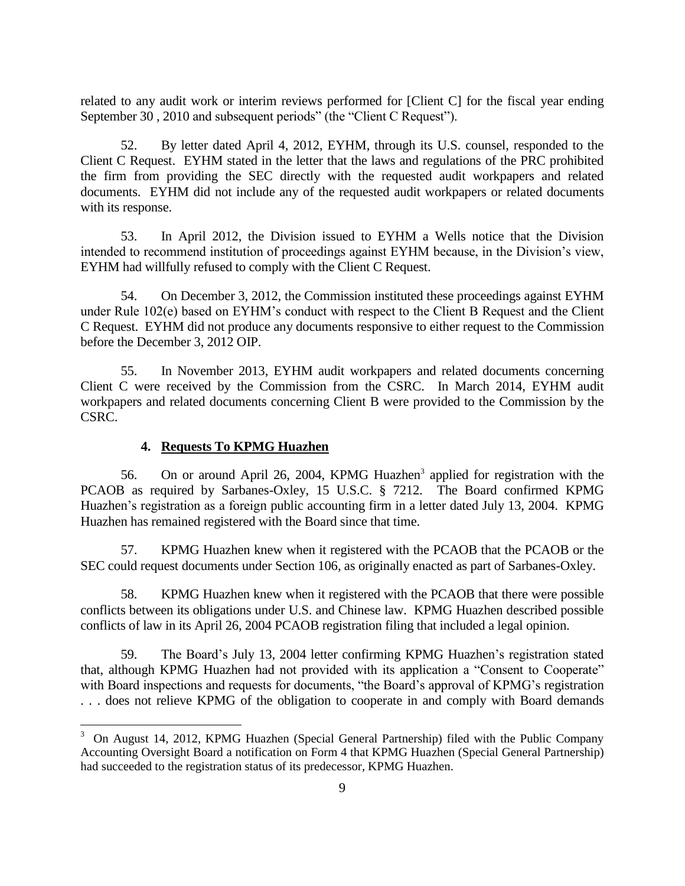related to any audit work or interim reviews performed for [Client C] for the fiscal year ending September 30 , 2010 and subsequent periods" (the "Client C Request").

52. By letter dated April 4, 2012, EYHM, through its U.S. counsel, responded to the Client C Request. EYHM stated in the letter that the laws and regulations of the PRC prohibited the firm from providing the SEC directly with the requested audit workpapers and related documents. EYHM did not include any of the requested audit workpapers or related documents with its response.

53. In April 2012, the Division issued to EYHM a Wells notice that the Division intended to recommend institution of proceedings against EYHM because, in the Division's view, EYHM had willfully refused to comply with the Client C Request.

54. On December 3, 2012, the Commission instituted these proceedings against EYHM under Rule 102(e) based on EYHM's conduct with respect to the Client B Request and the Client C Request. EYHM did not produce any documents responsive to either request to the Commission before the December 3, 2012 OIP.

55. In November 2013, EYHM audit workpapers and related documents concerning Client C were received by the Commission from the CSRC. In March 2014, EYHM audit workpapers and related documents concerning Client B were provided to the Commission by the CSRC.

#### 4. Requests To KPMG Huazhen

56. On or around April 26, 2004, KPMG Huazhen[3] applied for registration with the PCAOB as required by Sarbanes-Oxley, 15 U.S.C. § 7212. The Board confirmed KPMG Huazhen's registration as a foreign public accounting firm in a letter dated July 13, 2004. KPMG Huazhen has remained registered with the Board since that time.

57. KPMG Huazhen knew when it registered with the PCAOB that the PCAOB or the SEC could request documents under Section 106, as originally enacted as part of Sarbanes-Oxley.

58. KPMG Huazhen knew when it registered with the PCAOB that there were possible conflicts between its obligations under U.S. and Chinese law. KPMG Huazhen described possible conflicts of law in its April 26, 2004 PCAOB registration filing that included a legal opinion.

59. The Board's July 13, 2004 letter confirming KPMG Huazhen's registration stated that, although KPMG Huazhen had not provided with its application a "Consent to Cooperate" with Board inspections and requests for documents, "the Board's approval of KPMG's registration . . . does not relieve KPMG of the obligation to cooperate in and comply with Board demands

---

[3] On August 14, 2012, KPMG Huazhen (Special General Partnership) filed with the Public Company Accounting Oversight Board a notification on Form 4 that KPMG Huazhen (Special General Partnership) had succeeded to the registration status of its predecessor, KPMG Huazhen.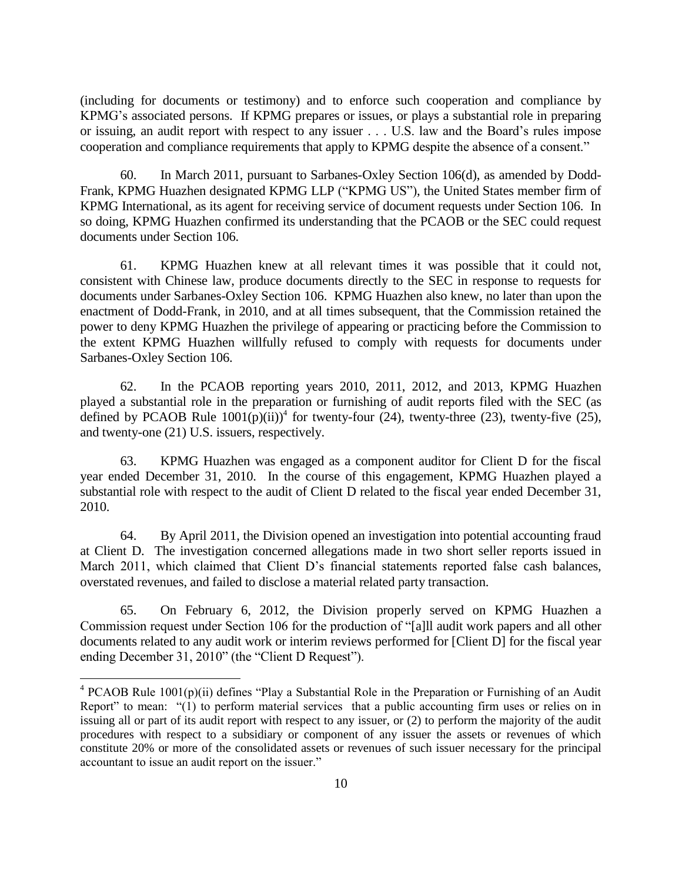(including for documents or testimony) and to enforce such cooperation and compliance by KPMG's associated persons. If KPMG prepares or issues, or plays a substantial role in preparing or issuing, an audit report with respect to any issuer . . . U.S. law and the Board's rules impose cooperation and compliance requirements that apply to KPMG despite the absence of a consent."

60. In March 2011, pursuant to Sarbanes-Oxley Section 106(d), as amended by Dodd-Frank, KPMG Huazhen designated KPMG LLP ("KPMG US"), the United States member firm of KPMG International, as its agent for receiving service of document requests under Section 106. In so doing, KPMG Huazhen confirmed its understanding that the PCAOB or the SEC could request documents under Section 106.

61. KPMG Huazhen knew at all relevant times it was possible that it could not, consistent with Chinese law, produce documents directly to the SEC in response to requests for documents under Sarbanes-Oxley Section 106. KPMG Huazhen also knew, no later than upon the enactment of Dodd-Frank, in 2010, and at all times subsequent, that the Commission retained the power to deny KPMG Huazhen the privilege of appearing or practicing before the Commission to the extent KPMG Huazhen willfully refused to comply with requests for documents under Sarbanes-Oxley Section 106.

62. In the PCAOB reporting years 2010, 2011, 2012, and 2013, KPMG Huazhen played a substantial role in the preparation or furnishing of audit reports filed with the SEC (as defined by PCAOB Rule 1001(p)(ii))[4] for twenty-four (24), twenty-three (23), twenty-five (25), and twenty-one (21) U.S. issuers, respectively.

63. KPMG Huazhen was engaged as a component auditor for Client D for the fiscal year ended December 31, 2010. In the course of this engagement, KPMG Huazhen played a substantial role with respect to the audit of Client D related to the fiscal year ended December 31, 2010.

64. By April 2011, the Division opened an investigation into potential accounting fraud at Client D. The investigation concerned allegations made in two short seller reports issued in March 2011, which claimed that Client D's financial statements reported false cash balances, overstated revenues, and failed to disclose a material related party transaction.

65. On February 6, 2012, the Division properly served on KPMG Huazhen a Commission request under Section 106 for the production of "[a]ll audit work papers and all other documents related to any audit work or interim reviews performed for [Client D] for the fiscal year ending December 31, 2010" (the "Client D Request").

---

[4] PCAOB Rule 1001(p)(ii) defines "Play a Substantial Role in the Preparation or Furnishing of an Audit Report" to mean: "(1) to perform material services that a public accounting firm uses or relies on in issuing all or part of its audit report with respect to any issuer, or (2) to perform the majority of the audit procedures with respect to a subsidiary or component of any issuer the assets or revenues of which constitute 20% or more of the consolidated assets or revenues of such issuer necessary for the principal accountant to issue an audit report on the issuer."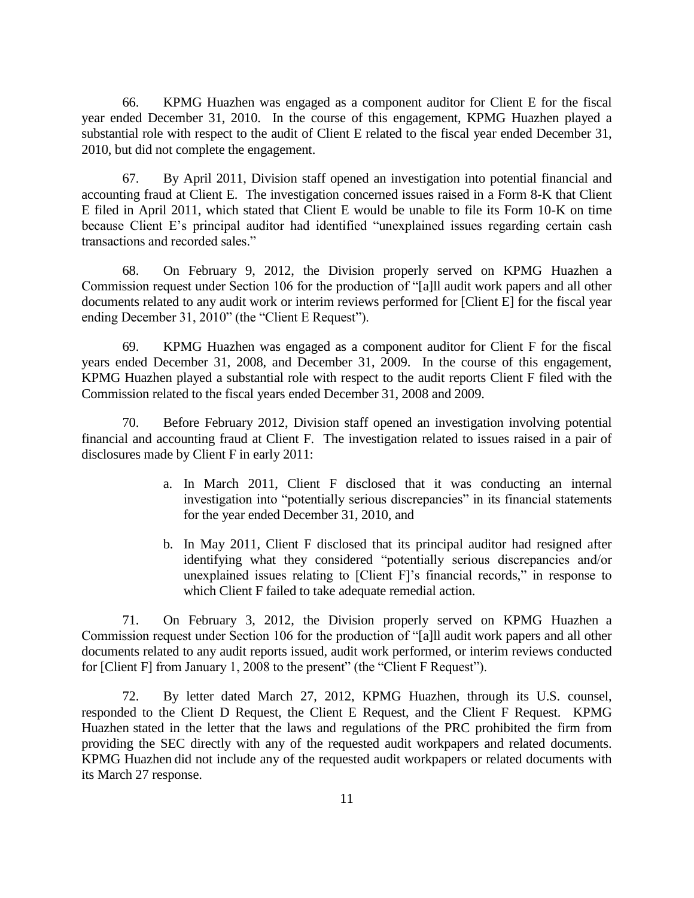66. KPMG Huazhen was engaged as a component auditor for Client E for the fiscal year ended December 31, 2010. In the course of this engagement, KPMG Huazhen played a substantial role with respect to the audit of Client E related to the fiscal year ended December 31, 2010, but did not complete the engagement.

67. By April 2011, Division staff opened an investigation into potential financial and accounting fraud at Client E. The investigation concerned issues raised in a Form 8-K that Client E filed in April 2011, which stated that Client E would be unable to file its Form 10-K on time because Client E's principal auditor had identified "unexplained issues regarding certain cash transactions and recorded sales."

68. On February 9, 2012, the Division properly served on KPMG Huazhen a Commission request under Section 106 for the production of "[a]ll audit work papers and all other documents related to any audit work or interim reviews performed for [Client E] for the fiscal year ending December 31, 2010" (the "Client E Request").

69. KPMG Huazhen was engaged as a component auditor for Client F for the fiscal years ended December 31, 2008, and December 31, 2009. In the course of this engagement, KPMG Huazhen played a substantial role with respect to the audit reports Client F filed with the Commission related to the fiscal years ended December 31, 2008 and 2009.

70. Before February 2012, Division staff opened an investigation involving potential financial and accounting fraud at Client F. The investigation related to issues raised in a pair of disclosures made by Client F in early 2011:

a. In March 2011, Client F disclosed that it was conducting an internal investigation into "potentially serious discrepancies" in its financial statements for the year ended December 31, 2010, and

b. In May 2011, Client F disclosed that its principal auditor had resigned after identifying what they considered "potentially serious discrepancies and/or unexplained issues relating to [Client F]'s financial records," in response to which Client F failed to take adequate remedial action.

71. On February 3, 2012, the Division properly served on KPMG Huazhen a Commission request under Section 106 for the production of "[a]ll audit work papers and all other documents related to any audit reports issued, audit work performed, or interim reviews conducted for [Client F] from January 1, 2008 to the present" (the "Client F Request").

72. By letter dated March 27, 2012, KPMG Huazhen, through its U.S. counsel, responded to the Client D Request, the Client E Request, and the Client F Request. KPMG Huazhen stated in the letter that the laws and regulations of the PRC prohibited the firm from providing the SEC directly with any of the requested audit workpapers and related documents. KPMG Huazhen did not include any of the requested audit workpapers or related documents with its March 27 response.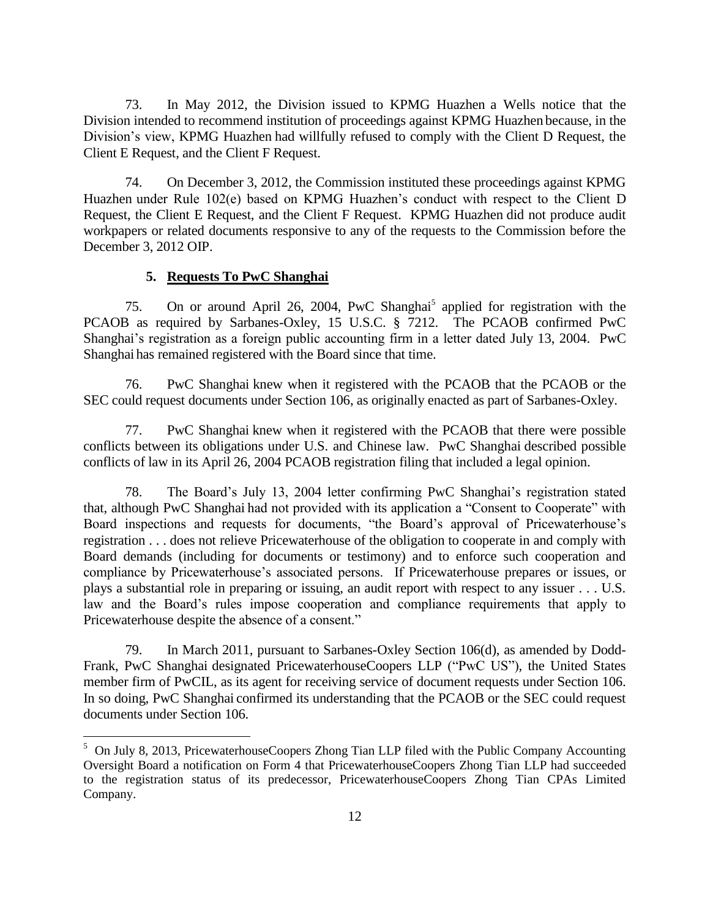73. In May 2012, the Division issued to KPMG Huazhen a Wells notice that the Division intended to recommend institution of proceedings against KPMG Huazhen because, in the Division's view, KPMG Huazhen had willfully refused to comply with the Client D Request, the Client E Request, and the Client F Request.

74. On December 3, 2012, the Commission instituted these proceedings against KPMG Huazhen under Rule 102(e) based on KPMG Huazhen's conduct with respect to the Client D Request, the Client E Request, and the Client F Request. KPMG Huazhen did not produce audit workpapers or related documents responsive to any of the requests to the Commission before the December 3, 2012 OIP.

### 5. **Requests To PwC Shanghai**

75. On or around April 26, 2004, PwC Shanghai[5] applied for registration with the PCAOB as required by Sarbanes-Oxley, 15 U.S.C. § 7212. The PCAOB confirmed PwC Shanghai's registration as a foreign public accounting firm in a letter dated July 13, 2004. PwC Shanghai has remained registered with the Board since that time.

76. PwC Shanghai knew when it registered with the PCAOB that the PCAOB or the SEC could request documents under Section 106, as originally enacted as part of Sarbanes-Oxley.

77. PwC Shanghai knew when it registered with the PCAOB that there were possible conflicts between its obligations under U.S. and Chinese law. PwC Shanghai described possible conflicts of law in its April 26, 2004 PCAOB registration filing that included a legal opinion.

78. The Board's July 13, 2004 letter confirming PwC Shanghai's registration stated that, although PwC Shanghai had not provided with its application a "Consent to Cooperate" with Board inspections and requests for documents, "the Board's approval of Pricewaterhouse's registration . . . does not relieve Pricewaterhouse of the obligation to cooperate in and comply with Board demands (including for documents or testimony) and to enforce such cooperation and compliance by Pricewaterhouse's associated persons. If Pricewaterhouse prepares or issues, or plays a substantial role in preparing or issuing, an audit report with respect to any issuer . . . U.S. law and the Board's rules impose cooperation and compliance requirements that apply to Pricewaterhouse despite the absence of a consent."

79. In March 2011, pursuant to Sarbanes-Oxley Section 106(d), as amended by Dodd-Frank, PwC Shanghai designated PricewaterhouseCoopers LLP ("PwC US"), the United States member firm of PwCIL, as its agent for receiving service of document requests under Section 106. In so doing, PwC Shanghai confirmed its understanding that the PCAOB or the SEC could request documents under Section 106.

[5] On July 8, 2013, PricewaterhouseCoopers Zhong Tian LLP filed with the Public Company Accounting Oversight Board a notification on Form 4 that PricewaterhouseCoopers Zhong Tian LLP had succeeded to the registration status of its predecessor, PricewaterhouseCoopers Zhong Tian CPAs Limited Company.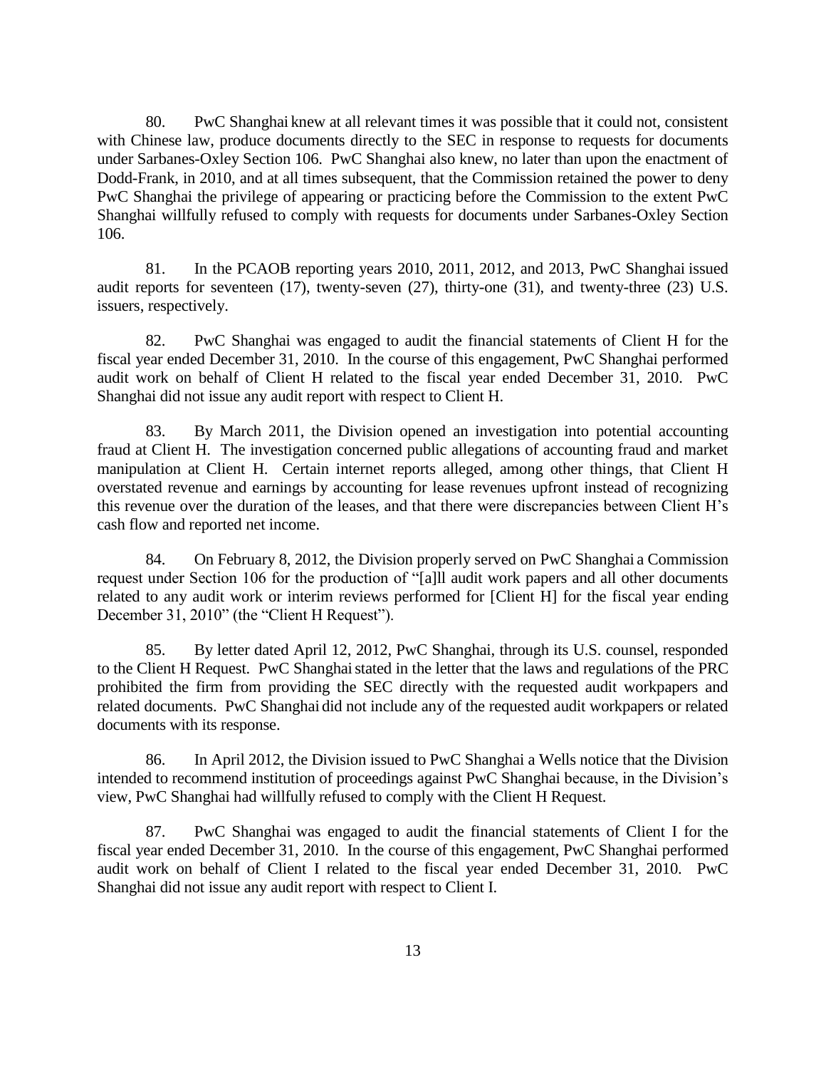80. PwC Shanghai knew at all relevant times it was possible that it could not, consistent with Chinese law, produce documents directly to the SEC in response to requests for documents under Sarbanes-Oxley Section 106. PwC Shanghai also knew, no later than upon the enactment of Dodd-Frank, in 2010, and at all times subsequent, that the Commission retained the power to deny PwC Shanghai the privilege of appearing or practicing before the Commission to the extent PwC Shanghai willfully refused to comply with requests for documents under Sarbanes-Oxley Section 106.

81. In the PCAOB reporting years 2010, 2011, 2012, and 2013, PwC Shanghai issued audit reports for seventeen (17), twenty-seven (27), thirty-one (31), and twenty-three (23) U.S. issuers, respectively.

82. PwC Shanghai was engaged to audit the financial statements of Client H for the fiscal year ended December 31, 2010. In the course of this engagement, PwC Shanghai performed audit work on behalf of Client H related to the fiscal year ended December 31, 2010. PwC Shanghai did not issue any audit report with respect to Client H.

83. By March 2011, the Division opened an investigation into potential accounting fraud at Client H. The investigation concerned public allegations of accounting fraud and market manipulation at Client H. Certain internet reports alleged, among other things, that Client H overstated revenue and earnings by accounting for lease revenues upfront instead of recognizing this revenue over the duration of the leases, and that there were discrepancies between Client H's cash flow and reported net income.

84. On February 8, 2012, the Division properly served on PwC Shanghai a Commission request under Section 106 for the production of "[a]ll audit work papers and all other documents related to any audit work or interim reviews performed for [Client H] for the fiscal year ending December 31, 2010" (the "Client H Request").

85. By letter dated April 12, 2012, PwC Shanghai, through its U.S. counsel, responded to the Client H Request. PwC Shanghai stated in the letter that the laws and regulations of the PRC prohibited the firm from providing the SEC directly with the requested audit workpapers and related documents. PwC Shanghai did not include any of the requested audit workpapers or related documents with its response.

86. In April 2012, the Division issued to PwC Shanghai a Wells notice that the Division intended to recommend institution of proceedings against PwC Shanghai because, in the Division's view, PwC Shanghai had willfully refused to comply with the Client H Request.

87. PwC Shanghai was engaged to audit the financial statements of Client I for the fiscal year ended December 31, 2010. In the course of this engagement, PwC Shanghai performed audit work on behalf of Client I related to the fiscal year ended December 31, 2010. PwC Shanghai did not issue any audit report with respect to Client I.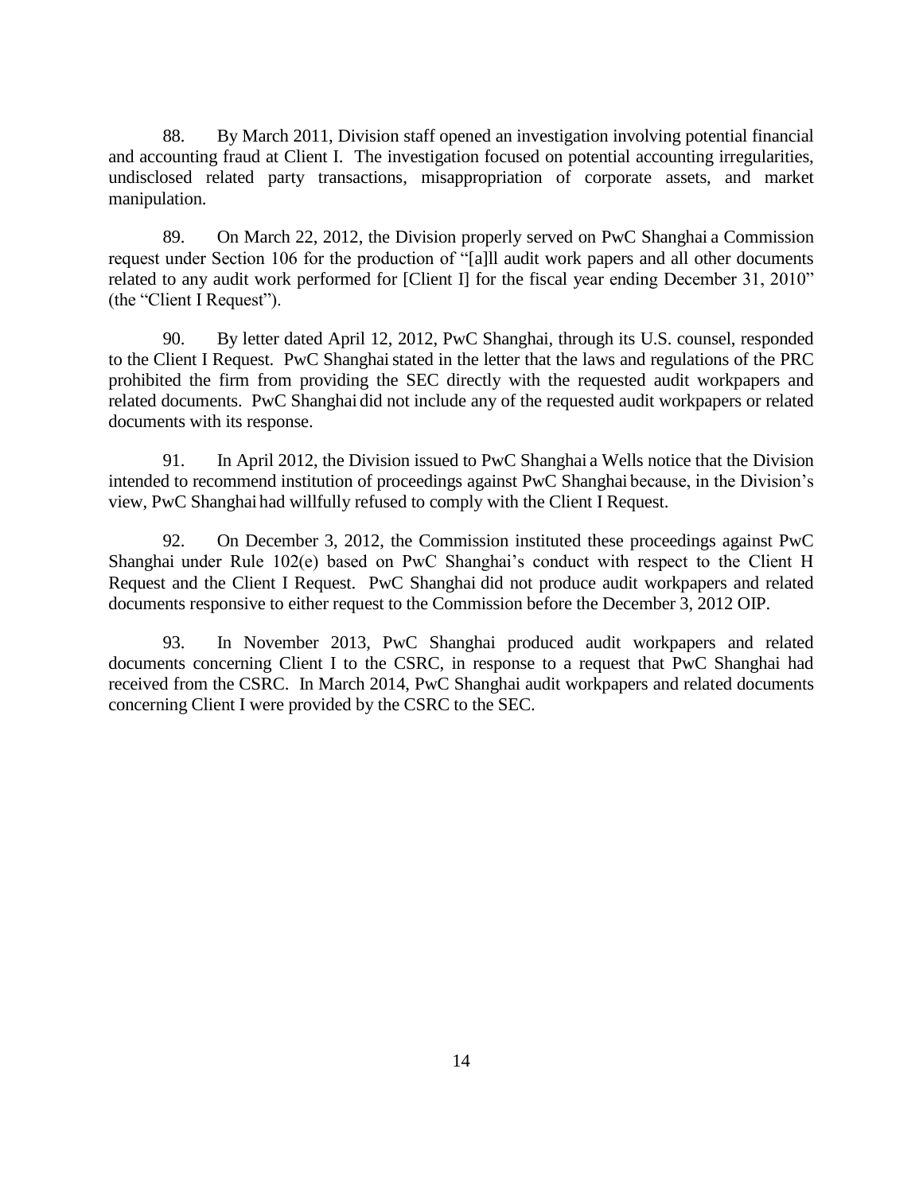88. By March 2011, Division staff opened an investigation involving potential financial and accounting fraud at Client I. The investigation focused on potential accounting irregularities, undisclosed related party transactions, misappropriation of corporate assets, and market manipulation.

89. On March 22, 2012, the Division properly served on PwC Shanghai a Commission request under Section 106 for the production of "[a]ll audit work papers and all other documents related to any audit work performed for [Client I] for the fiscal year ending December 31, 2010" (the "Client I Request").

90. By letter dated April 12, 2012, PwC Shanghai, through its U.S. counsel, responded to the Client I Request. PwC Shanghai stated in the letter that the laws and regulations of the PRC prohibited the firm from providing the SEC directly with the requested audit workpapers and related documents. PwC Shanghai did not include any of the requested audit workpapers or related documents with its response.

91. In April 2012, the Division issued to PwC Shanghai a Wells notice that the Division intended to recommend institution of proceedings against PwC Shanghai because, in the Division's view, PwC Shanghai had willfully refused to comply with the Client I Request.

92. On December 3, 2012, the Commission instituted these proceedings against PwC Shanghai under Rule 102(e) based on PwC Shanghai's conduct with respect to the Client H Request and the Client I Request. PwC Shanghai did not produce audit workpapers and related documents responsive to either request to the Commission before the December 3, 2012 OIP.

93. In November 2013, PwC Shanghai produced audit workpapers and related documents concerning Client I to the CSRC, in response to a request that PwC Shanghai had received from the CSRC. In March 2014, PwC Shanghai audit workpapers and related documents concerning Client I were provided by the CSRC to the SEC.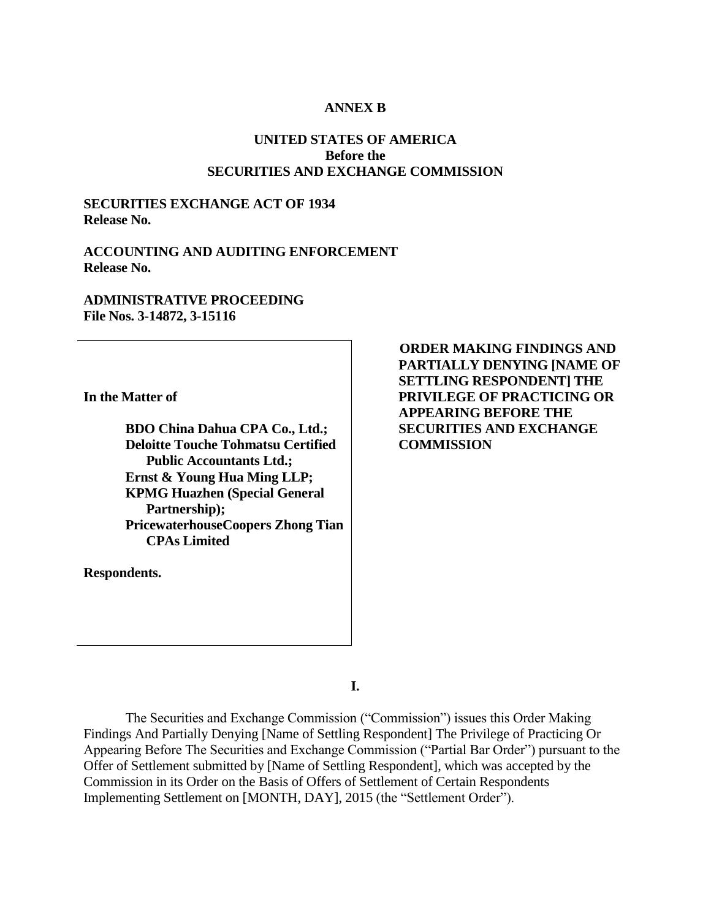**ANNEX B**

**UNITED STATES OF AMERICA**
**Before the**
**SECURITIES AND EXCHANGE COMMISSION**

**SECURITIES EXCHANGE ACT OF 1934**
**Release No.**

**ACCOUNTING AND AUDITING ENFORCEMENT**
**Release No.**

**ADMINISTRATIVE PROCEEDING**
**File Nos. 3-14872, 3-15116**

**In the Matter of**

**BDO China Dahua CPA Co., Ltd.;**
**Deloitte Touche Tohmatsu Certified Public Accountants Ltd.;**
**Ernst & Young Hua Ming LLP;**
**KPMG Huazhen (Special General Partnership);**
**PricewaterhouseCoopers Zhong Tian CPAs Limited**

**Respondents.**

**ORDER MAKING FINDINGS AND PARTIALLY DENYING [NAME OF SETTLING RESPONDENT] THE PRIVILEGE OF PRACTICING OR APPEARING BEFORE THE SECURITIES AND EXCHANGE COMMISSION**

**I.**

The Securities and Exchange Commission ("Commission") issues this Order Making Findings And Partially Denying [Name of Settling Respondent] The Privilege of Practicing Or Appearing Before The Securities and Exchange Commission ("Partial Bar Order") pursuant to the Offer of Settlement submitted by [Name of Settling Respondent], which was accepted by the Commission in its Order on the Basis of Offers of Settlement of Certain Respondents Implementing Settlement on [MONTH, DAY], 2015 (the "Settlement Order").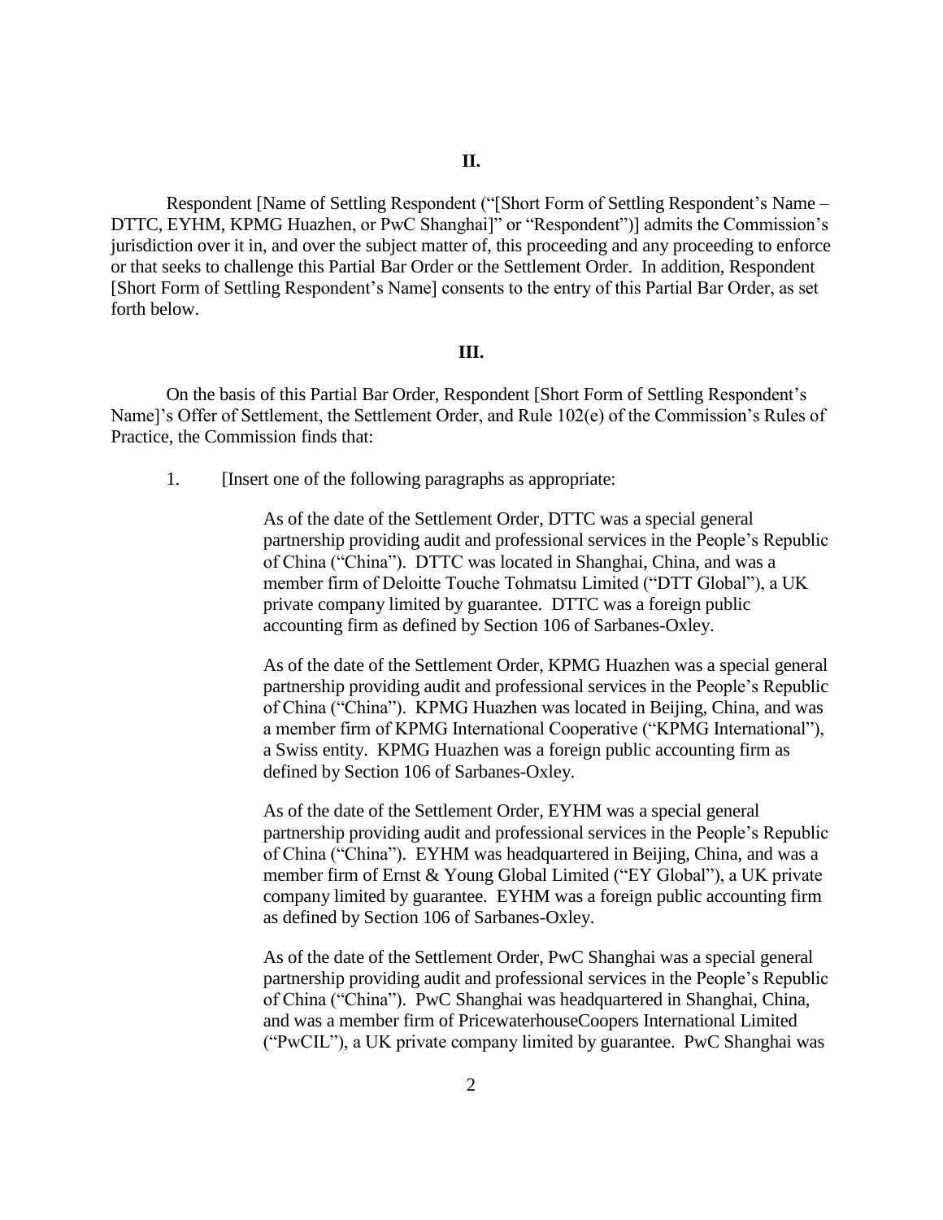## II.

Respondent [Name of Settling Respondent ("[Short Form of Settling Respondent's Name – DTTC, EYHM, KPMG Huazhen, or PwC Shanghai]" or "Respondent")] admits the Commission's jurisdiction over it in, and over the subject matter of, this proceeding and any proceeding to enforce or that seeks to challenge this Partial Bar Order or the Settlement Order. In addition, Respondent [Short Form of Settling Respondent's Name] consents to the entry of this Partial Bar Order, as set forth below.

## III.

On the basis of this Partial Bar Order, Respondent [Short Form of Settling Respondent's Name]'s Offer of Settlement, the Settlement Order, and Rule 102(e) of the Commission's Rules of Practice, the Commission finds that:

1. [Insert one of the following paragraphs as appropriate:

> As of the date of the Settlement Order, DTTC was a special general partnership providing audit and professional services in the People's Republic of China ("China"). DTTC was located in Shanghai, China, and was a member firm of Deloitte Touche Tohmatsu Limited ("DTT Global"), a UK private company limited by guarantee. DTTC was a foreign public accounting firm as defined by Section 106 of Sarbanes-Oxley.
>
> As of the date of the Settlement Order, KPMG Huazhen was a special general partnership providing audit and professional services in the People's Republic of China ("China"). KPMG Huazhen was located in Beijing, China, and was a member firm of KPMG International Cooperative ("KPMG International"), a Swiss entity. KPMG Huazhen was a foreign public accounting firm as defined by Section 106 of Sarbanes-Oxley.
>
> As of the date of the Settlement Order, EYHM was a special general partnership providing audit and professional services in the People's Republic of China ("China"). EYHM was headquartered in Beijing, China, and was a member firm of Ernst & Young Global Limited ("EY Global"), a UK private company limited by guarantee. EYHM was a foreign public accounting firm as defined by Section 106 of Sarbanes-Oxley.
>
> As of the date of the Settlement Order, PwC Shanghai was a special general partnership providing audit and professional services in the People's Republic of China ("China"). PwC Shanghai was headquartered in Shanghai, China, and was a member firm of PricewaterhouseCoopers International Limited ("PwCIL"), a UK private company limited by guarantee. PwC Shanghai was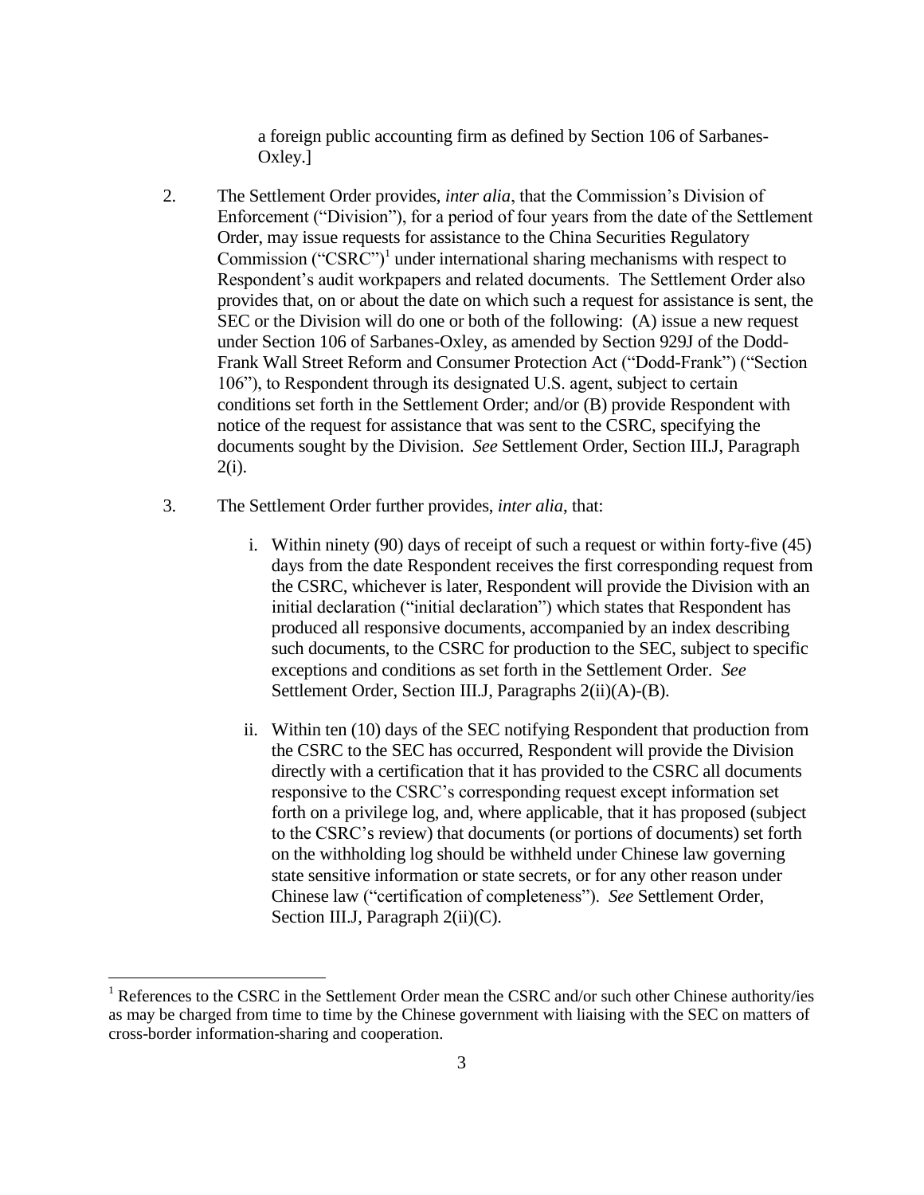a foreign public accounting firm as defined by Section 106 of Sarbanes-Oxley.]

2. The Settlement Order provides, *inter alia*, that the Commission's Division of Enforcement ("Division"), for a period of four years from the date of the Settlement Order, may issue requests for assistance to the China Securities Regulatory Commission ("CSRC")[1] under international sharing mechanisms with respect to Respondent's audit workpapers and related documents. The Settlement Order also provides that, on or about the date on which such a request for assistance is sent, the SEC or the Division will do one or both of the following: (A) issue a new request under Section 106 of Sarbanes-Oxley, as amended by Section 929J of the Dodd-Frank Wall Street Reform and Consumer Protection Act ("Dodd-Frank") ("Section 106"), to Respondent through its designated U.S. agent, subject to certain conditions set forth in the Settlement Order; and/or (B) provide Respondent with notice of the request for assistance that was sent to the CSRC, specifying the documents sought by the Division. *See* Settlement Order, Section III.J, Paragraph 2(i).

3. The Settlement Order further provides, *inter alia*, that:

   i. Within ninety (90) days of receipt of such a request or within forty-five (45) days from the date Respondent receives the first corresponding request from the CSRC, whichever is later, Respondent will provide the Division with an initial declaration ("initial declaration") which states that Respondent has produced all responsive documents, accompanied by an index describing such documents, to the CSRC for production to the SEC, subject to specific exceptions and conditions as set forth in the Settlement Order. *See* Settlement Order, Section III.J, Paragraphs 2(ii)(A)-(B).

   ii. Within ten (10) days of the SEC notifying Respondent that production from the CSRC to the SEC has occurred, Respondent will provide the Division directly with a certification that it has provided to the CSRC all documents responsive to the CSRC's corresponding request except information set forth on a privilege log, and, where applicable, that it has proposed (subject to the CSRC's review) that documents (or portions of documents) set forth on the withholding log should be withheld under Chinese law governing state sensitive information or state secrets, or for any other reason under Chinese law ("certification of completeness"). *See* Settlement Order, Section III.J, Paragraph 2(ii)(C).

[1] References to the CSRC in the Settlement Order mean the CSRC and/or such other Chinese authority/ies as may be charged from time to time by the Chinese government with liaising with the SEC on matters of cross-border information-sharing and cooperation.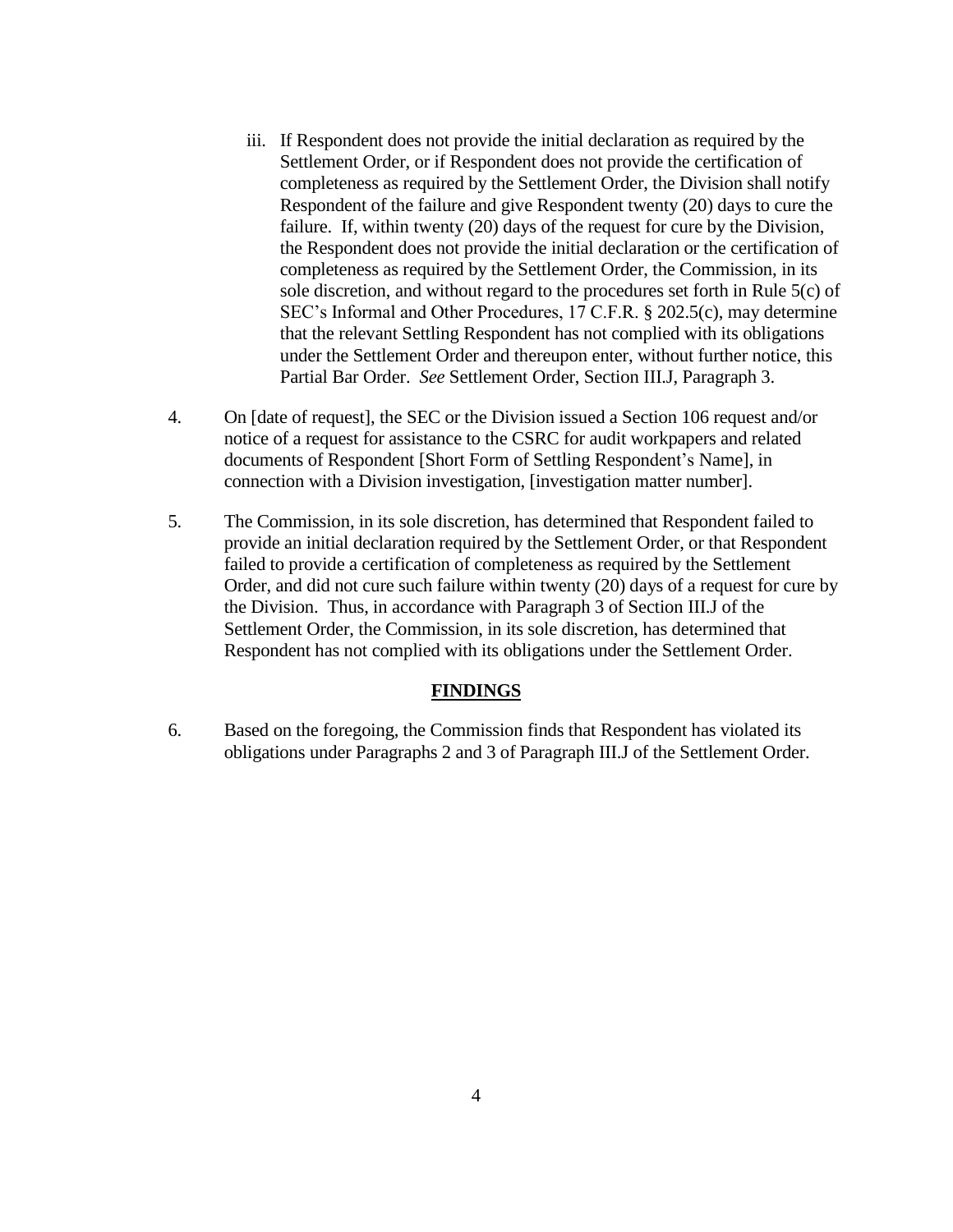iii. If Respondent does not provide the initial declaration as required by the Settlement Order, or if Respondent does not provide the certification of completeness as required by the Settlement Order, the Division shall notify Respondent of the failure and give Respondent twenty (20) days to cure the failure. If, within twenty (20) days of the request for cure by the Division, the Respondent does not provide the initial declaration or the certification of completeness as required by the Settlement Order, the Commission, in its sole discretion, and without regard to the procedures set forth in Rule 5(c) of SEC's Informal and Other Procedures, 17 C.F.R. § 202.5(c), may determine that the relevant Settling Respondent has not complied with its obligations under the Settlement Order and thereupon enter, without further notice, this Partial Bar Order. *See* Settlement Order, Section III.J, Paragraph 3.

4. On [date of request], the SEC or the Division issued a Section 106 request and/or notice of a request for assistance to the CSRC for audit workpapers and related documents of Respondent [Short Form of Settling Respondent's Name], in connection with a Division investigation, [investigation matter number].

5. The Commission, in its sole discretion, has determined that Respondent failed to provide an initial declaration required by the Settlement Order, or that Respondent failed to provide a certification of completeness as required by the Settlement Order, and did not cure such failure within twenty (20) days of a request for cure by the Division. Thus, in accordance with Paragraph 3 of Section III.J of the Settlement Order, the Commission, in its sole discretion, has determined that Respondent has not complied with its obligations under the Settlement Order.

## FINDINGS

6. Based on the foregoing, the Commission finds that Respondent has violated its obligations under Paragraphs 2 and 3 of Paragraph III.J of the Settlement Order.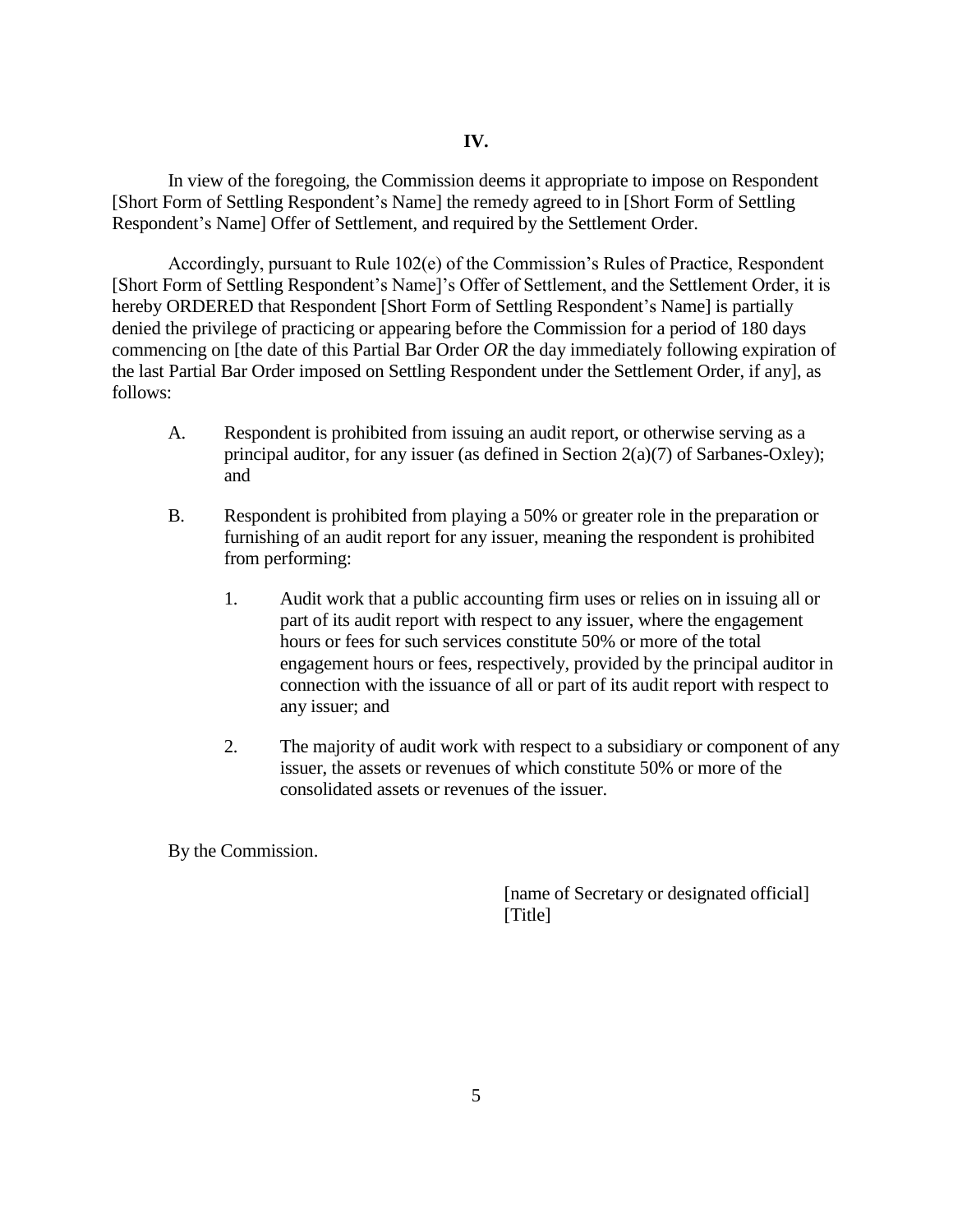## IV.

In view of the foregoing, the Commission deems it appropriate to impose on Respondent [Short Form of Settling Respondent's Name] the remedy agreed to in [Short Form of Settling Respondent's Name] Offer of Settlement, and required by the Settlement Order.

Accordingly, pursuant to Rule 102(e) of the Commission's Rules of Practice, Respondent [Short Form of Settling Respondent's Name]'s Offer of Settlement, and the Settlement Order, it is hereby ORDERED that Respondent [Short Form of Settling Respondent's Name] is partially denied the privilege of practicing or appearing before the Commission for a period of 180 days commencing on [the date of this Partial Bar Order *OR* the day immediately following expiration of the last Partial Bar Order imposed on Settling Respondent under the Settlement Order, if any], as follows:

A. Respondent is prohibited from issuing an audit report, or otherwise serving as a principal auditor, for any issuer (as defined in Section 2(a)(7) of Sarbanes-Oxley); and

B. Respondent is prohibited from playing a 50% or greater role in the preparation or furnishing of an audit report for any issuer, meaning the respondent is prohibited from performing:

   1. Audit work that a public accounting firm uses or relies on in issuing all or part of its audit report with respect to any issuer, where the engagement hours or fees for such services constitute 50% or more of the total engagement hours or fees, respectively, provided by the principal auditor in connection with the issuance of all or part of its audit report with respect to any issuer; and

   2. The majority of audit work with respect to a subsidiary or component of any issuer, the assets or revenues of which constitute 50% or more of the consolidated assets or revenues of the issuer.

By the Commission.

[name of Secretary or designated official]
[Title]